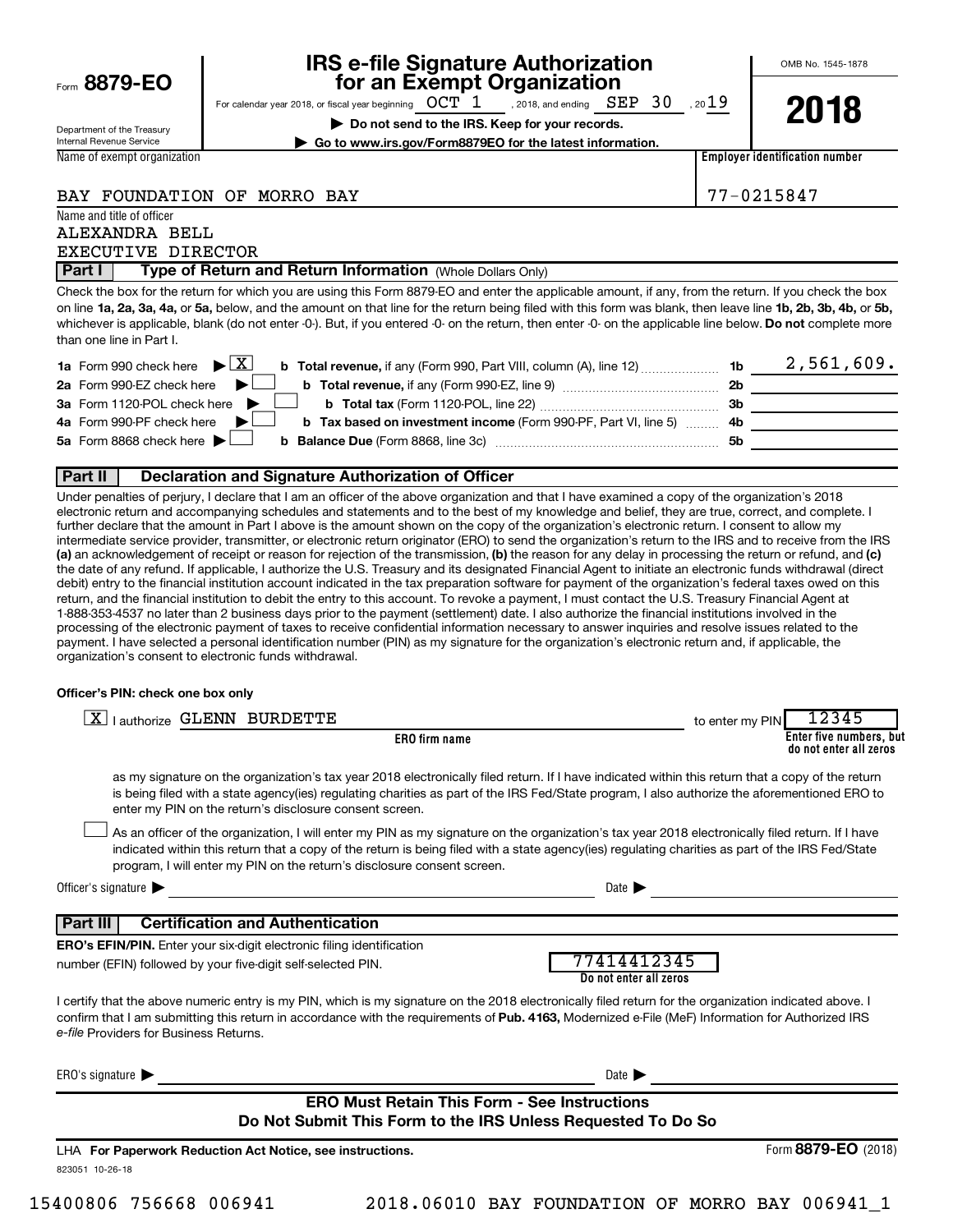Form **8879-EO**

Department of the Treasury
Internal Revenue Service

# IRS e-file Signature Authorization for an Exempt Organization

For calendar year 2018, or fiscal year beginning OCT 1 , 2018, and ending SEP 30 , 2019

▶ **Do not send to the IRS. Keep for your records.**

▶ **Go to www.irs.gov/Form8879EO for the latest information.**

OMB No. 1545-1878

**2018**

| Name of exempt organization | Employer identification number |
|---|---|
| BAY FOUNDATION OF MORRO BAY | 77-0215847 |

Name and title of officer
ALEXANDRA BELL
EXECUTIVE DIRECTOR

## Part I — Type of Return and Return Information (Whole Dollars Only)

Check the box for the return for which you are using this Form 8879-EO and enter the applicable amount, if any, from the return. If you check the box on line **1a, 2a, 3a, 4a,** or **5a,** below, and the amount on that line for the return being filed with this form was blank, then leave line **1b, 2b, 3b, 4b,** or **5b,** whichever is applicable, blank (do not enter -0-). But, if you entered -0- on the return, then enter -0- on the applicable line below. **Do not** complete more than one line in Part I.

| | | | |
|---|---|---|---|
| **1a** Form 990 check here ▶ [X] | **b Total revenue,** if any (Form 990, Part VIII, column (A), line 12) | 1b | 2,561,609. |
| **2a** Form 990-EZ check here ▶ [ ] | **b Total revenue,** if any (Form 990-EZ, line 9) | 2b | |
| **3a** Form 1120-POL check here ▶ [ ] | **b Total tax** (Form 1120-POL, line 22) | 3b | |
| **4a** Form 990-PF check here ▶ [ ] | **b Tax based on investment income** (Form 990-PF, Part VI, line 5) | 4b | |
| **5a** Form 8868 check here ▶ [ ] | **b Balance Due** (Form 8868, line 3c) | 5b | |

## Part II — Declaration and Signature Authorization of Officer

Under penalties of perjury, I declare that I am an officer of the above organization and that I have examined a copy of the organization's 2018 electronic return and accompanying schedules and statements and to the best of my knowledge and belief, they are true, correct, and complete. I further declare that the amount in Part I above is the amount shown on the copy of the organization's electronic return. I consent to allow my intermediate service provider, transmitter, or electronic return originator (ERO) to send the organization's return to the IRS and to receive from the IRS **(a)** an acknowledgement of receipt or reason for rejection of the transmission, **(b)** the reason for any delay in processing the return or refund, and **(c)** the date of any refund. If applicable, I authorize the U.S. Treasury and its designated Financial Agent to initiate an electronic funds withdrawal (direct debit) entry to the financial institution account indicated in the tax preparation software for payment of the organization's federal taxes owed on this return, and the financial institution to debit the entry to this account. To revoke a payment, I must contact the U.S. Treasury Financial Agent at 1-888-353-4537 no later than 2 business days prior to the payment (settlement) date. I also authorize the financial institutions involved in the processing of the electronic payment of taxes to receive confidential information necessary to answer inquiries and resolve issues related to the payment. I have selected a personal identification number (PIN) as my signature for the organization's electronic return and, if applicable, the organization's consent to electronic funds withdrawal.

**Officer's PIN: check one box only**

[X] I authorize GLENN BURDETTE (ERO firm name) to enter my PIN 12345 (Enter five numbers, but do not enter all zeros)

as my signature on the organization's tax year 2018 electronically filed return. If I have indicated within this return that a copy of the return is being filed with a state agency(ies) regulating charities as part of the IRS Fed/State program, I also authorize the aforementioned ERO to enter my PIN on the return's disclosure consent screen.

[ ] As an officer of the organization, I will enter my PIN as my signature on the organization's tax year 2018 electronically filed return. If I have indicated within this return that a copy of the return is being filed with a state agency(ies) regulating charities as part of the IRS Fed/State program, I will enter my PIN on the return's disclosure consent screen.

Officer's signature ▶ ______________________ Date ▶ ______________

## Part III — Certification and Authentication

**ERO's EFIN/PIN.** Enter your six-digit electronic filing identification number (EFIN) followed by your five-digit self-selected PIN. 77414412345 (Do not enter all zeros)

I certify that the above numeric entry is my PIN, which is my signature on the 2018 electronically filed return for the organization indicated above. I confirm that I am submitting this return in accordance with the requirements of **Pub. 4163,** Modernized e-File (MeF) Information for Authorized IRS *e-file* Providers for Business Returns.

ERO's signature ▶ ______________________ Date ▶ ______________

**ERO Must Retain This Form - See Instructions**
**Do Not Submit This Form to the IRS Unless Requested To Do So**

LHA **For Paperwork Reduction Act Notice, see instructions.** Form **8879-EO** (2018)

823051 10-26-18

15400806 756668 006941 2018.06010 BAY FOUNDATION OF MORRO BAY 006941_1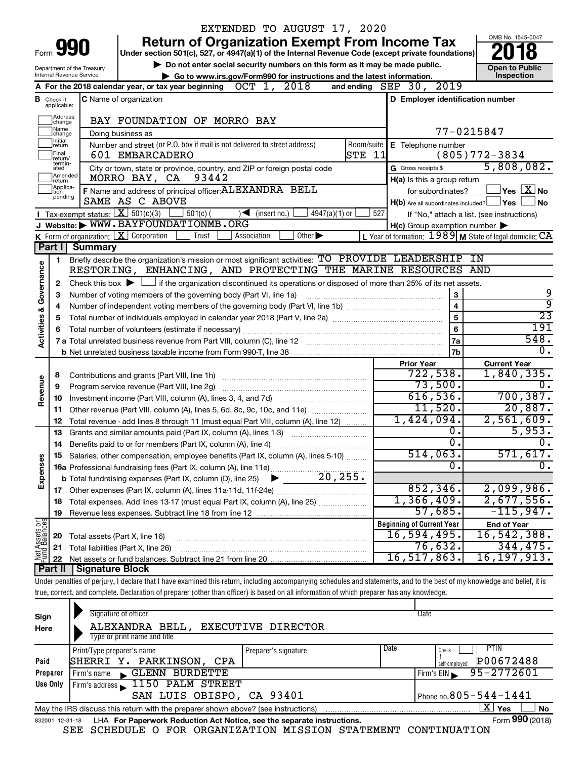EXTENDED TO AUGUST 17, 2020

# Form 990 — Return of Organization Exempt From Income Tax (2018)

Under section 501(c), 527, or 4947(a)(1) of the Internal Revenue Code (except private foundations)

▶ Do not enter social security numbers on this form as it may be made public.

▶ Go to www.irs.gov/Form990 for instructions and the latest information.

Department of the Treasury, Internal Revenue Service — OMB No. 1545-0047 — Open to Public Inspection

**A** For the 2018 calendar year, or tax year beginning OCT 1, 2018 and ending SEP 30, 2019

**B** Check if applicable: Address change, Name change, Initial return, Final return/terminated, Amended return, Application pending

**C** Name of organization: BAY FOUNDATION OF MORRO BAY

Doing business as

Number and street (or P.O. box if mail is not delivered to street address): 601 EMBARCADERO — Room/suite: STE 11

City or town, state or province, country, and ZIP or foreign postal code: MORRO BAY, CA 93442

**D** Employer identification number: 77-0215847

**E** Telephone number: (805)772-3834

**G** Gross receipts $ 5,808,082.

**F** Name and address of principal officer: ALEXANDRA BELL, SAME AS C ABOVE

**H(a)** Is this a group return for subordinates? ☐ Yes ☒ No

**H(b)** Are all subordinates included? ☐ Yes ☐ No — If "No," attach a list. (see instructions)

**H(c)** Group exemption number ▶

**I** Tax-exempt status: ☒ 501(c)(3) ☐ 501(c) ( ) ◀ (insert no.) ☐ 4947(a)(1) or ☐ 527

**J** Website: ▶ WWW.BAYFOUNDATIONMB.ORG

**K** Form of organization: ☒ Corporation ☐ Trust ☐ Association ☐ Other ▶

**L** Year of formation: 1989 **M** State of legal domicile: CA

## Part I Summary

**Activities & Governance**

1. Briefly describe the organization's mission or most significant activities: TO PROVIDE LEADERSHIP IN RESTORING, ENHANCING, AND PROTECTING THE MARINE RESOURCES AND
2. Check this box ▶ ☐ if the organization discontinued its operations or disposed of more than 25% of its net assets.

| Line | Description | No. | Value |
|---|---|---|---|
| 3 | Number of voting members of the governing body (Part VI, line 1a) | 3 | 9 |
| 4 | Number of independent voting members of the governing body (Part VI, line 1b) | 4 | 9 |
| 5 | Total number of individuals employed in calendar year 2018 (Part V, line 2a) | 5 | 23 |
| 6 | Total number of volunteers (estimate if necessary) | 6 | 191 |
| 7a | Total unrelated business revenue from Part VIII, column (C), line 12 | 7a | 548. |
| 7b | Net unrelated business taxable income from Form 990-T, line 38 | 7b | 0. |

| Line | Description | Prior Year | Current Year |
|---|---|---|---|
| **Revenue** | | | |
| 8 | Contributions and grants (Part VIII, line 1h) | 722,538. | 1,840,335. |
| 9 | Program service revenue (Part VIII, line 2g) | 73,500. | 0. |
| 10 | Investment income (Part VIII, column (A), lines 3, 4, and 7d) | 616,536. | 700,387. |
| 11 | Other revenue (Part VIII, column (A), lines 5, 6d, 8c, 9c, 10c, and 11e) | 11,520. | 20,887. |
| 12 | Total revenue - add lines 8 through 11 (must equal Part VIII, column (A), line 12) | 1,424,094. | 2,561,609. |
| **Expenses** | | | |
| 13 | Grants and similar amounts paid (Part IX, column (A), lines 1-3) | 0. | 5,953. |
| 14 | Benefits paid to or for members (Part IX, column (A), line 4) | 0. | 0. |
| 15 | Salaries, other compensation, employee benefits (Part IX, column (A), lines 5-10) | 514,063. | 571,617. |
| 16a | Professional fundraising fees (Part IX, column (A), line 11e) | 0. | 0. |
| b | Total fundraising expenses (Part IX, column (D), line 25) ▶ 20,255. | | |
| 17 | Other expenses (Part IX, column (A), lines 11a-11d, 11f-24e) | 852,346. | 2,099,986. |
| 18 | Total expenses. Add lines 13-17 (must equal Part IX, column (A), line 25) | 1,366,409. | 2,677,556. |
| 19 | Revenue less expenses. Subtract line 18 from line 12 | 57,685. | -115,947. |

| Line | Net Assets or Fund Balances | Beginning of Current Year | End of Year |
|---|---|---|---|
| 20 | Total assets (Part X, line 16) | 16,594,495. | 16,542,388. |
| 21 | Total liabilities (Part X, line 26) | 76,632. | 344,475. |
| 22 | Net assets or fund balances. Subtract line 21 from line 20 | 16,517,863. | 16,197,913. |

## Part II Signature Block

Under penalties of perjury, I declare that I have examined this return, including accompanying schedules and statements, and to the best of my knowledge and belief, it is true, correct, and complete. Declaration of preparer (other than officer) is based on all information of which preparer has any knowledge.

**Sign Here**

Signature of officer — Date

ALEXANDRA BELL, EXECUTIVE DIRECTOR

Type or print name and title

**Paid Preparer Use Only**

| Print/Type preparer's name | Preparer's signature | Date | Check if self-employed | PTIN |
|---|---|---|---|---|
| SHERRI Y. PARKINSON, CPA | | | ☐ | P00672488 |

Firm's name ▶ GLENN BURDETTE — Firm's EIN ▶ 95-2772601

Firm's address ▶ 1150 PALM STREET, SAN LUIS OBISPO, CA 93401 — Phone no. 805-544-1441

May the IRS discuss this return with the preparer shown above? (see instructions) ☒ Yes ☐ No

832001 12-31-18 LHA For Paperwork Reduction Act Notice, see the separate instructions. Form **990** (2018)

SEE SCHEDULE O FOR ORGANIZATION MISSION STATEMENT CONTINUATION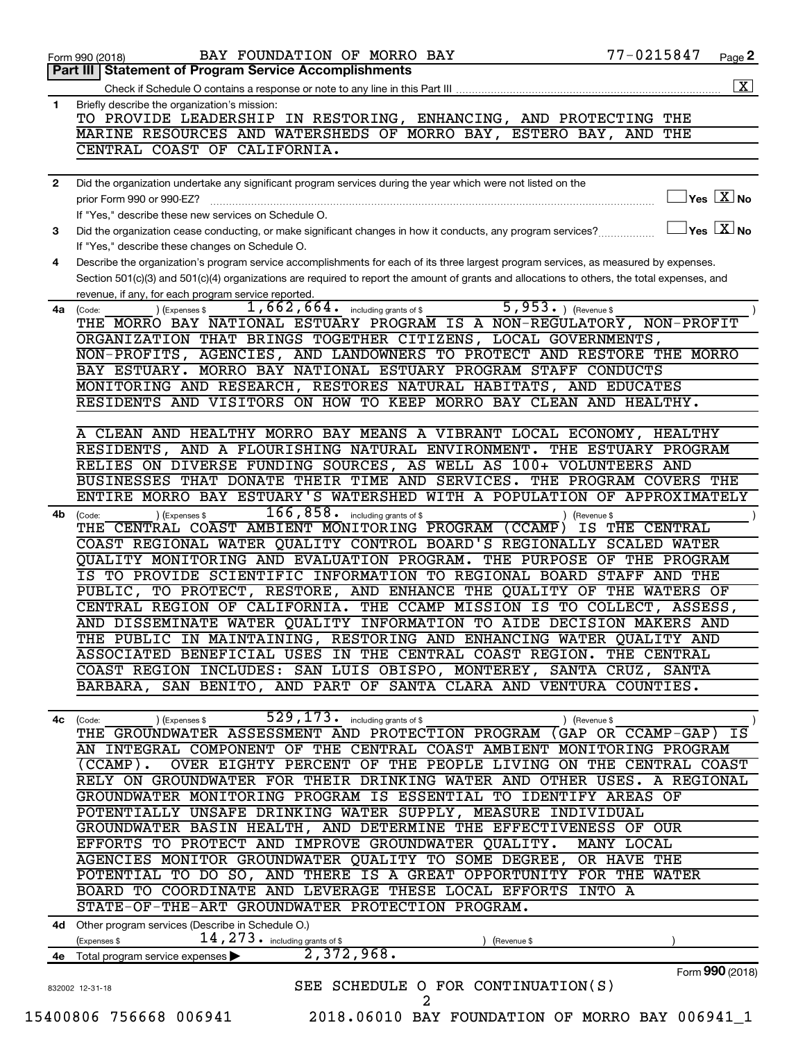Form 990 (2018) BAY FOUNDATION OF MORRO BAY 77-0215847 Page **2**

## Part III Statement of Program Service Accomplishments

Check if Schedule O contains a response or note to any line in this Part III ..... [X]

**1** Briefly describe the organization's mission:

TO PROVIDE LEADERSHIP IN RESTORING, ENHANCING, AND PROTECTING THE MARINE RESOURCES AND WATERSHEDS OF MORRO BAY, ESTERO BAY, AND THE CENTRAL COAST OF CALIFORNIA.

**2** Did the organization undertake any significant program services during the year which were not listed on the prior Form 990 or 990-EZ? ..... [ ] Yes [X] No

If "Yes," describe these new services on Schedule O.

**3** Did the organization cease conducting, or make significant changes in how it conducts, any program services? ..... [ ] Yes [X] No

If "Yes," describe these changes on Schedule O.

**4** Describe the organization's program service accomplishments for each of its three largest program services, as measured by expenses. Section 501(c)(3) and 501(c)(4) organizations are required to report the amount of grants and allocations to others, the total expenses, and revenue, if any, for each program service reported.

**4a** (Code: ) (Expenses $ 1,662,664. including grants of $ 5,953. ) (Revenue $ )

THE MORRO BAY NATIONAL ESTUARY PROGRAM IS A NON-REGULATORY, NON-PROFIT ORGANIZATION THAT BRINGS TOGETHER CITIZENS, LOCAL GOVERNMENTS, NON-PROFITS, AGENCIES, AND LANDOWNERS TO PROTECT AND RESTORE THE MORRO BAY ESTUARY. MORRO BAY NATIONAL ESTUARY PROGRAM STAFF CONDUCTS MONITORING AND RESEARCH, RESTORES NATURAL HABITATS, AND EDUCATES RESIDENTS AND VISITORS ON HOW TO KEEP MORRO BAY CLEAN AND HEALTHY.

A CLEAN AND HEALTHY MORRO BAY MEANS A VIBRANT LOCAL ECONOMY, HEALTHY RESIDENTS, AND A FLOURISHING NATURAL ENVIRONMENT. THE ESTUARY PROGRAM RELIES ON DIVERSE FUNDING SOURCES, AS WELL AS 100+ VOLUNTEERS AND BUSINESSES THAT DONATE THEIR TIME AND SERVICES. THE PROGRAM COVERS THE ENTIRE MORRO BAY ESTUARY'S WATERSHED WITH A POPULATION OF APPROXIMATELY

**4b** (Code: ) (Expenses $ 166,858. including grants of $ ) (Revenue $ )

THE CENTRAL COAST AMBIENT MONITORING PROGRAM (CCAMP) IS THE CENTRAL COAST REGIONAL WATER QUALITY CONTROL BOARD'S REGIONALLY SCALED WATER QUALITY MONITORING AND EVALUATION PROGRAM. THE PURPOSE OF THE PROGRAM IS TO PROVIDE SCIENTIFIC INFORMATION TO REGIONAL BOARD STAFF AND THE PUBLIC, TO PROTECT, RESTORE, AND ENHANCE THE QUALITY OF THE WATERS OF CENTRAL REGION OF CALIFORNIA. THE CCAMP MISSION IS TO COLLECT, ASSESS, AND DISSEMINATE WATER QUALITY INFORMATION TO AIDE DECISION MAKERS AND THE PUBLIC IN MAINTAINING, RESTORING AND ENHANCING WATER QUALITY AND ASSOCIATED BENEFICIAL USES IN THE CENTRAL COAST REGION. THE CENTRAL COAST REGION INCLUDES: SAN LUIS OBISPO, MONTEREY, SANTA CRUZ, SANTA BARBARA, SAN BENITO, AND PART OF SANTA CLARA AND VENTURA COUNTIES.

**4c** (Code: ) (Expenses $ 529,173. including grants of $ ) (Revenue $ )

THE GROUNDWATER ASSESSMENT AND PROTECTION PROGRAM (GAP OR CCAMP-GAP) IS AN INTEGRAL COMPONENT OF THE CENTRAL COAST AMBIENT MONITORING PROGRAM (CCAMP). OVER EIGHTY PERCENT OF THE PEOPLE LIVING ON THE CENTRAL COAST RELY ON GROUNDWATER FOR THEIR DRINKING WATER AND OTHER USES. A REGIONAL GROUNDWATER MONITORING PROGRAM IS ESSENTIAL TO IDENTIFY AREAS OF POTENTIALLY UNSAFE DRINKING WATER SUPPLY, MEASURE INDIVIDUAL GROUNDWATER BASIN HEALTH, AND DETERMINE THE EFFECTIVENESS OF OUR EFFORTS TO PROTECT AND IMPROVE GROUNDWATER QUALITY. MANY LOCAL AGENCIES MONITOR GROUNDWATER QUALITY TO SOME DEGREE, OR HAVE THE POTENTIAL TO DO SO, AND THERE IS A GREAT OPPORTUNITY FOR THE WATER BOARD TO COORDINATE AND LEVERAGE THESE LOCAL EFFORTS INTO A STATE-OF-THE-ART GROUNDWATER PROTECTION PROGRAM.

**4d** Other program services (Describe in Schedule O.)

(Expenses $ 14,273. including grants of $ ) (Revenue $ )

**4e** Total program service expenses ▶ 2,372,968.

SEE SCHEDULE O FOR CONTINUATION(S)

Form **990** (2018)

832002 12-31-18

15400806 756668 006941 2018.06010 BAY FOUNDATION OF MORRO BAY 006941_1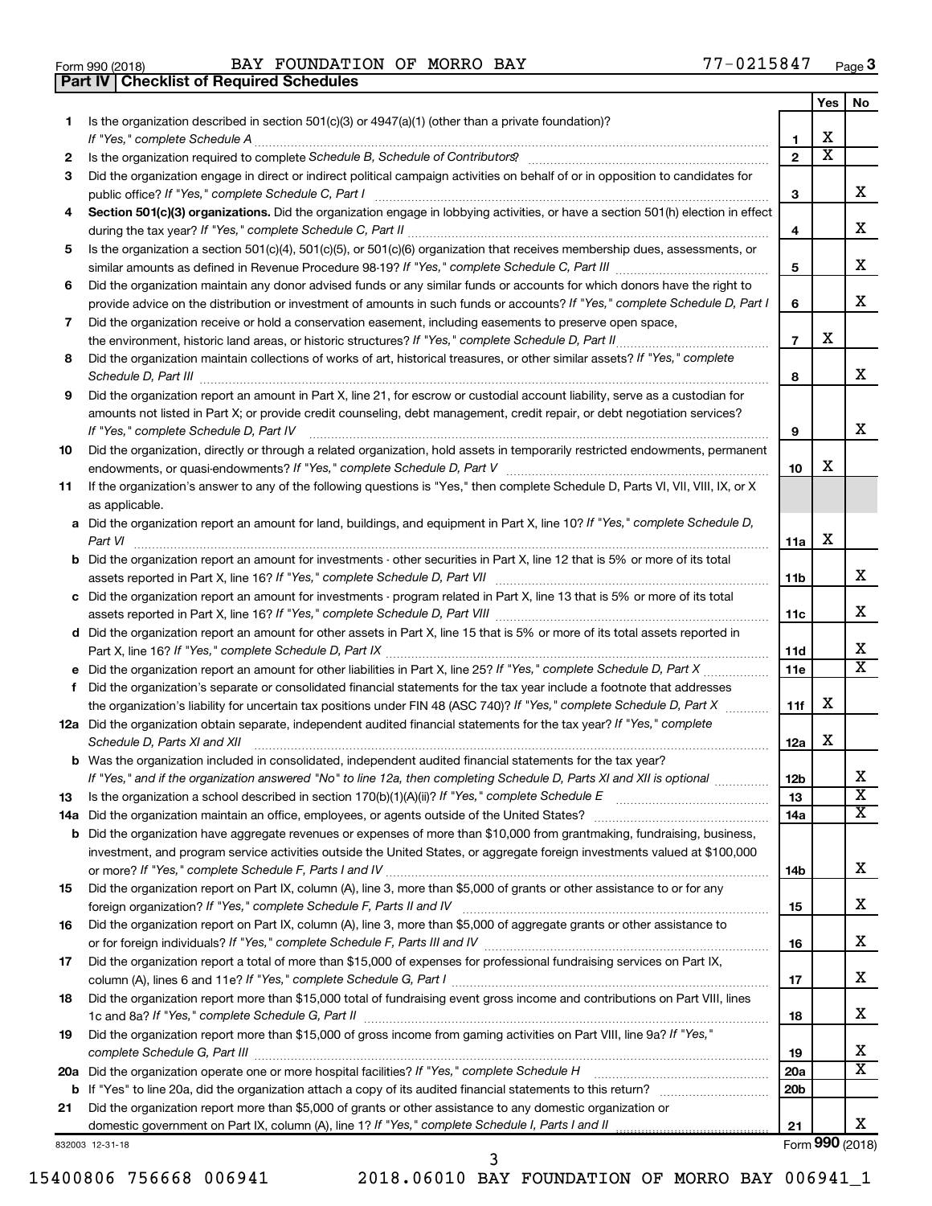Form 990 (2018) BAY FOUNDATION OF MORRO BAY 77-0215847 Page **3**

## Part IV | Checklist of Required Schedules

| | | | Yes | No |
|---|---|---|---|---|
| **1** | Is the organization described in section 501(c)(3) or 4947(a)(1) (other than a private foundation)? *If "Yes," complete Schedule A* | **1** | X | |
| **2** | Is the organization required to complete *Schedule B, Schedule of Contributors*? | **2** | X | |
| **3** | Did the organization engage in direct or indirect political campaign activities on behalf of or in opposition to candidates for public office? *If "Yes," complete Schedule C, Part I* | **3** | | X |
| **4** | **Section 501(c)(3) organizations.** Did the organization engage in lobbying activities, or have a section 501(h) election in effect during the tax year? *If "Yes," complete Schedule C, Part II* | **4** | | X |
| **5** | Is the organization a section 501(c)(4), 501(c)(5), or 501(c)(6) organization that receives membership dues, assessments, or similar amounts as defined in Revenue Procedure 98-19? *If "Yes," complete Schedule C, Part III* | **5** | | X |
| **6** | Did the organization maintain any donor advised funds or any similar funds or accounts for which donors have the right to provide advice on the distribution or investment of amounts in such funds or accounts? *If "Yes," complete Schedule D, Part I* | **6** | | X |
| **7** | Did the organization receive or hold a conservation easement, including easements to preserve open space, the environment, historic land areas, or historic structures? *If "Yes," complete Schedule D, Part II* | **7** | X | |
| **8** | Did the organization maintain collections of works of art, historical treasures, or other similar assets? *If "Yes," complete Schedule D, Part III* | **8** | | X |
| **9** | Did the organization report an amount in Part X, line 21, for escrow or custodial account liability, serve as a custodian for amounts not listed in Part X; or provide credit counseling, debt management, credit repair, or debt negotiation services? *If "Yes," complete Schedule D, Part IV* | **9** | | X |
| **10** | Did the organization, directly or through a related organization, hold assets in temporarily restricted endowments, permanent endowments, or quasi-endowments? *If "Yes," complete Schedule D, Part V* | **10** | X | |
| **11** | If the organization's answer to any of the following questions is "Yes," then complete Schedule D, Parts VI, VII, VIII, IX, or X as applicable. | | | |
| **a** | Did the organization report an amount for land, buildings, and equipment in Part X, line 10? *If "Yes," complete Schedule D, Part VI* | **11a** | X | |
| **b** | Did the organization report an amount for investments - other securities in Part X, line 12 that is 5% or more of its total assets reported in Part X, line 16? *If "Yes," complete Schedule D, Part VII* | **11b** | | X |
| **c** | Did the organization report an amount for investments - program related in Part X, line 13 that is 5% or more of its total assets reported in Part X, line 16? *If "Yes," complete Schedule D, Part VIII* | **11c** | | X |
| **d** | Did the organization report an amount for other assets in Part X, line 15 that is 5% or more of its total assets reported in Part X, line 16? *If "Yes," complete Schedule D, Part IX* | **11d** | | X |
| **e** | Did the organization report an amount for other liabilities in Part X, line 25? *If "Yes," complete Schedule D, Part X* | **11e** | | X |
| **f** | Did the organization's separate or consolidated financial statements for the tax year include a footnote that addresses the organization's liability for uncertain tax positions under FIN 48 (ASC 740)? *If "Yes," complete Schedule D, Part X* | **11f** | X | |
| **12a** | Did the organization obtain separate, independent audited financial statements for the tax year? *If "Yes," complete Schedule D, Parts XI and XII* | **12a** | X | |
| **b** | Was the organization included in consolidated, independent audited financial statements for the tax year? *If "Yes," and if the organization answered "No" to line 12a, then completing Schedule D, Parts XI and XII is optional* | **12b** | | X |
| **13** | Is the organization a school described in section 170(b)(1)(A)(ii)? *If "Yes," complete Schedule E* | **13** | | X |
| **14a** | Did the organization maintain an office, employees, or agents outside of the United States? | **14a** | | X |
| **b** | Did the organization have aggregate revenues or expenses of more than $10,000 from grantmaking, fundraising, business, investment, and program service activities outside the United States, or aggregate foreign investments valued at $100,000 or more? *If "Yes," complete Schedule F, Parts I and IV* | **14b** | | X |
| **15** | Did the organization report on Part IX, column (A), line 3, more than $5,000 of grants or other assistance to or for any foreign organization? *If "Yes," complete Schedule F, Parts II and IV* | **15** | | X |
| **16** | Did the organization report on Part IX, column (A), line 3, more than $5,000 of aggregate grants or other assistance to or for foreign individuals? *If "Yes," complete Schedule F, Parts III and IV* | **16** | | X |
| **17** | Did the organization report a total of more than $15,000 of expenses for professional fundraising services on Part IX, column (A), lines 6 and 11e? *If "Yes," complete Schedule G, Part I* | **17** | | X |
| **18** | Did the organization report more than $15,000 total of fundraising event gross income and contributions on Part VIII, lines 1c and 8a? *If "Yes," complete Schedule G, Part II* | **18** | | X |
| **19** | Did the organization report more than $15,000 of gross income from gaming activities on Part VIII, line 9a? *If "Yes," complete Schedule G, Part III* | **19** | | X |
| **20a** | Did the organization operate one or more hospital facilities? *If "Yes," complete Schedule H* | **20a** | | X |
| **b** | If "Yes" to line 20a, did the organization attach a copy of its audited financial statements to this return? | **20b** | | |
| **21** | Did the organization report more than $5,000 of grants or other assistance to any domestic organization or domestic government on Part IX, column (A), line 1? *If "Yes," complete Schedule I, Parts I and II* | **21** | | X |

832003 12-31-18 Form **990** (2018)

15400806 756668 006941 2018.06010 BAY FOUNDATION OF MORRO BAY 006941_1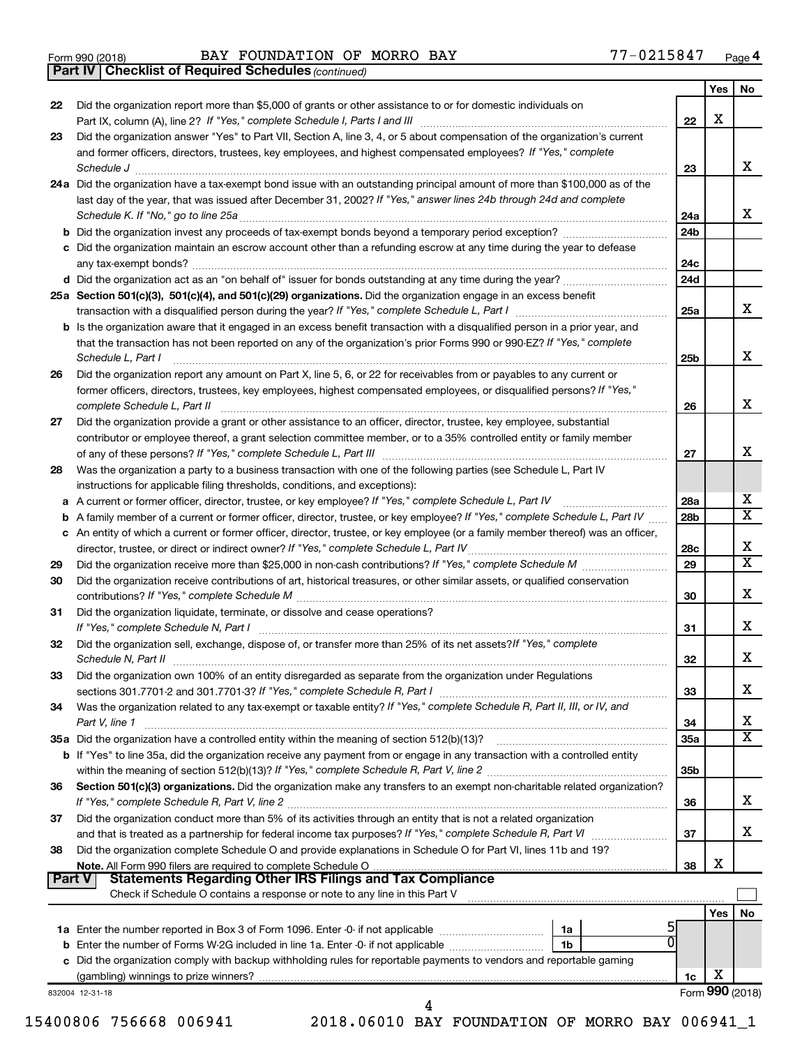Form 990 (2018) BAY FOUNDATION OF MORRO BAY 77-0215847 Page 4

**Part IV | Checklist of Required Schedules** *(continued)*

| | | | Yes | No |
|---|---|---|---|---|
| 22 | Did the organization report more than $5,000 of grants or other assistance to or for domestic individuals on Part IX, column (A), line 2? *If "Yes," complete Schedule I, Parts I and III* | 22 | X | |
| 23 | Did the organization answer "Yes" to Part VII, Section A, line 3, 4, or 5 about compensation of the organization's current and former officers, directors, trustees, key employees, and highest compensated employees? *If "Yes," complete Schedule J* | 23 | | X |
| 24a | Did the organization have a tax-exempt bond issue with an outstanding principal amount of more than $100,000 as of the last day of the year, that was issued after December 31, 2002? *If "Yes," answer lines 24b through 24d and complete Schedule K. If "No," go to line 25a* | 24a | | X |
| b | Did the organization invest any proceeds of tax-exempt bonds beyond a temporary period exception? | 24b | | |
| c | Did the organization maintain an escrow account other than a refunding escrow at any time during the year to defease any tax-exempt bonds? | 24c | | |
| d | Did the organization act as an "on behalf of" issuer for bonds outstanding at any time during the year? | 24d | | |
| 25a | **Section 501(c)(3), 501(c)(4), and 501(c)(29) organizations.** Did the organization engage in an excess benefit transaction with a disqualified person during the year? *If "Yes," complete Schedule L, Part I* | 25a | | X |
| b | Is the organization aware that it engaged in an excess benefit transaction with a disqualified person in a prior year, and that the transaction has not been reported on any of the organization's prior Forms 990 or 990-EZ? *If "Yes," complete Schedule L, Part I* | 25b | | X |
| 26 | Did the organization report any amount on Part X, line 5, 6, or 22 for receivables from or payables to any current or former officers, directors, trustees, key employees, highest compensated employees, or disqualified persons? *If "Yes," complete Schedule L, Part II* | 26 | | X |
| 27 | Did the organization provide a grant or other assistance to an officer, director, trustee, key employee, substantial contributor or employee thereof, a grant selection committee member, or to a 35% controlled entity or family member of any of these persons? *If "Yes," complete Schedule L, Part III* | 27 | | X |
| 28 | Was the organization a party to a business transaction with one of the following parties (see Schedule L, Part IV instructions for applicable filing thresholds, conditions, and exceptions): | | | |
| a | A current or former officer, director, trustee, or key employee? *If "Yes," complete Schedule L, Part IV* | 28a | | X |
| b | A family member of a current or former officer, director, trustee, or key employee? *If "Yes," complete Schedule L, Part IV* | 28b | | X |
| c | An entity of which a current or former officer, director, trustee, or key employee (or a family member thereof) was an officer, director, trustee, or direct or indirect owner? *If "Yes," complete Schedule L, Part IV* | 28c | | X |
| 29 | Did the organization receive more than $25,000 in non-cash contributions? *If "Yes," complete Schedule M* | 29 | | X |
| 30 | Did the organization receive contributions of art, historical treasures, or other similar assets, or qualified conservation contributions? *If "Yes," complete Schedule M* | 30 | | X |
| 31 | Did the organization liquidate, terminate, or dissolve and cease operations? *If "Yes," complete Schedule N, Part I* | 31 | | X |
| 32 | Did the organization sell, exchange, dispose of, or transfer more than 25% of its net assets? *If "Yes," complete Schedule N, Part II* | 32 | | X |
| 33 | Did the organization own 100% of an entity disregarded as separate from the organization under Regulations sections 301.7701-2 and 301.7701-3? *If "Yes," complete Schedule R, Part I* | 33 | | X |
| 34 | Was the organization related to any tax-exempt or taxable entity? *If "Yes," complete Schedule R, Part II, III, or IV, and Part V, line 1* | 34 | | X |
| 35a | Did the organization have a controlled entity within the meaning of section 512(b)(13)? | 35a | | X |
| b | If "Yes" to line 35a, did the organization receive any payment from or engage in any transaction with a controlled entity within the meaning of section 512(b)(13)? *If "Yes," complete Schedule R, Part V, line 2* | 35b | | |
| 36 | **Section 501(c)(3) organizations.** Did the organization make any transfers to an exempt non-charitable related organization? *If "Yes," complete Schedule R, Part V, line 2* | 36 | | X |
| 37 | Did the organization conduct more than 5% of its activities through an entity that is not a related organization and that is treated as a partnership for federal income tax purposes? *If "Yes," complete Schedule R, Part VI* | 37 | | X |
| 38 | Did the organization complete Schedule O and provide explanations in Schedule O for Part VI, lines 11b and 19? **Note.** All Form 990 filers are required to complete Schedule O | 38 | X | |

**Part V | Statements Regarding Other IRS Filings and Tax Compliance**

Check if Schedule O contains a response or note to any line in this Part V ☐

| | | | | | Yes | No |
|---|---|---|---|---|---|---|
| 1a | Enter the number reported in Box 3 of Form 1096. Enter -0- if not applicable | 1a | 5 | | | |
| b | Enter the number of Forms W-2G included in line 1a. Enter -0- if not applicable | 1b | 0 | | | |
| c | Did the organization comply with backup withholding rules for reportable payments to vendors and reportable gaming (gambling) winnings to prize winners? | | | 1c | X | |

832004 12-31-18 Form **990** (2018)

15400806 756668 006941 2018.06010 BAY FOUNDATION OF MORRO BAY 006941_1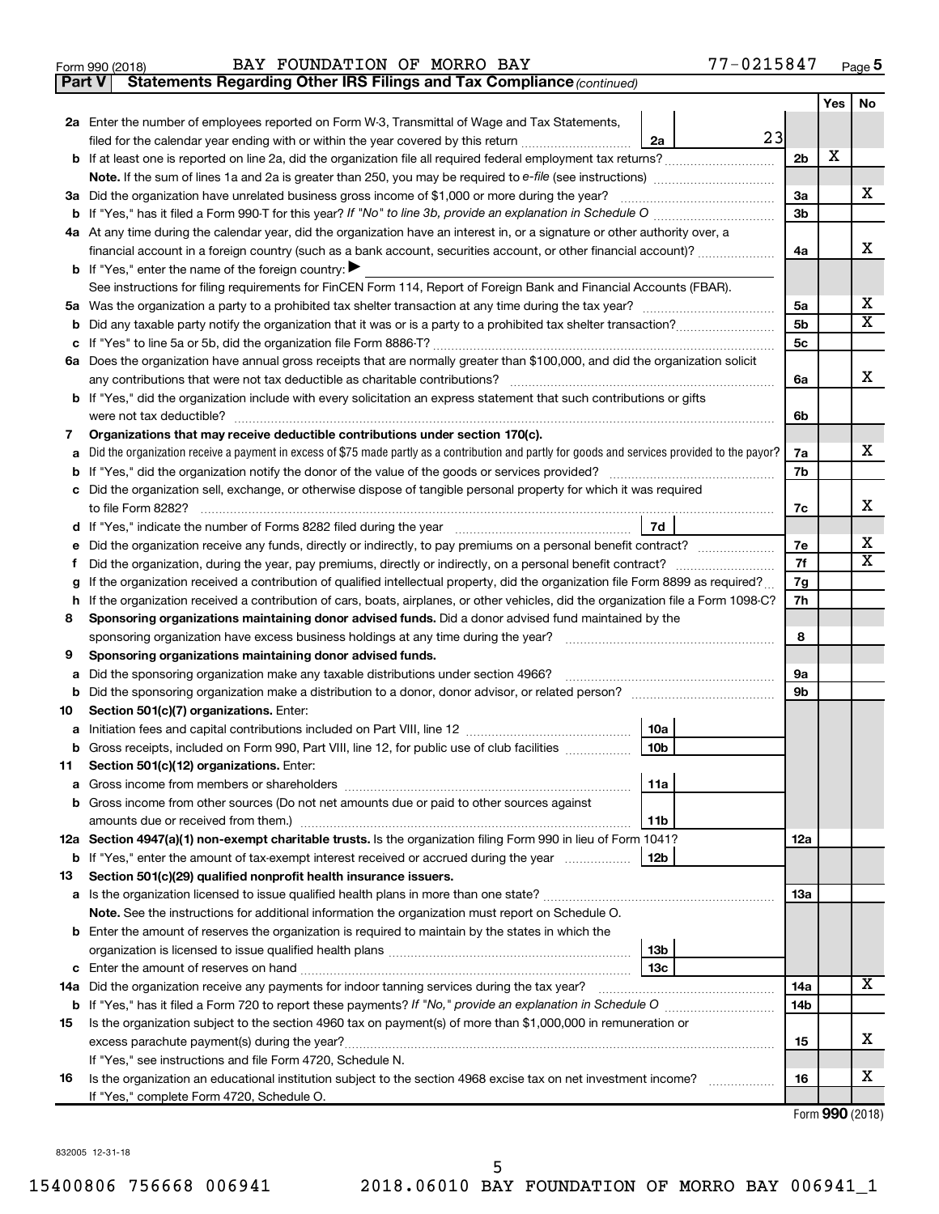Form 990 (2018) BAY FOUNDATION OF MORRO BAY 77-0215847 Page 5

**Part V — Statements Regarding Other IRS Filings and Tax Compliance** *(continued)*

| | | | | Line | Yes | No |
|---|---|---|---|---|---|---|
| **2a** | Enter the number of employees reported on Form W-3, Transmittal of Wage and Tax Statements, filed for the calendar year ending with or within the year covered by this return | 2a | 23 | | | |
| **b** | If at least one is reported on line 2a, did the organization file all required federal employment tax returns? | | | 2b | X | |
| | **Note.** If the sum of lines 1a and 2a is greater than 250, you may be required to *e-file* (see instructions) | | | | | |
| **3a** | Did the organization have unrelated business gross income of $1,000 or more during the year? | | | 3a | | X |
| **b** | If "Yes," has it filed a Form 990-T for this year? *If "No" to line 3b, provide an explanation in Schedule O* | | | 3b | | |
| **4a** | At any time during the calendar year, did the organization have an interest in, or a signature or other authority over, a financial account in a foreign country (such as a bank account, securities account, or other financial account)? | | | 4a | | X |
| **b** | If "Yes," enter the name of the foreign country: ▶ | | | | | |
| | See instructions for filing requirements for FinCEN Form 114, Report of Foreign Bank and Financial Accounts (FBAR). | | | | | |
| **5a** | Was the organization a party to a prohibited tax shelter transaction at any time during the tax year? | | | 5a | | X |
| **b** | Did any taxable party notify the organization that it was or is a party to a prohibited tax shelter transaction? | | | 5b | | X |
| **c** | If "Yes" to line 5a or 5b, did the organization file Form 8886-T? | | | 5c | | |
| **6a** | Does the organization have annual gross receipts that are normally greater than $100,000, and did the organization solicit any contributions that were not tax deductible as charitable contributions? | | | 6a | | X |
| **b** | If "Yes," did the organization include with every solicitation an express statement that such contributions or gifts were not tax deductible? | | | 6b | | |
| **7** | **Organizations that may receive deductible contributions under section 170(c).** | | | | | |
| **a** | Did the organization receive a payment in excess of $75 made partly as a contribution and partly for goods and services provided to the payor? | | | 7a | | X |
| **b** | If "Yes," did the organization notify the donor of the value of the goods or services provided? | | | 7b | | |
| **c** | Did the organization sell, exchange, or otherwise dispose of tangible personal property for which it was required to file Form 8282? | | | 7c | | X |
| **d** | If "Yes," indicate the number of Forms 8282 filed during the year | 7d | | | | |
| **e** | Did the organization receive any funds, directly or indirectly, to pay premiums on a personal benefit contract? | | | 7e | | X |
| **f** | Did the organization, during the year, pay premiums, directly or indirectly, on a personal benefit contract? | | | 7f | | X |
| **g** | If the organization received a contribution of qualified intellectual property, did the organization file Form 8899 as required? | | | 7g | | |
| **h** | If the organization received a contribution of cars, boats, airplanes, or other vehicles, did the organization file a Form 1098-C? | | | 7h | | |
| **8** | **Sponsoring organizations maintaining donor advised funds.** Did a donor advised fund maintained by the sponsoring organization have excess business holdings at any time during the year? | | | 8 | | |
| **9** | **Sponsoring organizations maintaining donor advised funds.** | | | | | |
| **a** | Did the sponsoring organization make any taxable distributions under section 4966? | | | 9a | | |
| **b** | Did the sponsoring organization make a distribution to a donor, donor advisor, or related person? | | | 9b | | |
| **10** | **Section 501(c)(7) organizations.** Enter: | | | | | |
| **a** | Initiation fees and capital contributions included on Part VIII, line 12 | 10a | | | | |
| **b** | Gross receipts, included on Form 990, Part VIII, line 12, for public use of club facilities | 10b | | | | |
| **11** | **Section 501(c)(12) organizations.** Enter: | | | | | |
| **a** | Gross income from members or shareholders | 11a | | | | |
| **b** | Gross income from other sources (Do not net amounts due or paid to other sources against amounts due or received from them.) | 11b | | | | |
| **12a** | **Section 4947(a)(1) non-exempt charitable trusts.** Is the organization filing Form 990 in lieu of Form 1041? | | | 12a | | |
| **b** | If "Yes," enter the amount of tax-exempt interest received or accrued during the year | 12b | | | | |
| **13** | **Section 501(c)(29) qualified nonprofit health insurance issuers.** | | | | | |
| **a** | Is the organization licensed to issue qualified health plans in more than one state? | | | 13a | | |
| | **Note.** See the instructions for additional information the organization must report on Schedule O. | | | | | |
| **b** | Enter the amount of reserves the organization is required to maintain by the states in which the organization is licensed to issue qualified health plans | 13b | | | | |
| **c** | Enter the amount of reserves on hand | 13c | | | | |
| **14a** | Did the organization receive any payments for indoor tanning services during the tax year? | | | 14a | | X |
| **b** | If "Yes," has it filed a Form 720 to report these payments? *If "No," provide an explanation in Schedule O* | | | 14b | | |
| **15** | Is the organization subject to the section 4960 tax on payment(s) of more than $1,000,000 in remuneration or excess parachute payment(s) during the year? | | | 15 | | X |
| | If "Yes," see instructions and file Form 4720, Schedule N. | | | | | |
| **16** | Is the organization an educational institution subject to the section 4968 excise tax on net investment income? | | | 16 | | X |
| | If "Yes," complete Form 4720, Schedule O. | | | | | |

Form **990** (2018)

832005 12-31-18

15400806 756668 006941 2018.06010 BAY FOUNDATION OF MORRO BAY 006941_1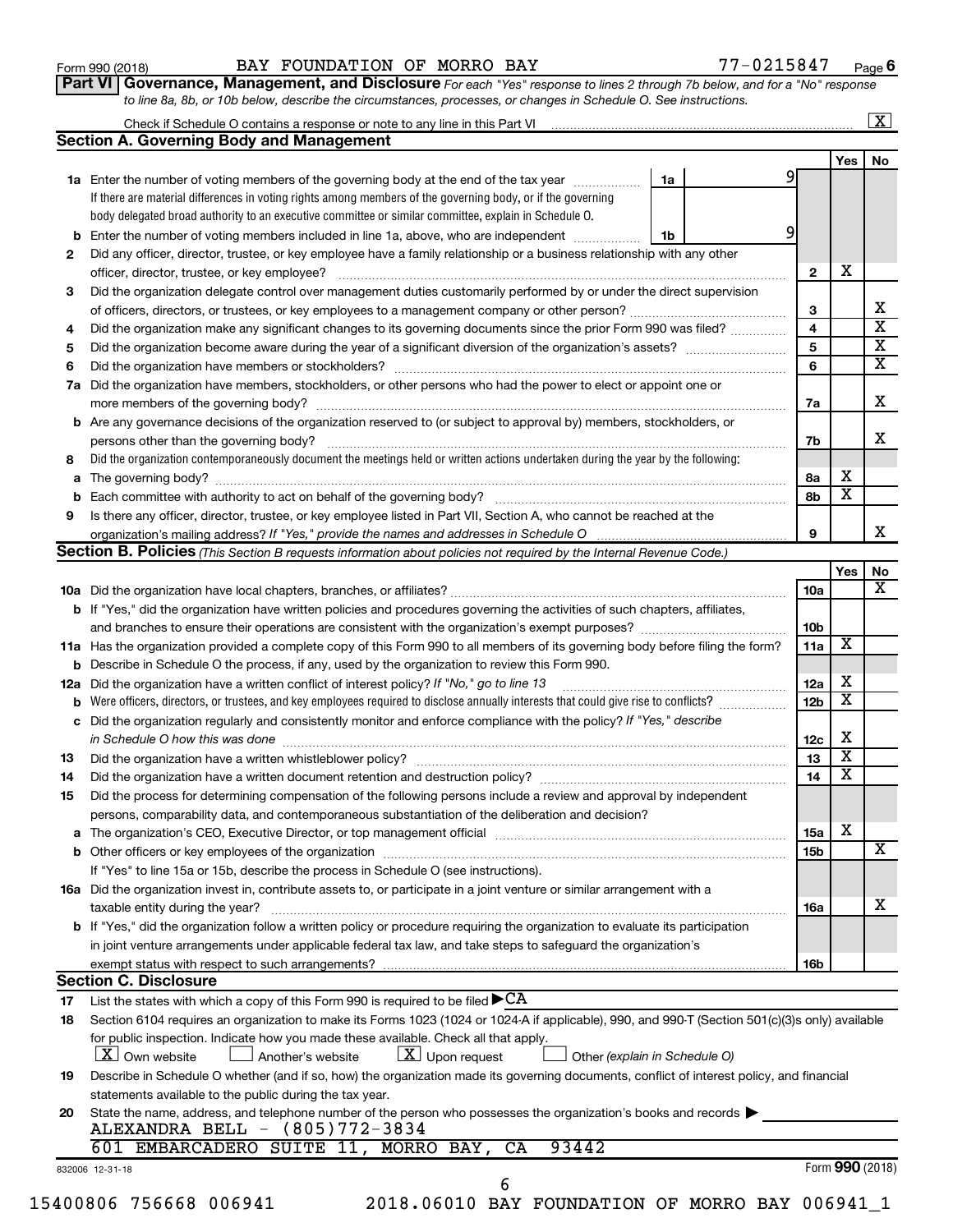Form 990 (2018) BAY FOUNDATION OF MORRO BAY 77-0215847 Page 6

**Part VI Governance, Management, and Disclosure** *For each "Yes" response to lines 2 through 7b below, and for a "No" response to line 8a, 8b, or 10b below, describe the circumstances, processes, or changes in Schedule O. See instructions.*

Check if Schedule O contains a response or note to any line in this Part VI [X]

## Section A. Governing Body and Management

| | | | | Yes | No |
|---|---|---|---|---|---|
| **1a** | Enter the number of voting members of the governing body at the end of the tax year. If there are material differences in voting rights among members of the governing body, or if the governing body delegated broad authority to an executive committee or similar committee, explain in Schedule O. | 1a: 9 | | | |
| **b** | Enter the number of voting members included in line 1a, above, who are independent | 1b: 9 | | | |
| **2** | Did any officer, director, trustee, or key employee have a family relationship or a business relationship with any other officer, director, trustee, or key employee? | | 2 | X | |
| **3** | Did the organization delegate control over management duties customarily performed by or under the direct supervision of officers, directors, or trustees, or key employees to a management company or other person? | | 3 | | X |
| **4** | Did the organization make any significant changes to its governing documents since the prior Form 990 was filed? | | 4 | | X |
| **5** | Did the organization become aware during the year of a significant diversion of the organization's assets? | | 5 | | X |
| **6** | Did the organization have members or stockholders? | | 6 | | X |
| **7a** | Did the organization have members, stockholders, or other persons who had the power to elect or appoint one or more members of the governing body? | | 7a | | X |
| **b** | Are any governance decisions of the organization reserved to (or subject to approval by) members, stockholders, or persons other than the governing body? | | 7b | | X |
| **8** | Did the organization contemporaneously document the meetings held or written actions undertaken during the year by the following: | | | | |
| **a** | The governing body? | | 8a | X | |
| **b** | Each committee with authority to act on behalf of the governing body? | | 8b | X | |
| **9** | Is there any officer, director, trustee, or key employee listed in Part VII, Section A, who cannot be reached at the organization's mailing address? *If "Yes," provide the names and addresses in Schedule O* | | 9 | | X |

## Section B. Policies *(This Section B requests information about policies not required by the Internal Revenue Code.)*

| | | | Yes | No |
|---|---|---|---|---|
| **10a** | Did the organization have local chapters, branches, or affiliates? | 10a | | X |
| **b** | If "Yes," did the organization have written policies and procedures governing the activities of such chapters, affiliates, and branches to ensure their operations are consistent with the organization's exempt purposes? | 10b | | |
| **11a** | Has the organization provided a complete copy of this Form 990 to all members of its governing body before filing the form? | 11a | X | |
| **b** | Describe in Schedule O the process, if any, used by the organization to review this Form 990. | | | |
| **12a** | Did the organization have a written conflict of interest policy? *If "No," go to line 13* | 12a | X | |
| **b** | Were officers, directors, or trustees, and key employees required to disclose annually interests that could give rise to conflicts? | 12b | X | |
| **c** | Did the organization regularly and consistently monitor and enforce compliance with the policy? *If "Yes," describe in Schedule O how this was done* | 12c | X | |
| **13** | Did the organization have a written whistleblower policy? | 13 | X | |
| **14** | Did the organization have a written document retention and destruction policy? | 14 | X | |
| **15** | Did the process for determining compensation of the following persons include a review and approval by independent persons, comparability data, and contemporaneous substantiation of the deliberation and decision? | | | |
| **a** | The organization's CEO, Executive Director, or top management official | 15a | X | |
| **b** | Other officers or key employees of the organization | 15b | | X |
| | If "Yes" to line 15a or 15b, describe the process in Schedule O (see instructions). | | | |
| **16a** | Did the organization invest in, contribute assets to, or participate in a joint venture or similar arrangement with a taxable entity during the year? | 16a | | X |
| **b** | If "Yes," did the organization follow a written policy or procedure requiring the organization to evaluate its participation in joint venture arrangements under applicable federal tax law, and take steps to safeguard the organization's exempt status with respect to such arrangements? | 16b | | |

## Section C. Disclosure

**17** List the states with which a copy of this Form 990 is required to be filed ▶ CA

**18** Section 6104 requires an organization to make its Forms 1023 (1024 or 1024-A if applicable), 990, and 990-T (Section 501(c)(3)s only) available for public inspection. Indicate how you made these available. Check all that apply.

[X] Own website [ ] Another's website [X] Upon request [ ] Other *(explain in Schedule O)*

**19** Describe in Schedule O whether (and if so, how) the organization made its governing documents, conflict of interest policy, and financial statements available to the public during the tax year.

**20** State the name, address, and telephone number of the person who possesses the organization's books and records ▶

ALEXANDRA BELL - (805)772-3834
601 EMBARCADERO SUITE 11, MORRO BAY, CA 93442

832006 12-31-18 Form **990** (2018)

15400806 756668 006941 2018.06010 BAY FOUNDATION OF MORRO BAY 006941_1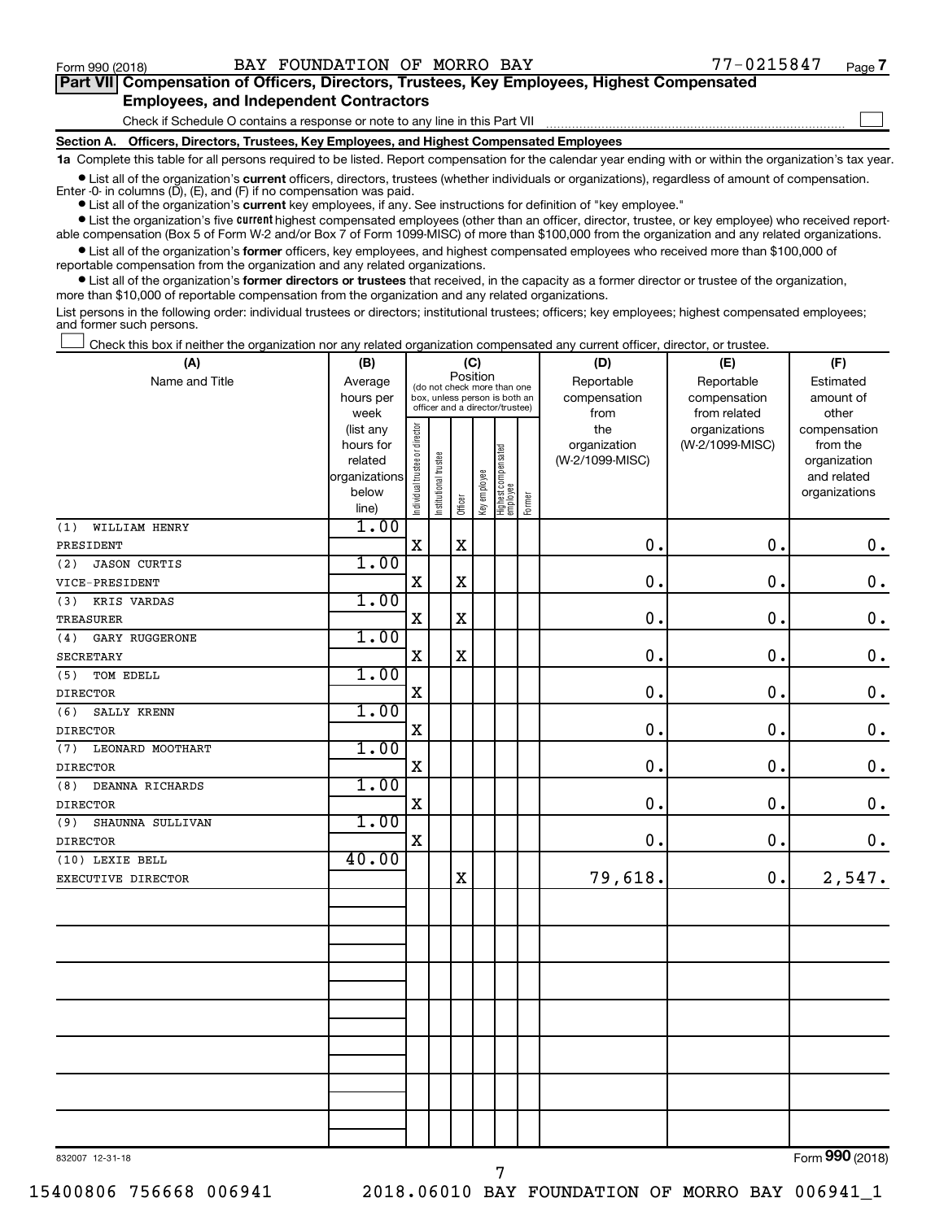Form 990 (2018) BAY FOUNDATION OF MORRO BAY 77-0215847 Page 7

## Part VII Compensation of Officers, Directors, Trustees, Key Employees, Highest Compensated Employees, and Independent Contractors

Check if Schedule O contains a response or note to any line in this Part VII ☐

### Section A. Officers, Directors, Trustees, Key Employees, and Highest Compensated Employees

**1a** Complete this table for all persons required to be listed. Report compensation for the calendar year ending with or within the organization's tax year.

- List all of the organization's **current** officers, directors, trustees (whether individuals or organizations), regardless of amount of compensation. Enter -0- in columns (D), (E), and (F) if no compensation was paid.
- List all of the organization's **current** key employees, if any. See instructions for definition of "key employee."
- List the organization's five **current** highest compensated employees (other than an officer, director, trustee, or key employee) who received reportable compensation (Box 5 of Form W-2 and/or Box 7 of Form 1099-MISC) of more than $100,000 from the organization and any related organizations.
- List all of the organization's **former** officers, key employees, and highest compensated employees who received more than $100,000 of reportable compensation from the organization and any related organizations.
- List all of the organization's **former directors or trustees** that received, in the capacity as a former director or trustee of the organization, more than $10,000 of reportable compensation from the organization and any related organizations.

List persons in the following order: individual trustees or directors; institutional trustees; officers; key employees; highest compensated employees; and former such persons.

☐ Check this box if neither the organization nor any related organization compensated any current officer, director, or trustee.

| (A) Name and Title | (B) Average hours per week (list any hours for related organizations below line) | (C) Position: Individual trustee or director | Institutional trustee | Officer | Key employee | Highest compensated employee | Former | (D) Reportable compensation from the organization (W-2/1099-MISC) | (E) Reportable compensation from related organizations (W-2/1099-MISC) | (F) Estimated amount of other compensation from the organization and related organizations |
|---|---|---|---|---|---|---|---|---|---|---|
| (1) WILLIAM HENRY<br>PRESIDENT | 1.00 | X | | X | | | | 0. | 0. | 0. |
| (2) JASON CURTIS<br>VICE-PRESIDENT | 1.00 | X | | X | | | | 0. | 0. | 0. |
| (3) KRIS VARDAS<br>TREASURER | 1.00 | X | | X | | | | 0. | 0. | 0. |
| (4) GARY RUGGERONE<br>SECRETARY | 1.00 | X | | X | | | | 0. | 0. | 0. |
| (5) TOM EDELL<br>DIRECTOR | 1.00 | X | | | | | | 0. | 0. | 0. |
| (6) SALLY KRENN<br>DIRECTOR | 1.00 | X | | | | | | 0. | 0. | 0. |
| (7) LEONARD MOOTHART<br>DIRECTOR | 1.00 | X | | | | | | 0. | 0. | 0. |
| (8) DEANNA RICHARDS<br>DIRECTOR | 1.00 | X | | | | | | 0. | 0. | 0. |
| (9) SHAUNNA SULLIVAN<br>DIRECTOR | 1.00 | X | | | | | | 0. | 0. | 0. |
| (10) LEXIE BELL<br>EXECUTIVE DIRECTOR | 40.00 | | | X | | | | 79,618. | 0. | 2,547. |

832007 12-31-18 Form 990 (2018)

15400806 756668 006941 2018.06010 BAY FOUNDATION OF MORRO BAY 006941_1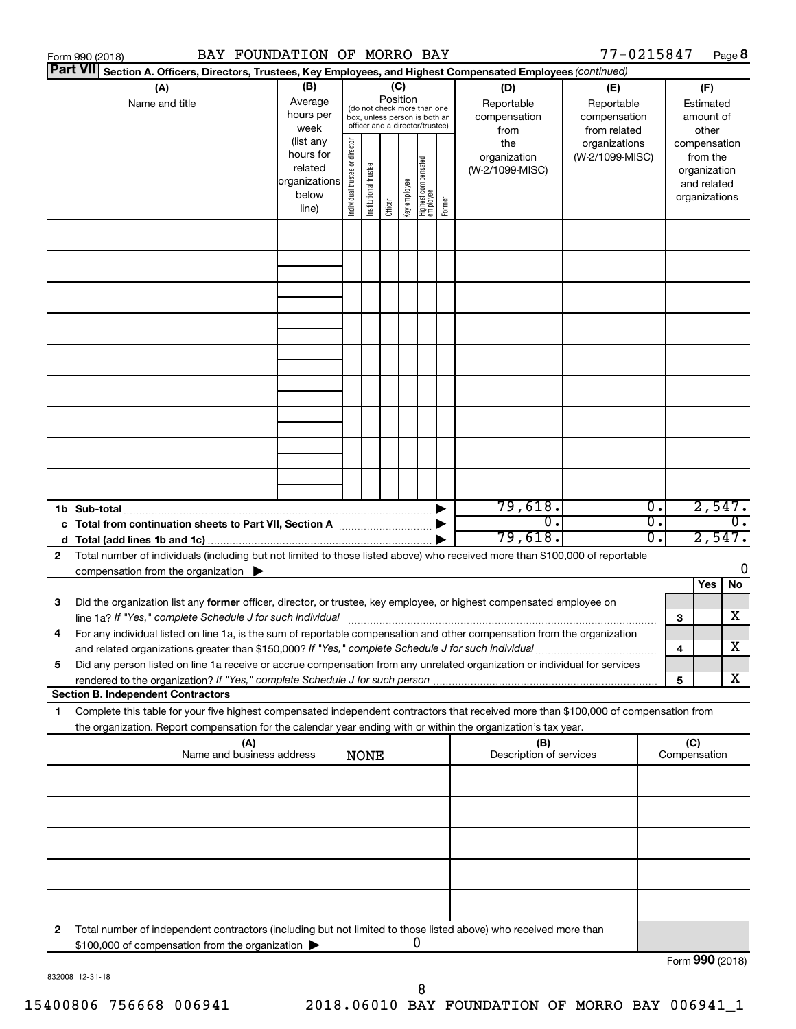Form 990 (2018) BAY FOUNDATION OF MORRO BAY 77-0215847 Page **8**

**Part VII** **Section A. Officers, Directors, Trustees, Key Employees, and Highest Compensated Employees** *(continued)*

| (A) Name and title | (B) Average hours per week (list any hours for related organizations below line) | (C) Position (do not check more than one box, unless person is both an officer and a director/trustee): Individual trustee or director | Institutional trustee | Officer | Key employee | Highest compensated employee | Former | (D) Reportable compensation from the organization (W-2/1099-MISC) | (E) Reportable compensation from related organizations (W-2/1099-MISC) | (F) Estimated amount of other compensation from the organization and related organizations |
|---|---|---|---|---|---|---|---|---|---|---|
| | | | | | | | | | | |
| | | | | | | | | | | |
| | | | | | | | | | | |
| | | | | | | | | | | |
| | | | | | | | | | | |
| | | | | | | | | | | |
| | | | | | | | | | | |
| | | | | | | | | | | |
| | | | | | | | | | | |
| **1b Sub-total** | | | | | | | | 79,618. | 0. | 2,547. |
| **c Total from continuation sheets to Part VII, Section A** | | | | | | | | 0. | 0. | 0. |
| **d Total (add lines 1b and 1c)** | | | | | | | | 79,618. | 0. | 2,547. |

**2** Total number of individuals (including but not limited to those listed above) who received more than $100,000 of reportable compensation from the organization ▶ 0

| | | | Yes | No |
|---|---|---|---|---|
| **3** | Did the organization list any **former** officer, director, or trustee, key employee, or highest compensated employee on line 1a? *If "Yes," complete Schedule J for such individual* | **3** | | X |
| **4** | For any individual listed on line 1a, is the sum of reportable compensation and other compensation from the organization and related organizations greater than $150,000? *If "Yes," complete Schedule J for such individual* | **4** | | X |
| **5** | Did any person listed on line 1a receive or accrue compensation from any unrelated organization or individual for services rendered to the organization? *If "Yes," complete Schedule J for such person* | **5** | | X |

**Section B. Independent Contractors**

**1** Complete this table for your five highest compensated independent contractors that received more than $100,000 of compensation from the organization. Report compensation for the calendar year ending with or within the organization's tax year.

| (A) Name and business address | (B) Description of services | (C) Compensation |
|---|---|---|
| NONE | | |
| | | |
| | | |
| | | |
| | | |
| | | |

**2** Total number of independent contractors (including but not limited to those listed above) who received more than $100,000 of compensation from the organization ▶ 0

Form **990** (2018)

832008 12-31-18

15400806 756668 006941 2018.06010 BAY FOUNDATION OF MORRO BAY 006941_1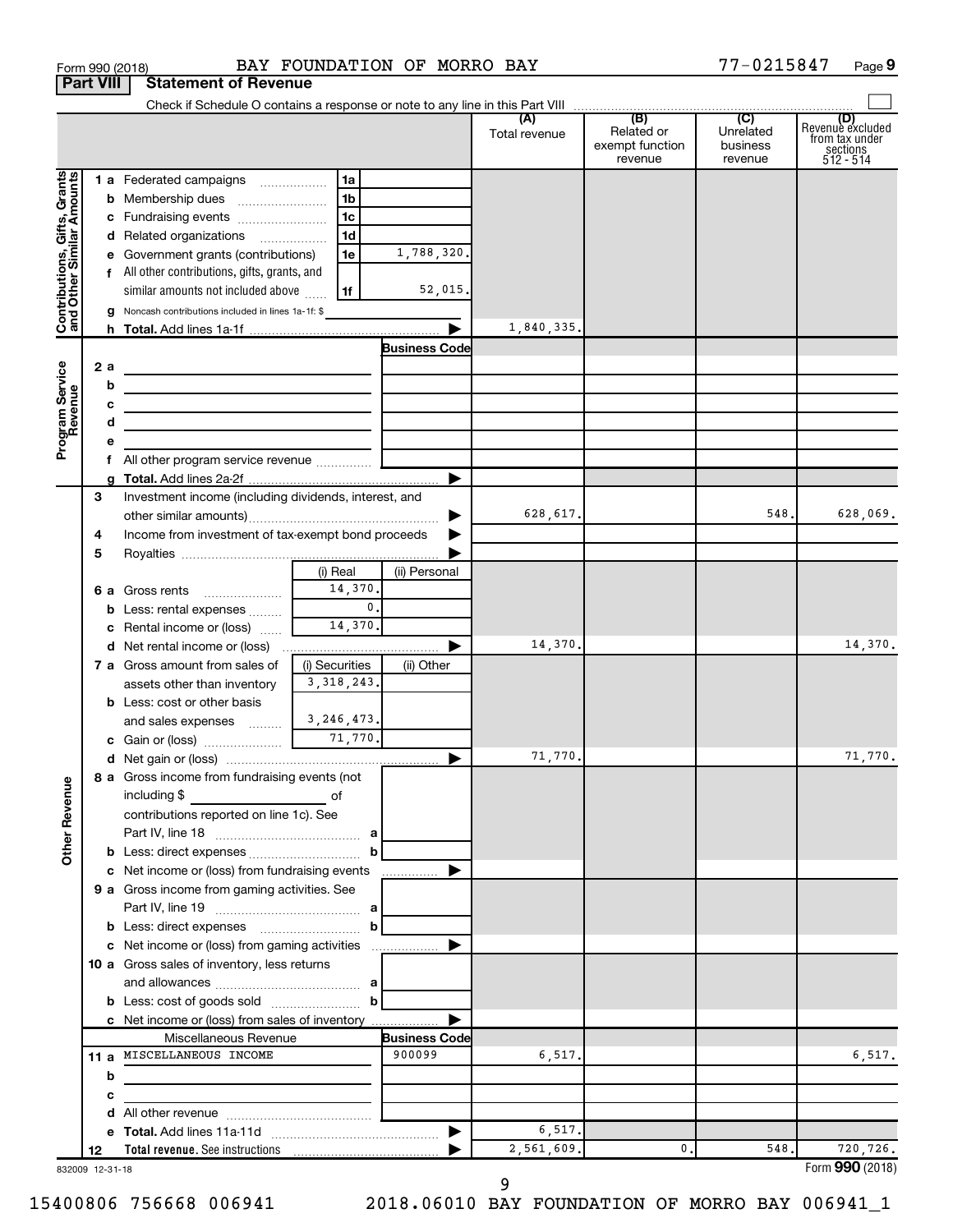Form 990 (2018) BAY FOUNDATION OF MORRO BAY 77-0215847 Page **9**

**Part VIII Statement of Revenue**

Check if Schedule O contains a response or note to any line in this Part VIII

| | | | (A) Total revenue | (B) Related or exempt function revenue | (C) Unrelated business revenue | (D) Revenue excluded from tax under sections 512 - 514 |
|---|---|---|---|---|---|---|
| **Contributions, Gifts, Grants and Other Similar Amounts** | 1a Federated campaigns | 1a | | | | |
| | b Membership dues | 1b | | | | |
| | c Fundraising events | 1c | | | | |
| | d Related organizations | 1d | | | | |
| | e Government grants (contributions) | 1e 1,788,320. | | | | |
| | f All other contributions, gifts, grants, and similar amounts not included above | 1f 52,015. | | | | |
| | g Noncash contributions included in lines 1a-1f: $ | | | | | |
| | h **Total.** Add lines 1a-1f | ▶ | 1,840,335. | | | |
| **Program Service Revenue** | | **Business Code** | | | | |
| | 2a | | | | | |
| | b | | | | | |
| | c | | | | | |
| | d | | | | | |
| | e | | | | | |
| | f All other program service revenue | | | | | |
| | g **Total.** Add lines 2a-2f | ▶ | | | | |
| **Other Revenue** | 3 Investment income (including dividends, interest, and other similar amounts) | ▶ | 628,617. | | 548. | 628,069. |
| | 4 Income from investment of tax-exempt bond proceeds | ▶ | | | | |
| | 5 Royalties | ▶ | | | | |
| | 6a Gross rents | (i) Real 14,370. / (ii) Personal | | | | |
| | b Less: rental expenses | (i) Real 0. | | | | |
| | c Rental income or (loss) | (i) Real 14,370. | | | | |
| | d Net rental income or (loss) | ▶ | 14,370. | | | 14,370. |
| | 7a Gross amount from sales of assets other than inventory | (i) Securities 3,318,243. / (ii) Other | | | | |
| | b Less: cost or other basis and sales expenses | (i) Securities 3,246,473. | | | | |
| | c Gain or (loss) | (i) Securities 71,770. | | | | |
| | d Net gain or (loss) | ▶ | 71,770. | | | 71,770. |
| | 8a Gross income from fundraising events (not including $ ___ of contributions reported on line 1c). See Part IV, line 18 | a | | | | |
| | b Less: direct expenses | b | | | | |
| | c Net income or (loss) from fundraising events | ▶ | | | | |
| | 9a Gross income from gaming activities. See Part IV, line 19 | a | | | | |
| | b Less: direct expenses | b | | | | |
| | c Net income or (loss) from gaming activities | ▶ | | | | |
| | 10a Gross sales of inventory, less returns and allowances | a | | | | |
| | b Less: cost of goods sold | b | | | | |
| | c Net income or (loss) from sales of inventory | ▶ | | | | |
| | Miscellaneous Revenue | **Business Code** | | | | |
| | 11a MISCELLANEOUS INCOME | 900099 | 6,517. | | | 6,517. |
| | b | | | | | |
| | c | | | | | |
| | d All other revenue | | | | | |
| | e **Total.** Add lines 11a-11d | ▶ | 6,517. | | | |
| | 12 **Total revenue.** See instructions | ▶ | 2,561,609. | 0. | 548. | 720,726. |

832009 12-31-18 Form **990** (2018)

15400806 756668 006941 2018.06010 BAY FOUNDATION OF MORRO BAY 006941_1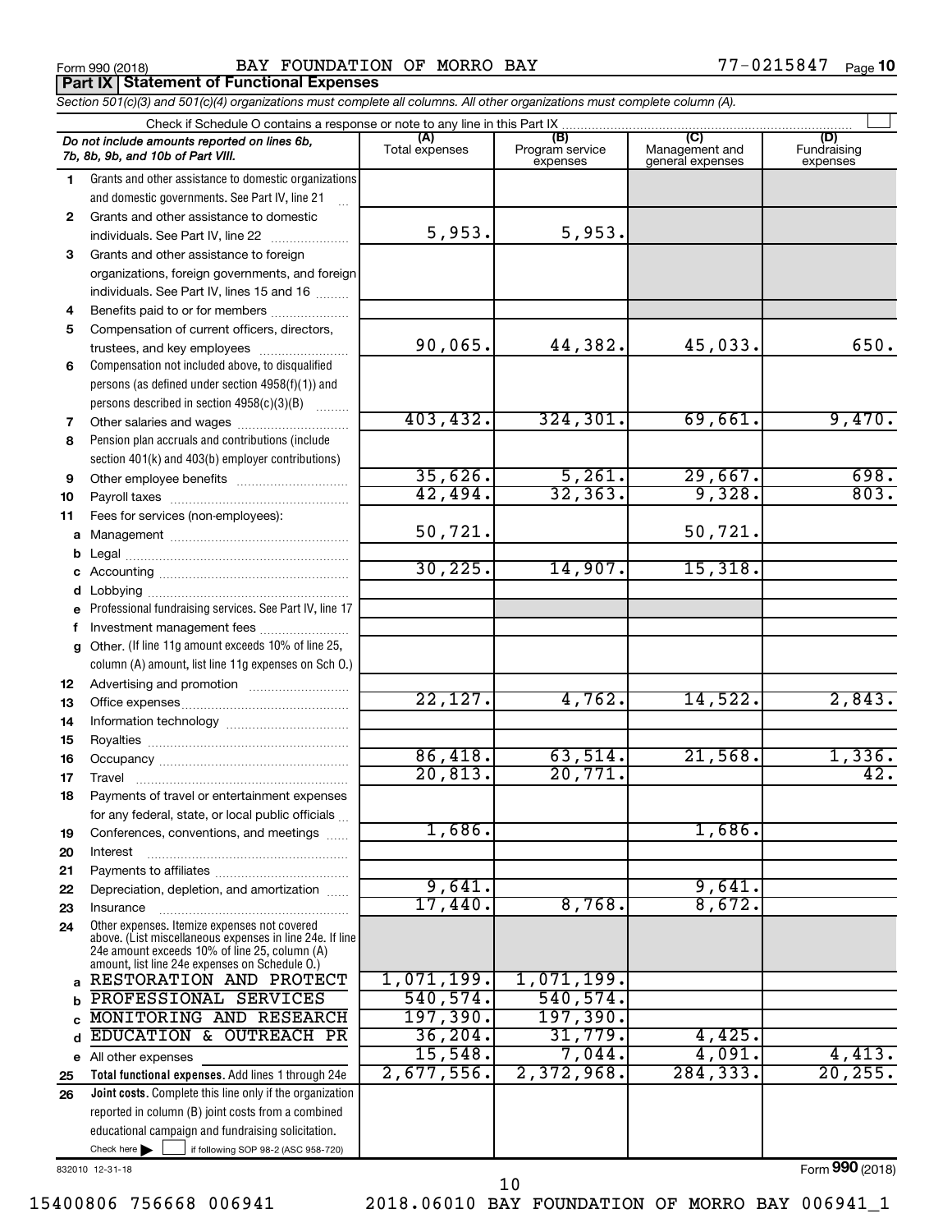Form 990 (2018) BAY FOUNDATION OF MORRO BAY 77-0215847 Page 10

**Part IX | Statement of Functional Expenses**

*Section 501(c)(3) and 501(c)(4) organizations must complete all columns. All other organizations must complete column (A).*

Check if Schedule O contains a response or note to any line in this Part IX

| *Do not include amounts reported on lines 6b, 7b, 8b, 9b, and 10b of Part VIII.* | (A) Total expenses | (B) Program service expenses | (C) Management and general expenses | (D) Fundraising expenses |
|---|---|---|---|---|
| **1** Grants and other assistance to domestic organizations and domestic governments. See Part IV, line 21 | | | | |
| **2** Grants and other assistance to domestic individuals. See Part IV, line 22 | 5,953. | 5,953. | | |
| **3** Grants and other assistance to foreign organizations, foreign governments, and foreign individuals. See Part IV, lines 15 and 16 | | | | |
| **4** Benefits paid to or for members | | | | |
| **5** Compensation of current officers, directors, trustees, and key employees | 90,065. | 44,382. | 45,033. | 650. |
| **6** Compensation not included above, to disqualified persons (as defined under section 4958(f)(1)) and persons described in section 4958(c)(3)(B) | | | | |
| **7** Other salaries and wages | 403,432. | 324,301. | 69,661. | 9,470. |
| **8** Pension plan accruals and contributions (include section 401(k) and 403(b) employer contributions) | | | | |
| **9** Other employee benefits | 35,626. | 5,261. | 29,667. | 698. |
| **10** Payroll taxes | 42,494. | 32,363. | 9,328. | 803. |
| **11** Fees for services (non-employees): | | | | |
| **a** Management | 50,721. | | 50,721. | |
| **b** Legal | | | | |
| **c** Accounting | 30,225. | 14,907. | 15,318. | |
| **d** Lobbying | | | | |
| **e** Professional fundraising services. See Part IV, line 17 | | | | |
| **f** Investment management fees | | | | |
| **g** Other. (If line 11g amount exceeds 10% of line 25, column (A) amount, list line 11g expenses on Sch O.) | | | | |
| **12** Advertising and promotion | | | | |
| **13** Office expenses | 22,127. | 4,762. | 14,522. | 2,843. |
| **14** Information technology | | | | |
| **15** Royalties | | | | |
| **16** Occupancy | 86,418. | 63,514. | 21,568. | 1,336. |
| **17** Travel | 20,813. | 20,771. | | 42. |
| **18** Payments of travel or entertainment expenses for any federal, state, or local public officials | | | | |
| **19** Conferences, conventions, and meetings | 1,686. | | 1,686. | |
| **20** Interest | | | | |
| **21** Payments to affiliates | | | | |
| **22** Depreciation, depletion, and amortization | 9,641. | | 9,641. | |
| **23** Insurance | 17,440. | 8,768. | 8,672. | |
| **24** Other expenses. Itemize expenses not covered above. (List miscellaneous expenses in line 24e. If line 24e amount exceeds 10% of line 25, column (A) amount, list line 24e expenses on Schedule O.) | | | | |
| **a** RESTORATION AND PROTECT | 1,071,199. | 1,071,199. | | |
| **b** PROFESSIONAL SERVICES | 540,574. | 540,574. | | |
| **c** MONITORING AND RESEARCH | 197,390. | 197,390. | | |
| **d** EDUCATION & OUTREACH PR | 36,204. | 31,779. | 4,425. | |
| **e** All other expenses | 15,548. | 7,044. | 4,091. | 4,413. |
| **25** **Total functional expenses.** Add lines 1 through 24e | 2,677,556. | 2,372,968. | 284,333. | 20,255. |
| **26** **Joint costs.** Complete this line only if the organization reported in column (B) joint costs from a combined educational campaign and fundraising solicitation. Check here ☐ if following SOP 98-2 (ASC 958-720) | | | | |

832010 12-31-18

Form **990** (2018)

15400806 756668 006941 2018.06010 BAY FOUNDATION OF MORRO BAY 006941_1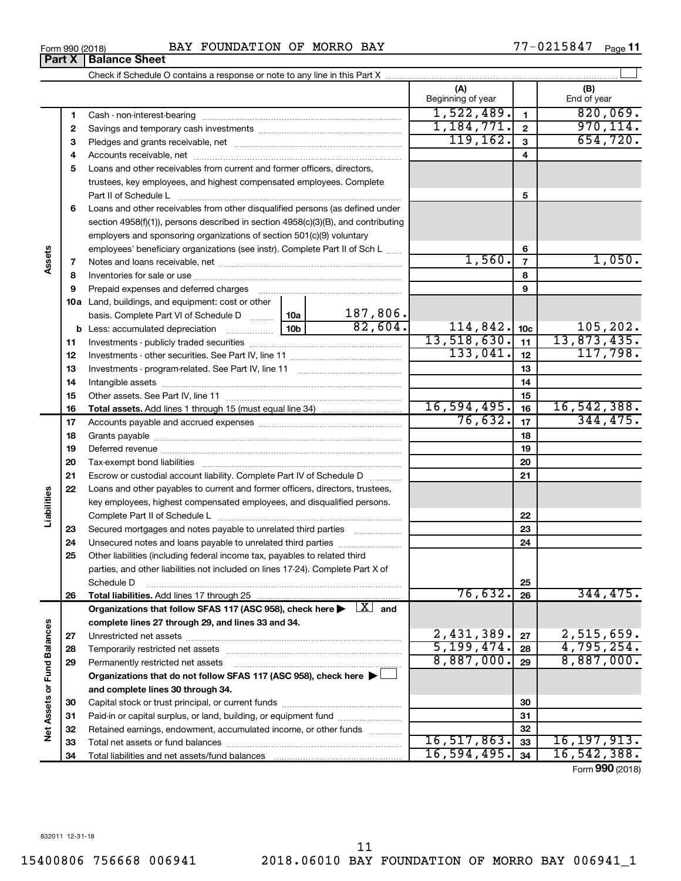Form 990 (2018) BAY FOUNDATION OF MORRO BAY 77-0215847 Page **11**

## Part X | Balance Sheet

Check if Schedule O contains a response or note to any line in this Part X

| | | | | (A) Beginning of year | | (B) End of year |
|---|---|---|---|---|---|---|
| **Assets** | 1 | Cash - non-interest-bearing | | 1,522,489. | 1 | 820,069. |
| | 2 | Savings and temporary cash investments | | 1,184,771. | 2 | 970,114. |
| | 3 | Pledges and grants receivable, net | | 119,162. | 3 | 654,720. |
| | 4 | Accounts receivable, net | | | 4 | |
| | 5 | Loans and other receivables from current and former officers, directors, trustees, key employees, and highest compensated employees. Complete Part II of Schedule L | | | 5 | |
| | 6 | Loans and other receivables from other disqualified persons (as defined under section 4958(f)(1)), persons described in section 4958(c)(3)(B), and contributing employers and sponsoring organizations of section 501(c)(9) voluntary employees' beneficiary organizations (see instr). Complete Part II of Sch L | | | 6 | |
| | 7 | Notes and loans receivable, net | | 1,560. | 7 | 1,050. |
| | 8 | Inventories for sale or use | | | 8 | |
| | 9 | Prepaid expenses and deferred charges | | | 9 | |
| | 10a | Land, buildings, and equipment: cost or other basis. Complete Part VI of Schedule D | 10a 187,806. | | | |
| | b | Less: accumulated depreciation | 10b 82,604. | 114,842. | 10c | 105,202. |
| | 11 | Investments - publicly traded securities | | 13,518,630. | 11 | 13,873,435. |
| | 12 | Investments - other securities. See Part IV, line 11 | | 133,041. | 12 | 117,798. |
| | 13 | Investments - program-related. See Part IV, line 11 | | | 13 | |
| | 14 | Intangible assets | | | 14 | |
| | 15 | Other assets. See Part IV, line 11 | | | 15 | |
| | 16 | **Total assets.** Add lines 1 through 15 (must equal line 34) | | 16,594,495. | 16 | 16,542,388. |
| **Liabilities** | 17 | Accounts payable and accrued expenses | | 76,632. | 17 | 344,475. |
| | 18 | Grants payable | | | 18 | |
| | 19 | Deferred revenue | | | 19 | |
| | 20 | Tax-exempt bond liabilities | | | 20 | |
| | 21 | Escrow or custodial account liability. Complete Part IV of Schedule D | | | 21 | |
| | 22 | Loans and other payables to current and former officers, directors, trustees, key employees, highest compensated employees, and disqualified persons. Complete Part II of Schedule L | | | 22 | |
| | 23 | Secured mortgages and notes payable to unrelated third parties | | | 23 | |
| | 24 | Unsecured notes and loans payable to unrelated third parties | | | 24 | |
| | 25 | Other liabilities (including federal income tax, payables to related third parties, and other liabilities not included on lines 17-24). Complete Part X of Schedule D | | | 25 | |
| | 26 | **Total liabilities.** Add lines 17 through 25 | | 76,632. | 26 | 344,475. |
| **Net Assets or Fund Balances** | | **Organizations that follow SFAS 117 (ASC 958), check here ▶ [X] and complete lines 27 through 29, and lines 33 and 34.** | | | | |
| | 27 | Unrestricted net assets | | 2,431,389. | 27 | 2,515,659. |
| | 28 | Temporarily restricted net assets | | 5,199,474. | 28 | 4,795,254. |
| | 29 | Permanently restricted net assets | | 8,887,000. | 29 | 8,887,000. |
| | | **Organizations that do not follow SFAS 117 (ASC 958), check here ▶ [ ] and complete lines 30 through 34.** | | | | |
| | 30 | Capital stock or trust principal, or current funds | | | 30 | |
| | 31 | Paid-in or capital surplus, or land, building, or equipment fund | | | 31 | |
| | 32 | Retained earnings, endowment, accumulated income, or other funds | | | 32 | |
| | 33 | Total net assets or fund balances | | 16,517,863. | 33 | 16,197,913. |
| | 34 | Total liabilities and net assets/fund balances | | 16,594,495. | 34 | 16,542,388. |

Form **990** (2018)

832011 12-31-18

15400806 756668 006941 2018.06010 BAY FOUNDATION OF MORRO BAY 006941_1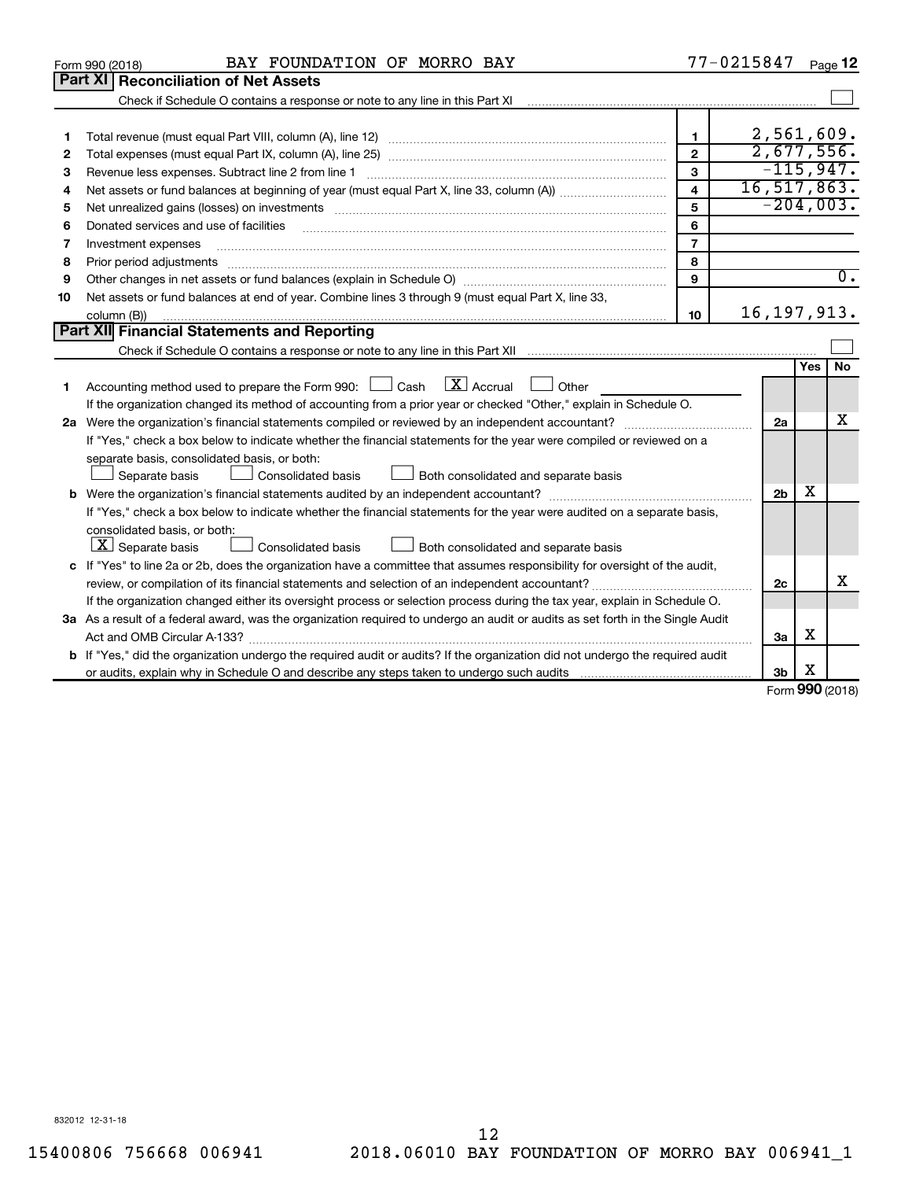Form 990 (2018) BAY FOUNDATION OF MORRO BAY 77-0215847 Page 12

## Part XI Reconciliation of Net Assets

Check if Schedule O contains a response or note to any line in this Part XI ☐

| | | | |
|---|---|---|---|
| 1 | Total revenue (must equal Part VIII, column (A), line 12) | 1 | 2,561,609. |
| 2 | Total expenses (must equal Part IX, column (A), line 25) | 2 | 2,677,556. |
| 3 | Revenue less expenses. Subtract line 2 from line 1 | 3 | -115,947. |
| 4 | Net assets or fund balances at beginning of year (must equal Part X, line 33, column (A)) | 4 | 16,517,863. |
| 5 | Net unrealized gains (losses) on investments | 5 | -204,003. |
| 6 | Donated services and use of facilities | 6 | |
| 7 | Investment expenses | 7 | |
| 8 | Prior period adjustments | 8 | |
| 9 | Other changes in net assets or fund balances (explain in Schedule O) | 9 | 0. |
| 10 | Net assets or fund balances at end of year. Combine lines 3 through 9 (must equal Part X, line 33, column (B)) | 10 | 16,197,913. |

## Part XII Financial Statements and Reporting

Check if Schedule O contains a response or note to any line in this Part XII ☐

| | | | Yes | No |
|---|---|---|---|---|
| 1 | Accounting method used to prepare the Form 990: ☐ Cash ☒ Accrual ☐ Other | | | |
| | If the organization changed its method of accounting from a prior year or checked "Other," explain in Schedule O. | | | |
| 2a | Were the organization's financial statements compiled or reviewed by an independent accountant? | 2a | | X |
| | If "Yes," check a box below to indicate whether the financial statements for the year were compiled or reviewed on a separate basis, consolidated basis, or both: ☐ Separate basis ☐ Consolidated basis ☐ Both consolidated and separate basis | | | |
| b | Were the organization's financial statements audited by an independent accountant? | 2b | X | |
| | If "Yes," check a box below to indicate whether the financial statements for the year were audited on a separate basis, consolidated basis, or both: ☒ Separate basis ☐ Consolidated basis ☐ Both consolidated and separate basis | | | |
| c | If "Yes" to line 2a or 2b, does the organization have a committee that assumes responsibility for oversight of the audit, review, or compilation of its financial statements and selection of an independent accountant? | 2c | | X |
| | If the organization changed either its oversight process or selection process during the tax year, explain in Schedule O. | | | |
| 3a | As a result of a federal award, was the organization required to undergo an audit or audits as set forth in the Single Audit Act and OMB Circular A-133? | 3a | X | |
| b | If "Yes," did the organization undergo the required audit or audits? If the organization did not undergo the required audit or audits, explain why in Schedule O and describe any steps taken to undergo such audits | 3b | X | |

Form **990** (2018)

832012 12-31-18

15400806 756668 006941 2018.06010 BAY FOUNDATION OF MORRO BAY 006941_1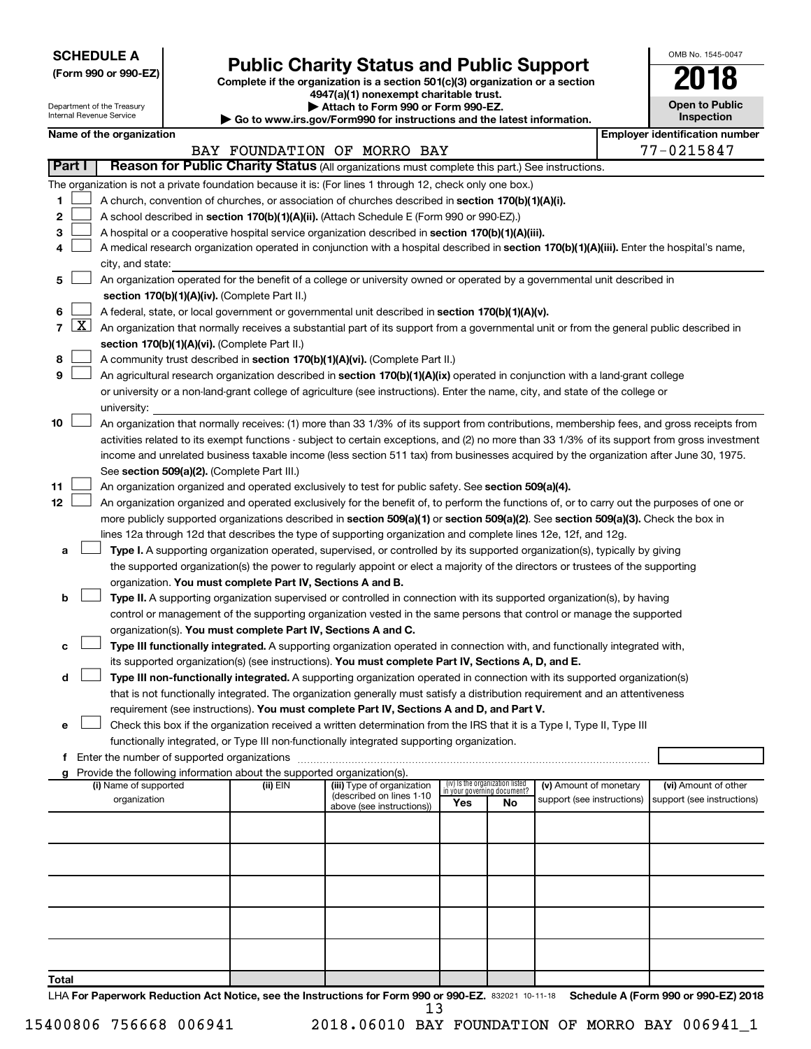**SCHEDULE A**
**(Form 990 or 990-EZ)**

Department of the Treasury
Internal Revenue Service

# Public Charity Status and Public Support

**Complete if the organization is a section 501(c)(3) organization or a section 4947(a)(1) nonexempt charitable trust.**
**▶ Attach to Form 990 or Form 990-EZ.**
**▶ Go to www.irs.gov/Form990 for instructions and the latest information.**

OMB No. 1545-0047
**2018**
**Open to Public Inspection**

**Name of the organization:** BAY FOUNDATION OF MORRO BAY
**Employer identification number:** 77-0215847

## Part I — Reason for Public Charity Status (All organizations must complete this part.) See instructions.

The organization is not a private foundation because it is: (For lines 1 through 12, check only one box.)

1. [ ] A church, convention of churches, or association of churches described in **section 170(b)(1)(A)(i).**
2. [ ] A school described in **section 170(b)(1)(A)(ii).** (Attach Schedule E (Form 990 or 990-EZ).)
3. [ ] A hospital or a cooperative hospital service organization described in **section 170(b)(1)(A)(iii).**
4. [ ] A medical research organization operated in conjunction with a hospital described in **section 170(b)(1)(A)(iii).** Enter the hospital's name, city, and state:
5. [ ] An organization operated for the benefit of a college or university owned or operated by a governmental unit described in **section 170(b)(1)(A)(iv).** (Complete Part II.)
6. [ ] A federal, state, or local government or governmental unit described in **section 170(b)(1)(A)(v).**
7. [X] An organization that normally receives a substantial part of its support from a governmental unit or from the general public described in **section 170(b)(1)(A)(vi).** (Complete Part II.)
8. [ ] A community trust described in **section 170(b)(1)(A)(vi).** (Complete Part II.)
9. [ ] An agricultural research organization described in **section 170(b)(1)(A)(ix)** operated in conjunction with a land-grant college or university or a non-land-grant college of agriculture (see instructions). Enter the name, city, and state of the college or university:
10. [ ] An organization that normally receives: (1) more than 33 1/3% of its support from contributions, membership fees, and gross receipts from activities related to its exempt functions - subject to certain exceptions, and (2) no more than 33 1/3% of its support from gross investment income and unrelated business taxable income (less section 511 tax) from businesses acquired by the organization after June 30, 1975. See **section 509(a)(2).** (Complete Part III.)
11. [ ] An organization organized and operated exclusively to test for public safety. See **section 509(a)(4).**
12. [ ] An organization organized and operated exclusively for the benefit of, to perform the functions of, or to carry out the purposes of one or more publicly supported organizations described in **section 509(a)(1)** or **section 509(a)(2)**. See **section 509(a)(3).** Check the box in lines 12a through 12d that describes the type of supporting organization and complete lines 12e, 12f, and 12g.
   - **a** [ ] **Type I.** A supporting organization operated, supervised, or controlled by its supported organization(s), typically by giving the supported organization(s) the power to regularly appoint or elect a majority of the directors or trustees of the supporting organization. **You must complete Part IV, Sections A and B.**
   - **b** [ ] **Type II.** A supporting organization supervised or controlled in connection with its supported organization(s), by having control or management of the supporting organization vested in the same persons that control or manage the supported organization(s). **You must complete Part IV, Sections A and C.**
   - **c** [ ] **Type III functionally integrated.** A supporting organization operated in connection with, and functionally integrated with, its supported organization(s) (see instructions). **You must complete Part IV, Sections A, D, and E.**
   - **d** [ ] **Type III non-functionally integrated.** A supporting organization operated in connection with its supported organization(s) that is not functionally integrated. The organization generally must satisfy a distribution requirement and an attentiveness requirement (see instructions). **You must complete Part IV, Sections A and D, and Part V.**
   - **e** [ ] Check this box if the organization received a written determination from the IRS that it is a Type I, Type II, Type III functionally integrated, or Type III non-functionally integrated supporting organization.
   - **f** Enter the number of supported organizations
   - **g** Provide the following information about the supported organization(s).

| (i) Name of supported organization | (ii) EIN | (iii) Type of organization (described on lines 1-10 above (see instructions)) | (iv) Is the organization listed in your governing document? Yes | No | (v) Amount of monetary support (see instructions) | (vi) Amount of other support (see instructions) |
|---|---|---|---|---|---|---|
| | | | | | | |
| | | | | | | |
| | | | | | | |
| | | | | | | |
| | | | | | | |
| **Total** | | | | | | |

LHA **For Paperwork Reduction Act Notice, see the Instructions for Form 990 or 990-EZ.** 832021 10-11-18 **Schedule A (Form 990 or 990-EZ) 2018**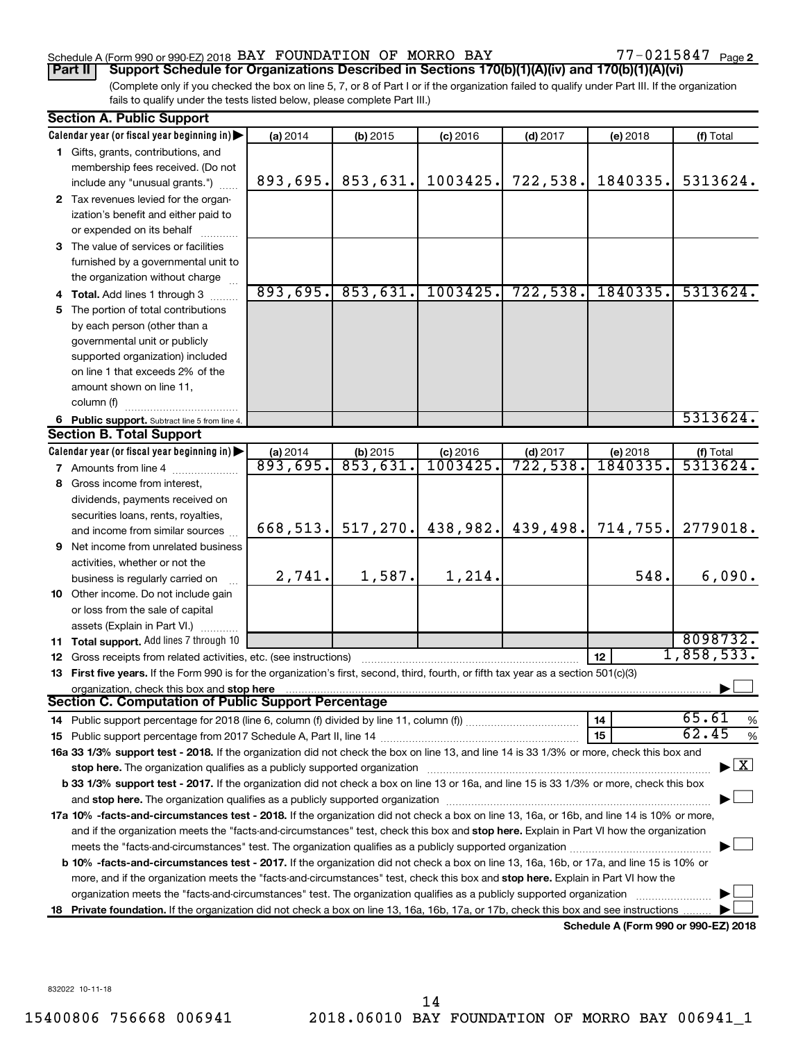Schedule A (Form 990 or 990-EZ) 2018 BAY FOUNDATION OF MORRO BAY 77-0215847 Page 2

**Part II** **Support Schedule for Organizations Described in Sections 170(b)(1)(A)(iv) and 170(b)(1)(A)(vi)**

(Complete only if you checked the box on line 5, 7, or 8 of Part I or if the organization failed to qualify under Part III. If the organization fails to qualify under the tests listed below, please complete Part III.)

## Section A. Public Support

| Calendar year (or fiscal year beginning in) ▶ | (a) 2014 | (b) 2015 | (c) 2016 | (d) 2017 | (e) 2018 | (f) Total |
|---|---|---|---|---|---|---|
| **1** Gifts, grants, contributions, and membership fees received. (Do not include any "unusual grants.") | 893,695. | 853,631. | 1003425. | 722,538. | 1840335. | 5313624. |
| **2** Tax revenues levied for the organization's benefit and either paid to or expended on its behalf | | | | | | |
| **3** The value of services or facilities furnished by a governmental unit to the organization without charge | | | | | | |
| **4 Total.** Add lines 1 through 3 | 893,695. | 853,631. | 1003425. | 722,538. | 1840335. | 5313624. |
| **5** The portion of total contributions by each person (other than a governmental unit or publicly supported organization) included on line 1 that exceeds 2% of the amount shown on line 11, column (f) | | | | | | |
| **6 Public support.** Subtract line 5 from line 4. | | | | | | 5313624. |

## Section B. Total Support

| Calendar year (or fiscal year beginning in) ▶ | (a) 2014 | (b) 2015 | (c) 2016 | (d) 2017 | (e) 2018 | (f) Total |
|---|---|---|---|---|---|---|
| **7** Amounts from line 4 | 893,695. | 853,631. | 1003425. | 722,538. | 1840335. | 5313624. |
| **8** Gross income from interest, dividends, payments received on securities loans, rents, royalties, and income from similar sources | 668,513. | 517,270. | 438,982. | 439,498. | 714,755. | 2779018. |
| **9** Net income from unrelated business activities, whether or not the business is regularly carried on | 2,741. | 1,587. | 1,214. | | 548. | 6,090. |
| **10** Other income. Do not include gain or loss from the sale of capital assets (Explain in Part VI.) | | | | | | |
| **11 Total support.** Add lines 7 through 10 | | | | | | 8098732. |

**12** Gross receipts from related activities, etc. (see instructions) | **12** | 1,858,533.

**13 First five years.** If the Form 990 is for the organization's first, second, third, fourth, or fifth tax year as a section 501(c)(3) organization, check this box and **stop here** ▶ ☐

## Section C. Computation of Public Support Percentage

**14** Public support percentage for 2018 (line 6, column (f) divided by line 11, column (f)) | **14** | 65.61 %

**15** Public support percentage from 2017 Schedule A, Part II, line 14 | **15** | 62.45 %

**16a 33 1/3% support test - 2018.** If the organization did not check the box on line 13, and line 14 is 33 1/3% or more, check this box and **stop here.** The organization qualifies as a publicly supported organization ▶ ☒

**b 33 1/3% support test - 2017.** If the organization did not check a box on line 13 or 16a, and line 15 is 33 1/3% or more, check this box and **stop here.** The organization qualifies as a publicly supported organization ▶ ☐

**17a 10% -facts-and-circumstances test - 2018.** If the organization did not check a box on line 13, 16a, or 16b, and line 14 is 10% or more, and if the organization meets the "facts-and-circumstances" test, check this box and **stop here.** Explain in Part VI how the organization meets the "facts-and-circumstances" test. The organization qualifies as a publicly supported organization ▶ ☐

**b 10% -facts-and-circumstances test - 2017.** If the organization did not check a box on line 13, 16a, 16b, or 17a, and line 15 is 10% or more, and if the organization meets the "facts-and-circumstances" test, check this box and **stop here.** Explain in Part VI how the organization meets the "facts-and-circumstances" test. The organization qualifies as a publicly supported organization ▶ ☐

**18 Private foundation.** If the organization did not check a box on line 13, 16a, 16b, 17a, or 17b, check this box and see instructions ▶ ☐

**Schedule A (Form 990 or 990-EZ) 2018**

832022 10-11-18

15400806 756668 006941 2018.06010 BAY FOUNDATION OF MORRO BAY 006941_1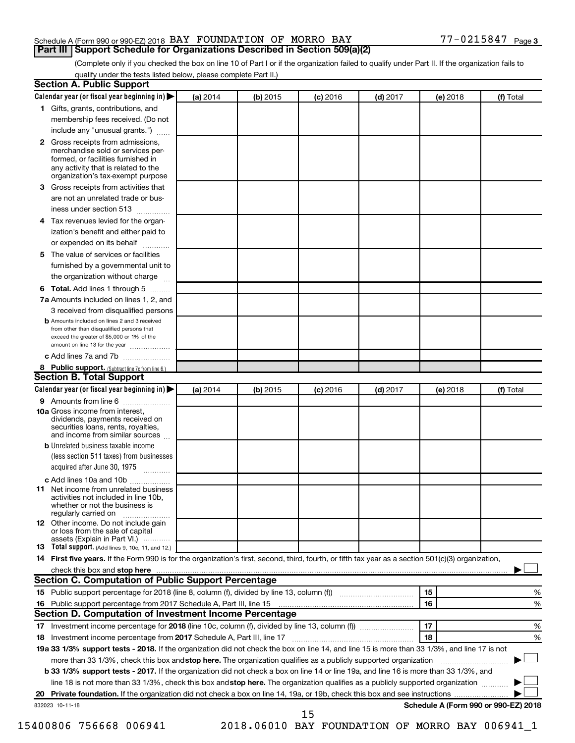Schedule A (Form 990 or 990-EZ) 2018 BAY FOUNDATION OF MORRO BAY 77-0215847

## Part III Support Schedule for Organizations Described in Section 509(a)(2)

(Complete only if you checked the box on line 10 of Part I or if the organization failed to qualify under Part II. If the organization fails to qualify under the tests listed below, please complete Part II.)

### Section A. Public Support

| Calendar year (or fiscal year beginning in) ▶ | (a) 2014 | (b) 2015 | (c) 2016 | (d) 2017 | (e) 2018 | (f) Total |
|---|---|---|---|---|---|---|
| **1** Gifts, grants, contributions, and membership fees received. (Do not include any "unusual grants.") | | | | | | |
| **2** Gross receipts from admissions, merchandise sold or services performed, or facilities furnished in any activity that is related to the organization's tax-exempt purpose | | | | | | |
| **3** Gross receipts from activities that are not an unrelated trade or business under section 513 | | | | | | |
| **4** Tax revenues levied for the organization's benefit and either paid to or expended on its behalf | | | | | | |
| **5** The value of services or facilities furnished by a governmental unit to the organization without charge | | | | | | |
| **6 Total.** Add lines 1 through 5 | | | | | | |
| **7a** Amounts included on lines 1, 2, and 3 received from disqualified persons | | | | | | |
| **b** Amounts included on lines 2 and 3 received from other than disqualified persons that exceed the greater of $5,000 or 1% of the amount on line 13 for the year | | | | | | |
| **c** Add lines 7a and 7b | | | | | | |
| **8 Public support.** (Subtract line 7c from line 6.) | | | | | | |

### Section B. Total Support

| Calendar year (or fiscal year beginning in) ▶ | (a) 2014 | (b) 2015 | (c) 2016 | (d) 2017 | (e) 2018 | (f) Total |
|---|---|---|---|---|---|---|
| **9** Amounts from line 6 | | | | | | |
| **10a** Gross income from interest, dividends, payments received on securities loans, rents, royalties, and income from similar sources | | | | | | |
| **b** Unrelated business taxable income (less section 511 taxes) from businesses acquired after June 30, 1975 | | | | | | |
| **c** Add lines 10a and 10b | | | | | | |
| **11** Net income from unrelated business activities not included in line 10b, whether or not the business is regularly carried on | | | | | | |
| **12** Other income. Do not include gain or loss from the sale of capital assets (Explain in Part VI.) | | | | | | |
| **13 Total support.** (Add lines 9, 10c, 11, and 12.) | | | | | | |

**14 First five years.** If the Form 990 is for the organization's first, second, third, fourth, or fifth tax year as a section 501(c)(3) organization, check this box and **stop here** ▶ ☐

### Section C. Computation of Public Support Percentage

| | | | |
|---|---|---|---|
| **15** | Public support percentage for 2018 (line 8, column (f), divided by line 13, column (f)) | 15 | % |
| **16** | Public support percentage from 2017 Schedule A, Part III, line 15 | 16 | % |

### Section D. Computation of Investment Income Percentage

| | | | |
|---|---|---|---|
| **17** | Investment income percentage for **2018** (line 10c, column (f), divided by line 13, column (f)) | 17 | % |
| **18** | Investment income percentage from **2017** Schedule A, Part III, line 17 | 18 | % |

**19a 33 1/3% support tests - 2018.** If the organization did not check the box on line 14, and line 15 is more than 33 1/3%, and line 17 is not more than 33 1/3%, check this box and **stop here.** The organization qualifies as a publicly supported organization ▶ ☐

**b 33 1/3% support tests - 2017.** If the organization did not check a box on line 14 or line 19a, and line 16 is more than 33 1/3%, and line 18 is not more than 33 1/3%, check this box and **stop here.** The organization qualifies as a publicly supported organization ▶ ☐

**20 Private foundation.** If the organization did not check a box on line 14, 19a, or 19b, check this box and see instructions ▶ ☐

832023 10-11-18 **Schedule A (Form 990 or 990-EZ) 2018**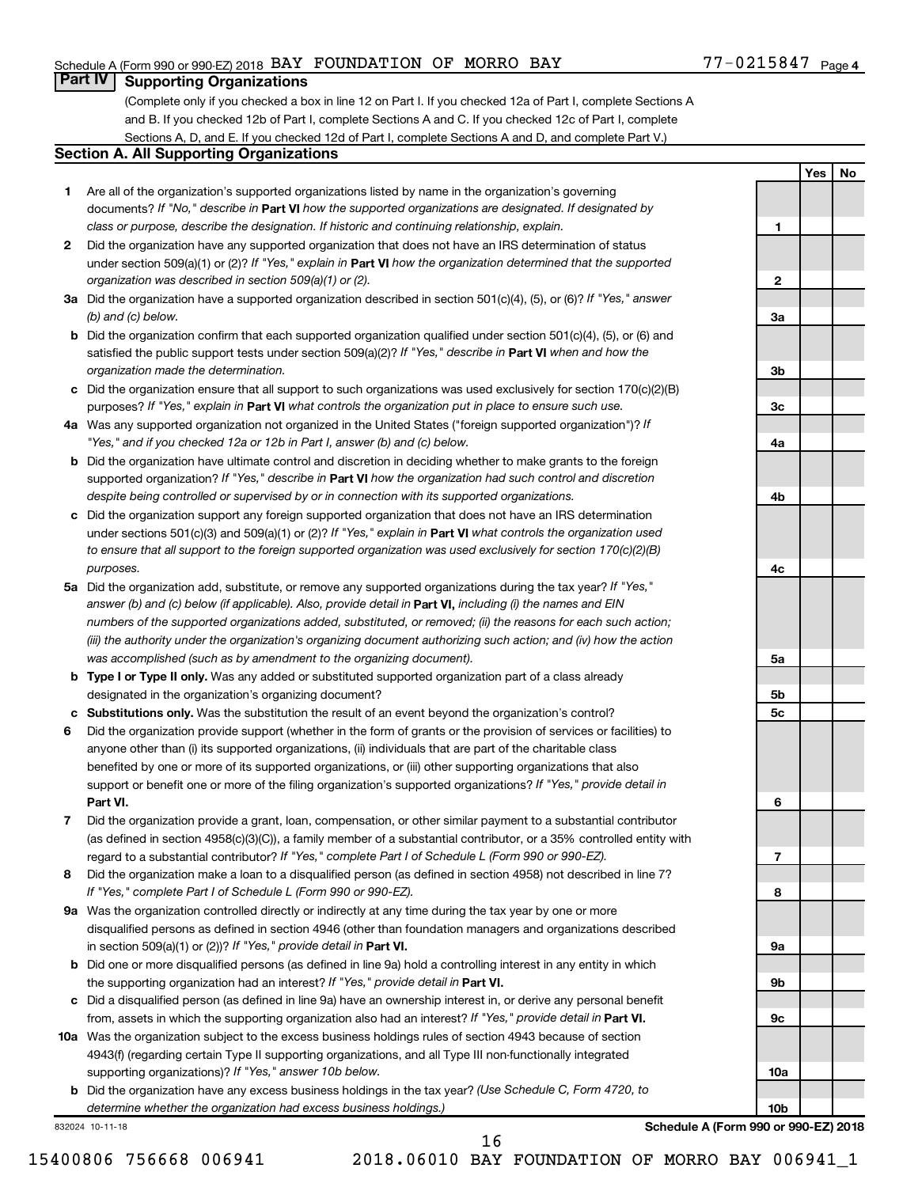Schedule A (Form 990 or 990-EZ) 2018 BAY FOUNDATION OF MORRO BAY 77-0215847 Page 4

## Part IV Supporting Organizations

(Complete only if you checked a box in line 12 on Part I. If you checked 12a of Part I, complete Sections A and B. If you checked 12b of Part I, complete Sections A and C. If you checked 12c of Part I, complete Sections A, D, and E. If you checked 12d of Part I, complete Sections A and D, and complete Part V.)

### Section A. All Supporting Organizations

| | | Line | Yes | No |
|---|---|---|---|---|
| 1 | Are all of the organization's supported organizations listed by name in the organization's governing documents? *If "No," describe in* **Part VI** *how the supported organizations are designated. If designated by class or purpose, describe the designation. If historic and continuing relationship, explain.* | 1 | | |
| 2 | Did the organization have any supported organization that does not have an IRS determination of status under section 509(a)(1) or (2)? *If "Yes," explain in* **Part VI** *how the organization determined that the supported organization was described in section 509(a)(1) or (2).* | 2 | | |
| 3a | Did the organization have a supported organization described in section 501(c)(4), (5), or (6)? *If "Yes," answer (b) and (c) below.* | 3a | | |
| b | Did the organization confirm that each supported organization qualified under section 501(c)(4), (5), or (6) and satisfied the public support tests under section 509(a)(2)? *If "Yes," describe in* **Part VI** *when and how the organization made the determination.* | 3b | | |
| c | Did the organization ensure that all support to such organizations was used exclusively for section 170(c)(2)(B) purposes? *If "Yes," explain in* **Part VI** *what controls the organization put in place to ensure such use.* | 3c | | |
| 4a | Was any supported organization not organized in the United States ("foreign supported organization")? *If "Yes," and if you checked 12a or 12b in Part I, answer (b) and (c) below.* | 4a | | |
| b | Did the organization have ultimate control and discretion in deciding whether to make grants to the foreign supported organization? *If "Yes," describe in* **Part VI** *how the organization had such control and discretion despite being controlled or supervised by or in connection with its supported organizations.* | 4b | | |
| c | Did the organization support any foreign supported organization that does not have an IRS determination under sections 501(c)(3) and 509(a)(1) or (2)? *If "Yes," explain in* **Part VI** *what controls the organization used to ensure that all support to the foreign supported organization was used exclusively for section 170(c)(2)(B) purposes.* | 4c | | |
| 5a | Did the organization add, substitute, or remove any supported organizations during the tax year? *If "Yes," answer (b) and (c) below (if applicable). Also, provide detail in* **Part VI,** *including (i) the names and EIN numbers of the supported organizations added, substituted, or removed; (ii) the reasons for each such action; (iii) the authority under the organization's organizing document authorizing such action; and (iv) how the action was accomplished (such as by amendment to the organizing document).* | 5a | | |
| b | **Type I or Type II only.** Was any added or substituted supported organization part of a class already designated in the organization's organizing document? | 5b | | |
| c | **Substitutions only.** Was the substitution the result of an event beyond the organization's control? | 5c | | |
| 6 | Did the organization provide support (whether in the form of grants or the provision of services or facilities) to anyone other than (i) its supported organizations, (ii) individuals that are part of the charitable class benefited by one or more of its supported organizations, or (iii) other supporting organizations that also support or benefit one or more of the filing organization's supported organizations? *If "Yes," provide detail in* **Part VI.** | 6 | | |
| 7 | Did the organization provide a grant, loan, compensation, or other similar payment to a substantial contributor (as defined in section 4958(c)(3)(C)), a family member of a substantial contributor, or a 35% controlled entity with regard to a substantial contributor? *If "Yes," complete Part I of Schedule L (Form 990 or 990-EZ).* | 7 | | |
| 8 | Did the organization make a loan to a disqualified person (as defined in section 4958) not described in line 7? *If "Yes," complete Part I of Schedule L (Form 990 or 990-EZ).* | 8 | | |
| 9a | Was the organization controlled directly or indirectly at any time during the tax year by one or more disqualified persons as defined in section 4946 (other than foundation managers and organizations described in section 509(a)(1) or (2))? *If "Yes," provide detail in* **Part VI.** | 9a | | |
| b | Did one or more disqualified persons (as defined in line 9a) hold a controlling interest in any entity in which the supporting organization had an interest? *If "Yes," provide detail in* **Part VI.** | 9b | | |
| c | Did a disqualified person (as defined in line 9a) have an ownership interest in, or derive any personal benefit from, assets in which the supporting organization also had an interest? *If "Yes," provide detail in* **Part VI.** | 9c | | |
| 10a | Was the organization subject to the excess business holdings rules of section 4943 because of section 4943(f) (regarding certain Type II supporting organizations, and all Type III non-functionally integrated supporting organizations)? *If "Yes," answer 10b below.* | 10a | | |
| b | Did the organization have any excess business holdings in the tax year? *(Use Schedule C, Form 4720, to determine whether the organization had excess business holdings.)* | 10b | | |

832024 10-11-18 **Schedule A (Form 990 or 990-EZ) 2018**

15400806 756668 006941 2018.06010 BAY FOUNDATION OF MORRO BAY 006941_1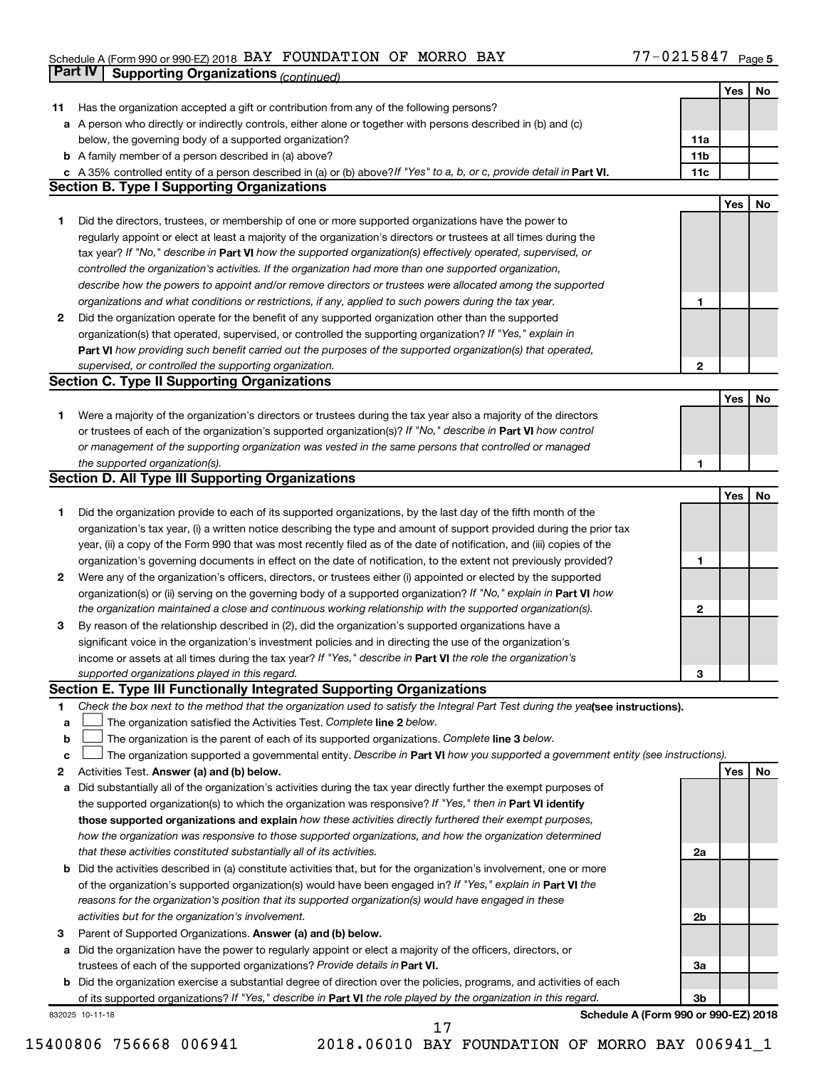Schedule A (Form 990 or 990-EZ) 2018 BAY FOUNDATION OF MORRO BAY 77-0215847 Page 5

## Part IV Supporting Organizations *(continued)*

| | | | Yes | No |
|---|---|---|---|---|
| **11** | Has the organization accepted a gift or contribution from any of the following persons? | | | |
| **a** | A person who directly or indirectly controls, either alone or together with persons described in (b) and (c) below, the governing body of a supported organization? | 11a | | |
| **b** | A family member of a person described in (a) above? | 11b | | |
| **c** | A 35% controlled entity of a person described in (a) or (b) above? *If "Yes" to a, b, or c, provide detail in* **Part VI.** | 11c | | |

### Section B. Type I Supporting Organizations

| | | | Yes | No |
|---|---|---|---|---|
| **1** | Did the directors, trustees, or membership of one or more supported organizations have the power to regularly appoint or elect at least a majority of the organization's directors or trustees at all times during the tax year? *If "No," describe in* **Part VI** *how the supported organization(s) effectively operated, supervised, or controlled the organization's activities. If the organization had more than one supported organization, describe how the powers to appoint and/or remove directors or trustees were allocated among the supported organizations and what conditions or restrictions, if any, applied to such powers during the tax year.* | 1 | | |
| **2** | Did the organization operate for the benefit of any supported organization other than the supported organization(s) that operated, supervised, or controlled the supporting organization? *If "Yes," explain in* **Part VI** *how providing such benefit carried out the purposes of the supported organization(s) that operated, supervised, or controlled the supporting organization.* | 2 | | |

### Section C. Type II Supporting Organizations

| | | | Yes | No |
|---|---|---|---|---|
| **1** | Were a majority of the organization's directors or trustees during the tax year also a majority of the directors or trustees of each of the organization's supported organization(s)? *If "No," describe in* **Part VI** *how control or management of the supporting organization was vested in the same persons that controlled or managed the supported organization(s).* | 1 | | |

### Section D. All Type III Supporting Organizations

| | | | Yes | No |
|---|---|---|---|---|
| **1** | Did the organization provide to each of its supported organizations, by the last day of the fifth month of the organization's tax year, (i) a written notice describing the type and amount of support provided during the prior tax year, (ii) a copy of the Form 990 that was most recently filed as of the date of notification, and (iii) copies of the organization's governing documents in effect on the date of notification, to the extent not previously provided? | 1 | | |
| **2** | Were any of the organization's officers, directors, or trustees either (i) appointed or elected by the supported organization(s) or (ii) serving on the governing body of a supported organization? *If "No," explain in* **Part VI** *how the organization maintained a close and continuous working relationship with the supported organization(s).* | 2 | | |
| **3** | By reason of the relationship described in (2), did the organization's supported organizations have a significant voice in the organization's investment policies and in directing the use of the organization's income or assets at all times during the tax year? *If "Yes," describe in* **Part VI** *the role the organization's supported organizations played in this regard.* | 3 | | |

### Section E. Type III Functionally Integrated Supporting Organizations

**1** *Check the box next to the method that the organization used to satisfy the Integral Part Test during the year* **(see instructions).**

- **a** ☐ The organization satisfied the Activities Test. *Complete* **line 2** *below.*
- **b** ☐ The organization is the parent of each of its supported organizations. *Complete* **line 3** *below.*
- **c** ☐ The organization supported a governmental entity. *Describe in* **Part VI** *how you supported a government entity (see instructions).*

| | | | Yes | No |
|---|---|---|---|---|
| **2** | Activities Test. **Answer (a) and (b) below.** | | | |
| **a** | Did substantially all of the organization's activities during the tax year directly further the exempt purposes of the supported organization(s) to which the organization was responsive? *If "Yes," then in* **Part VI identify those supported organizations and explain** *how these activities directly furthered their exempt purposes, how the organization was responsive to those supported organizations, and how the organization determined that these activities constituted substantially all of its activities.* | 2a | | |
| **b** | Did the activities described in (a) constitute activities that, but for the organization's involvement, one or more of the organization's supported organization(s) would have been engaged in? *If "Yes," explain in* **Part VI** *the reasons for the organization's position that its supported organization(s) would have engaged in these activities but for the organization's involvement.* | 2b | | |
| **3** | Parent of Supported Organizations. **Answer (a) and (b) below.** | | | |
| **a** | Did the organization have the power to regularly appoint or elect a majority of the officers, directors, or trustees of each of the supported organizations? *Provide details in* **Part VI.** | 3a | | |
| **b** | Did the organization exercise a substantial degree of direction over the policies, programs, and activities of each of its supported organizations? *If "Yes," describe in* **Part VI** *the role played by the organization in this regard.* | 3b | | |

832025 10-11-18 **Schedule A (Form 990 or 990-EZ) 2018**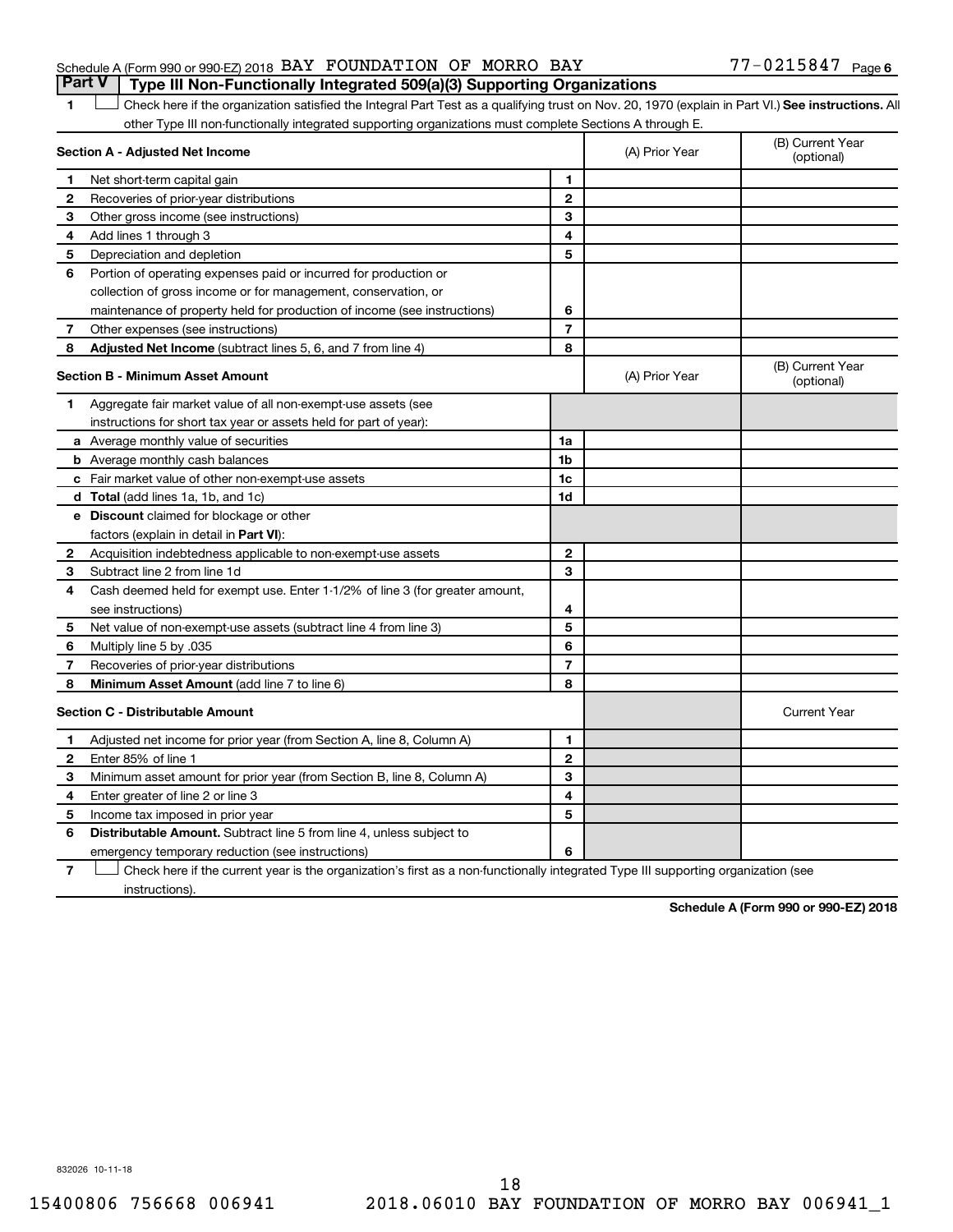Schedule A (Form 990 or 990-EZ) 2018 BAY FOUNDATION OF MORRO BAY 77-0215847 Page 6

## Part V Type III Non-Functionally Integrated 509(a)(3) Supporting Organizations

1 ☐ Check here if the organization satisfied the Integral Part Test as a qualifying trust on Nov. 20, 1970 (explain in Part VI.) **See instructions.** All other Type III non-functionally integrated supporting organizations must complete Sections A through E.

| **Section A - Adjusted Net Income** | | | (A) Prior Year | (B) Current Year (optional) |
|---|---|---|---|---|
| 1 | Net short-term capital gain | 1 | | |
| 2 | Recoveries of prior-year distributions | 2 | | |
| 3 | Other gross income (see instructions) | 3 | | |
| 4 | Add lines 1 through 3 | 4 | | |
| 5 | Depreciation and depletion | 5 | | |
| 6 | Portion of operating expenses paid or incurred for production or collection of gross income or for management, conservation, or maintenance of property held for production of income (see instructions) | 6 | | |
| 7 | Other expenses (see instructions) | 7 | | |
| 8 | **Adjusted Net Income** (subtract lines 5, 6, and 7 from line 4) | 8 | | |

| **Section B - Minimum Asset Amount** | | | (A) Prior Year | (B) Current Year (optional) |
|---|---|---|---|---|
| 1 | Aggregate fair market value of all non-exempt-use assets (see instructions for short tax year or assets held for part of year): | | | |
| a | Average monthly value of securities | 1a | | |
| b | Average monthly cash balances | 1b | | |
| c | Fair market value of other non-exempt-use assets | 1c | | |
| d | **Total** (add lines 1a, 1b, and 1c) | 1d | | |
| e | **Discount** claimed for blockage or other factors (explain in detail in **Part VI**): | | | |
| 2 | Acquisition indebtedness applicable to non-exempt-use assets | 2 | | |
| 3 | Subtract line 2 from line 1d | 3 | | |
| 4 | Cash deemed held for exempt use. Enter 1-1/2% of line 3 (for greater amount, see instructions) | 4 | | |
| 5 | Net value of non-exempt-use assets (subtract line 4 from line 3) | 5 | | |
| 6 | Multiply line 5 by .035 | 6 | | |
| 7 | Recoveries of prior-year distributions | 7 | | |
| 8 | **Minimum Asset Amount** (add line 7 to line 6) | 8 | | |

| **Section C - Distributable Amount** | | | | Current Year |
|---|---|---|---|---|
| 1 | Adjusted net income for prior year (from Section A, line 8, Column A) | 1 | | |
| 2 | Enter 85% of line 1 | 2 | | |
| 3 | Minimum asset amount for prior year (from Section B, line 8, Column A) | 3 | | |
| 4 | Enter greater of line 2 or line 3 | 4 | | |
| 5 | Income tax imposed in prior year | 5 | | |
| 6 | **Distributable Amount.** Subtract line 5 from line 4, unless subject to emergency temporary reduction (see instructions) | 6 | | |

7 ☐ Check here if the current year is the organization's first as a non-functionally integrated Type III supporting organization (see instructions).

**Schedule A (Form 990 or 990-EZ) 2018**

832026 10-11-18

15400806 756668 006941 2018.06010 BAY FOUNDATION OF MORRO BAY 006941_1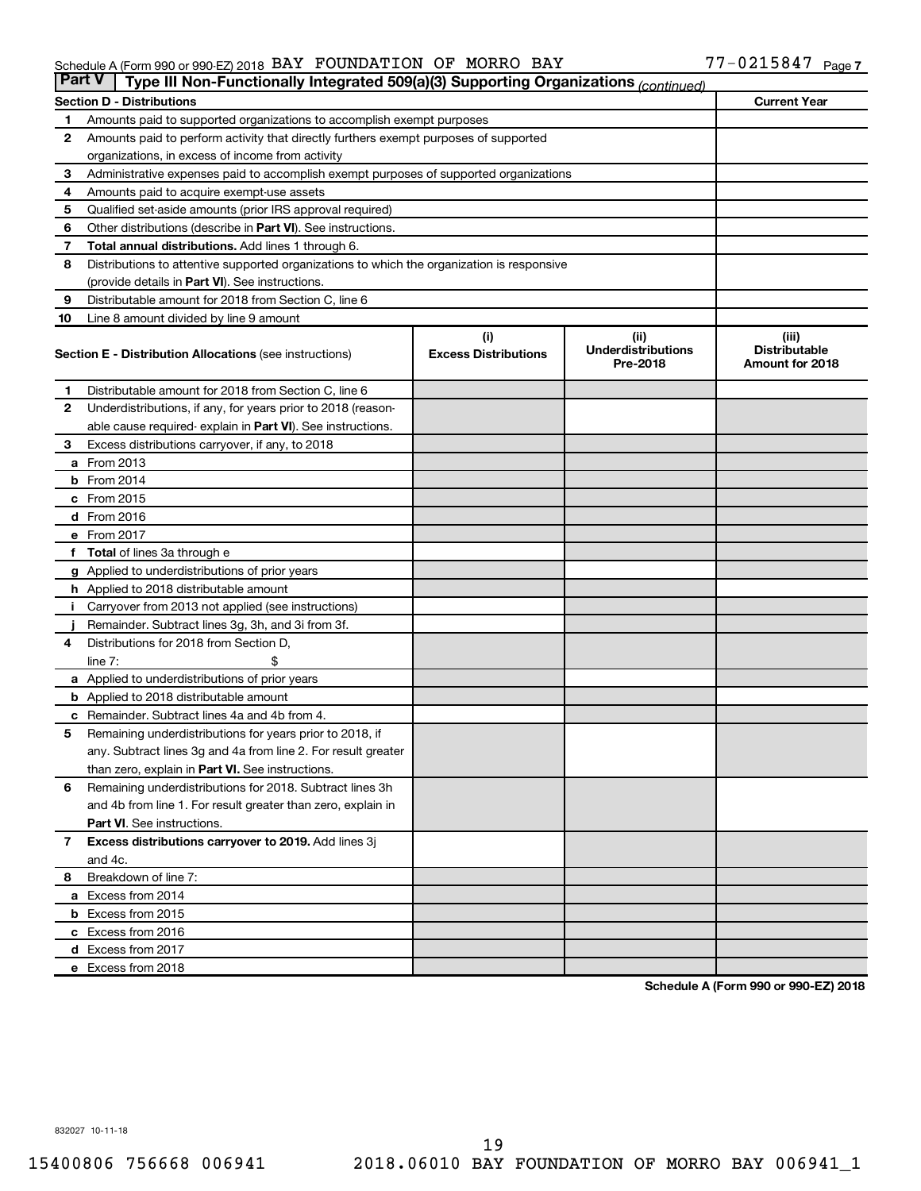Schedule A (Form 990 or 990-EZ) 2018 BAY FOUNDATION OF MORRO BAY 77-0215847 Page 7

## Part V Type III Non-Functionally Integrated 509(a)(3) Supporting Organizations *(continued)*

| Section D - Distributions | | Current Year |
|---|---|---|
| 1 | Amounts paid to supported organizations to accomplish exempt purposes | |
| 2 | Amounts paid to perform activity that directly furthers exempt purposes of supported organizations, in excess of income from activity | |
| 3 | Administrative expenses paid to accomplish exempt purposes of supported organizations | |
| 4 | Amounts paid to acquire exempt-use assets | |
| 5 | Qualified set-aside amounts (prior IRS approval required) | |
| 6 | Other distributions (describe in **Part VI**). See instructions. | |
| 7 | **Total annual distributions.** Add lines 1 through 6. | |
| 8 | Distributions to attentive supported organizations to which the organization is responsive (provide details in **Part VI**). See instructions. | |
| 9 | Distributable amount for 2018 from Section C, line 6 | |
| 10 | Line 8 amount divided by line 9 amount | |

| | Section E - Distribution Allocations (see instructions) | (i) Excess Distributions | (ii) Underdistributions Pre-2018 | (iii) Distributable Amount for 2018 |
|---|---|---|---|---|
| 1 | Distributable amount for 2018 from Section C, line 6 | | | |
| 2 | Underdistributions, if any, for years prior to 2018 (reasonable cause required- explain in **Part VI**). See instructions. | | | |
| 3 | Excess distributions carryover, if any, to 2018 | | | |
| a | From 2013 | | | |
| b | From 2014 | | | |
| c | From 2015 | | | |
| d | From 2016 | | | |
| e | From 2017 | | | |
| f | **Total** of lines 3a through e | | | |
| g | Applied to underdistributions of prior years | | | |
| h | Applied to 2018 distributable amount | | | |
| i | Carryover from 2013 not applied (see instructions) | | | |
| j | Remainder. Subtract lines 3g, 3h, and 3i from 3f. | | | |
| 4 | Distributions for 2018 from Section D, line 7: $ | | | |
| a | Applied to underdistributions of prior years | | | |
| b | Applied to 2018 distributable amount | | | |
| c | Remainder. Subtract lines 4a and 4b from 4. | | | |
| 5 | Remaining underdistributions for years prior to 2018, if any. Subtract lines 3g and 4a from line 2. For result greater than zero, explain in **Part VI**. See instructions. | | | |
| 6 | Remaining underdistributions for 2018. Subtract lines 3h and 4b from line 1. For result greater than zero, explain in **Part VI**. See instructions. | | | |
| 7 | **Excess distributions carryover to 2019.** Add lines 3j and 4c. | | | |
| 8 | Breakdown of line 7: | | | |
| a | Excess from 2014 | | | |
| b | Excess from 2015 | | | |
| c | Excess from 2016 | | | |
| d | Excess from 2017 | | | |
| e | Excess from 2018 | | | |

**Schedule A (Form 990 or 990-EZ) 2018**

832027 10-11-18

15400806 756668 006941 2018.06010 BAY FOUNDATION OF MORRO BAY 006941_1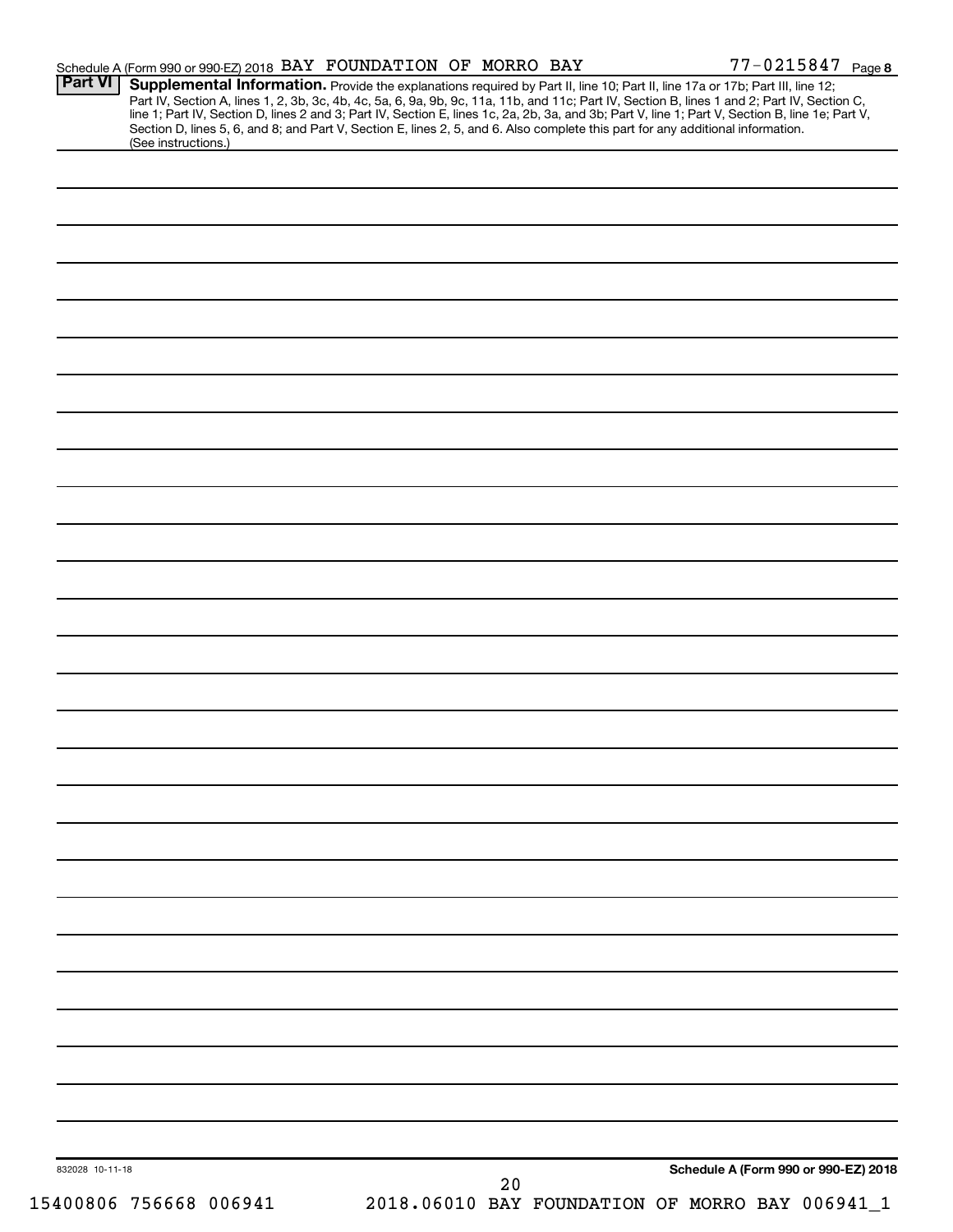Schedule A (Form 990 or 990-EZ) 2018 BAY FOUNDATION OF MORRO BAY 77-0215847 Page 8

**Part VI** **Supplemental Information.** Provide the explanations required by Part II, line 10; Part II, line 17a or 17b; Part III, line 12; Part IV, Section A, lines 1, 2, 3b, 3c, 4b, 4c, 5a, 6, 9a, 9b, 9c, 11a, 11b, and 11c; Part IV, Section B, lines 1 and 2; Part IV, Section C, line 1; Part IV, Section D, lines 2 and 3; Part IV, Section E, lines 1c, 2a, 2b, 3a, and 3b; Part V, line 1; Part V, Section B, line 1e; Part V, Section D, lines 5, 6, and 8; and Part V, Section E, lines 2, 5, and 6. Also complete this part for any additional information. (See instructions.)

832028 10-11-18

**Schedule A (Form 990 or 990-EZ) 2018**

15400806 756668 006941 2018.06010 BAY FOUNDATION OF MORRO BAY 006941_1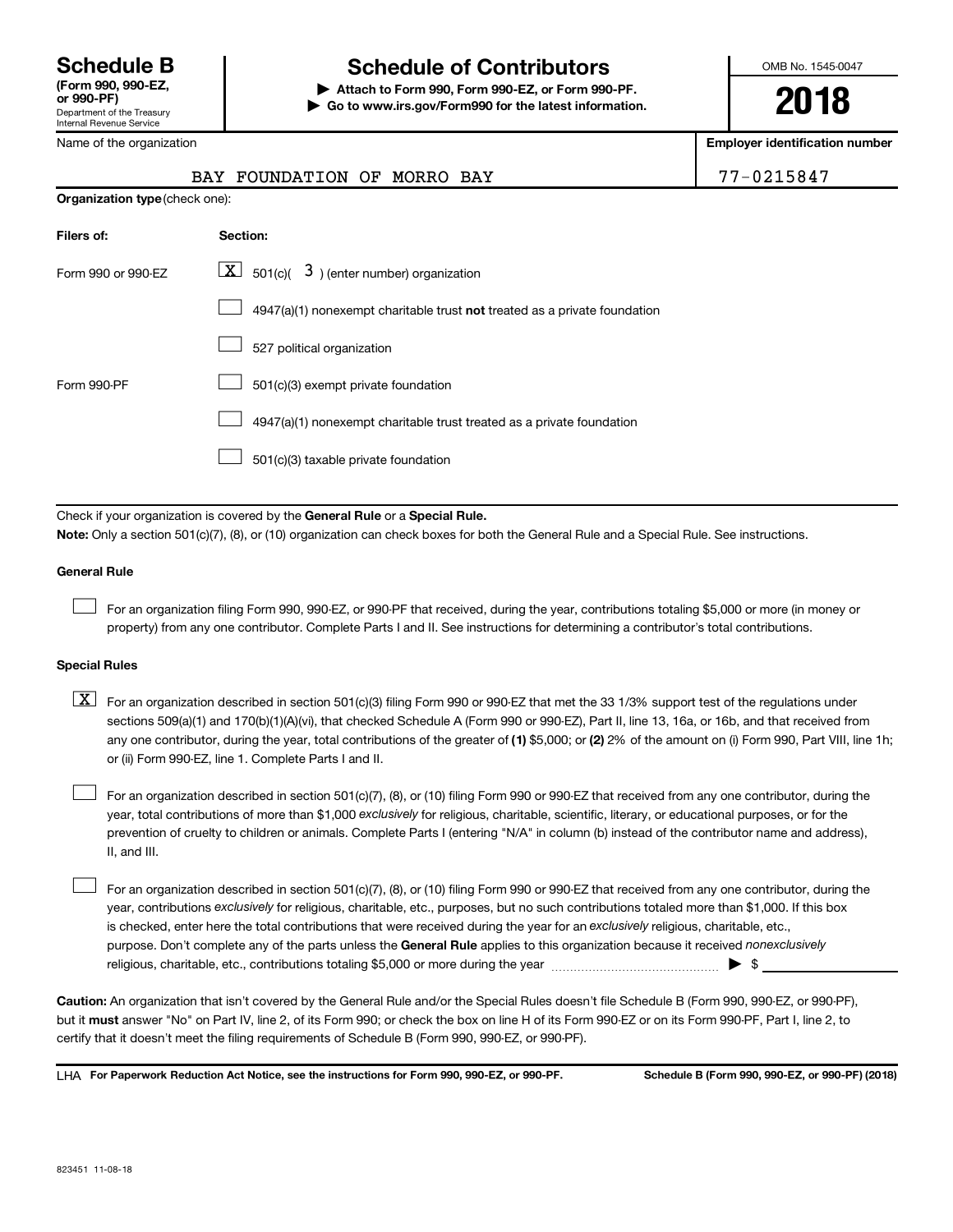# Schedule B

**(Form 990, 990-EZ, or 990-PF)**
Department of the Treasury
Internal Revenue Service

# Schedule of Contributors

▶ **Attach to Form 990, Form 990-EZ, or Form 990-PF.**
▶ **Go to www.irs.gov/Form990 for the latest information.**

OMB No. 1545-0047

**2018**

Name of the organization: BAY FOUNDATION OF MORRO BAY

**Employer identification number:** 77-0215847

**Organization type** (check one):

| Filers of: | Section: |
|---|---|
| Form 990 or 990-EZ | [X] 501(c)( 3 ) (enter number) organization |
| | [ ] 4947(a)(1) nonexempt charitable trust **not** treated as a private foundation |
| | [ ] 527 political organization |
| Form 990-PF | [ ] 501(c)(3) exempt private foundation |
| | [ ] 4947(a)(1) nonexempt charitable trust treated as a private foundation |
| | [ ] 501(c)(3) taxable private foundation |

Check if your organization is covered by the **General Rule** or a **Special Rule.**

**Note:** Only a section 501(c)(7), (8), or (10) organization can check boxes for both the General Rule and a Special Rule. See instructions.

### General Rule

[ ] For an organization filing Form 990, 990-EZ, or 990-PF that received, during the year, contributions totaling $5,000 or more (in money or property) from any one contributor. Complete Parts I and II. See instructions for determining a contributor's total contributions.

### Special Rules

[X] For an organization described in section 501(c)(3) filing Form 990 or 990-EZ that met the 33 1/3% support test of the regulations under sections 509(a)(1) and 170(b)(1)(A)(vi), that checked Schedule A (Form 990 or 990-EZ), Part II, line 13, 16a, or 16b, and that received from any one contributor, during the year, total contributions of the greater of **(1)** $5,000; or **(2)** 2% of the amount on (i) Form 990, Part VIII, line 1h; or (ii) Form 990-EZ, line 1. Complete Parts I and II.

[ ] For an organization described in section 501(c)(7), (8), or (10) filing Form 990 or 990-EZ that received from any one contributor, during the year, total contributions of more than $1,000 *exclusively* for religious, charitable, scientific, literary, or educational purposes, or for the prevention of cruelty to children or animals. Complete Parts I (entering "N/A" in column (b) instead of the contributor name and address), II, and III.

[ ] For an organization described in section 501(c)(7), (8), or (10) filing Form 990 or 990-EZ that received from any one contributor, during the year, contributions *exclusively* for religious, charitable, etc., purposes, but no such contributions totaled more than $1,000. If this box is checked, enter here the total contributions that were received during the year for an *exclusively* religious, charitable, etc., purpose. Don't complete any of the parts unless the **General Rule** applies to this organization because it received *nonexclusively* religious, charitable, etc., contributions totaling $5,000 or more during the year ▶ $ ________

**Caution:** An organization that isn't covered by the General Rule and/or the Special Rules doesn't file Schedule B (Form 990, 990-EZ, or 990-PF), but it **must** answer "No" on Part IV, line 2, of its Form 990; or check the box on line H of its Form 990-EZ or on its Form 990-PF, Part I, line 2, to certify that it doesn't meet the filing requirements of Schedule B (Form 990, 990-EZ, or 990-PF).

LHA **For Paperwork Reduction Act Notice, see the instructions for Form 990, 990-EZ, or 990-PF.** **Schedule B (Form 990, 990-EZ, or 990-PF) (2018)**

823451 11-08-18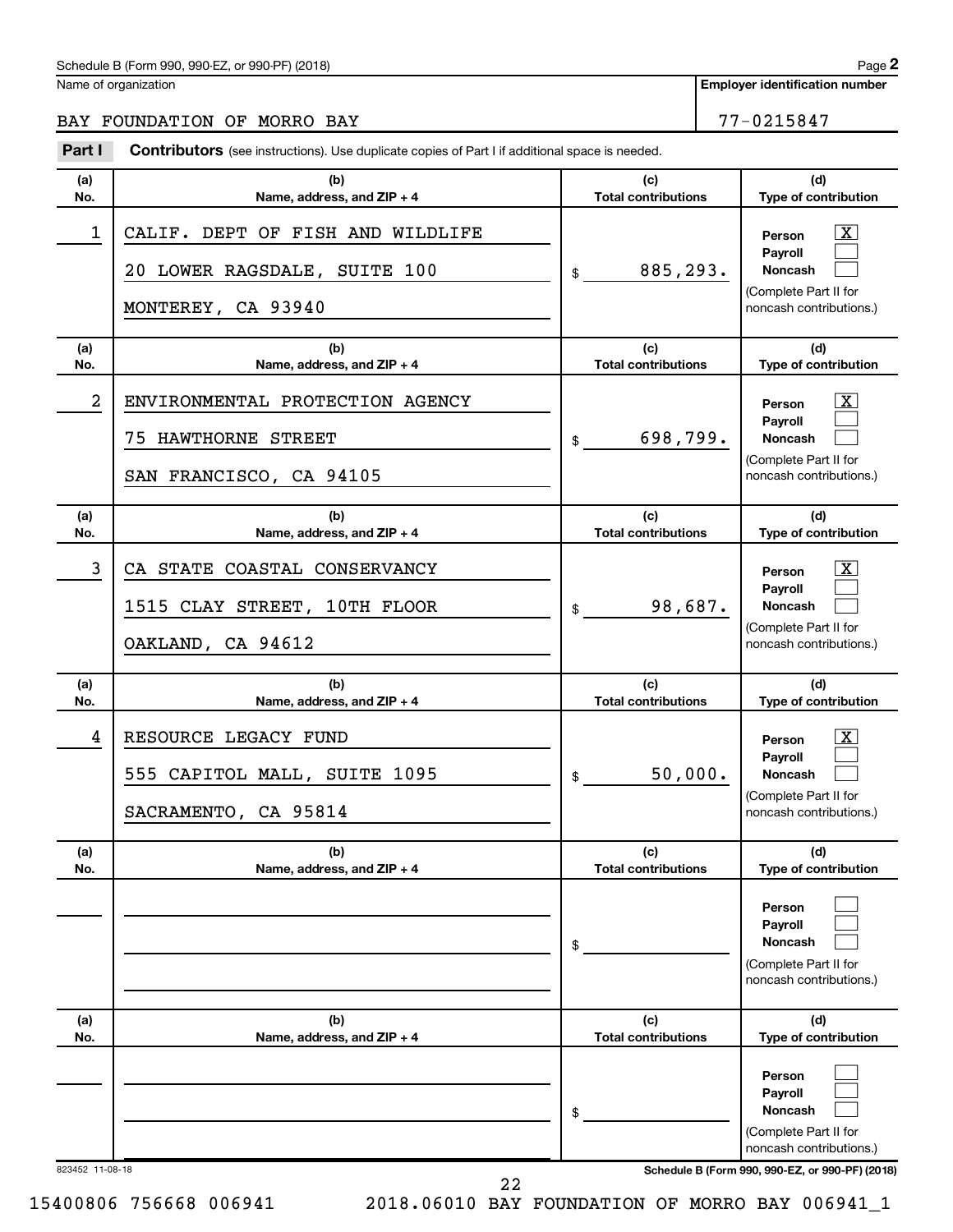Schedule B (Form 990, 990-EZ, or 990-PF) (2018)

Name of organization: BAY FOUNDATION OF MORRO BAY

Employer identification number: 77-0215847

## Part I Contributors (see instructions). Use duplicate copies of Part I if additional space is needed.

| (a) No. | (b) Name, address, and ZIP + 4 | (c) Total contributions | (d) Type of contribution |
| --- | --- | --- | --- |
| 1 | CALIF. DEPT OF FISH AND WILDLIFE<br>20 LOWER RAGSDALE, SUITE 100<br>MONTEREY, CA 93940 | $ 885,293. | Person [X]<br>Payroll [ ]<br>Noncash [ ]<br>(Complete Part II for noncash contributions.) |
| 2 | ENVIRONMENTAL PROTECTION AGENCY<br>75 HAWTHORNE STREET<br>SAN FRANCISCO, CA 94105 | $ 698,799. | Person [X]<br>Payroll [ ]<br>Noncash [ ]<br>(Complete Part II for noncash contributions.) |
| 3 | CA STATE COASTAL CONSERVANCY<br>1515 CLAY STREET, 10TH FLOOR<br>OAKLAND, CA 94612 | $ 98,687. | Person [X]<br>Payroll [ ]<br>Noncash [ ]<br>(Complete Part II for noncash contributions.) |
| 4 | RESOURCE LEGACY FUND<br>555 CAPITOL MALL, SUITE 1095<br>SACRAMENTO, CA 95814 | $ 50,000. | Person [X]<br>Payroll [ ]<br>Noncash [ ]<br>(Complete Part II for noncash contributions.) |
| | | $ | Person [ ]<br>Payroll [ ]<br>Noncash [ ]<br>(Complete Part II for noncash contributions.) |
| | | $ | Person [ ]<br>Payroll [ ]<br>Noncash [ ]<br>(Complete Part II for noncash contributions.) |

823452 11-08-18

Schedule B (Form 990, 990-EZ, or 990-PF) (2018)

15400806 756668 006941 2018.06010 BAY FOUNDATION OF MORRO BAY 006941_1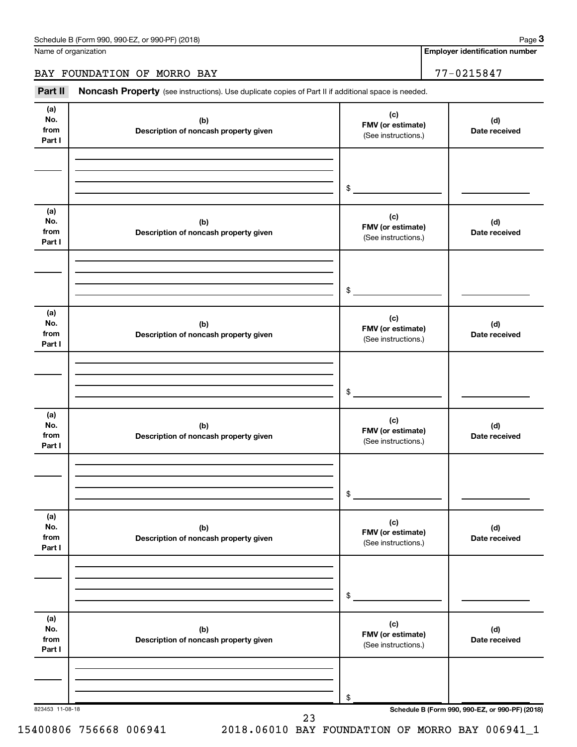Name of organization

**Employer identification number**

BAY FOUNDATION OF MORRO BAY

77-0215847

**Part II** **Noncash Property** (see instructions). Use duplicate copies of Part II if additional space is needed.

| (a) No. from Part I | (b) Description of noncash property given | (c) FMV (or estimate) (See instructions.) | (d) Date received |
|---|---|---|---|
| | | $ | |

| (a) No. from Part I | (b) Description of noncash property given | (c) FMV (or estimate) (See instructions.) | (d) Date received |
|---|---|---|---|
| | | $ | |

| (a) No. from Part I | (b) Description of noncash property given | (c) FMV (or estimate) (See instructions.) | (d) Date received |
|---|---|---|---|
| | | $ | |

| (a) No. from Part I | (b) Description of noncash property given | (c) FMV (or estimate) (See instructions.) | (d) Date received |
|---|---|---|---|
| | | $ | |

| (a) No. from Part I | (b) Description of noncash property given | (c) FMV (or estimate) (See instructions.) | (d) Date received |
|---|---|---|---|
| | | $ | |

| (a) No. from Part I | (b) Description of noncash property given | (c) FMV (or estimate) (See instructions.) | (d) Date received |
|---|---|---|---|
| | | $ | |

823453 11-08-18

**Schedule B (Form 990, 990-EZ, or 990-PF) (2018)**

15400806 756668 006941 2018.06010 BAY FOUNDATION OF MORRO BAY 006941_1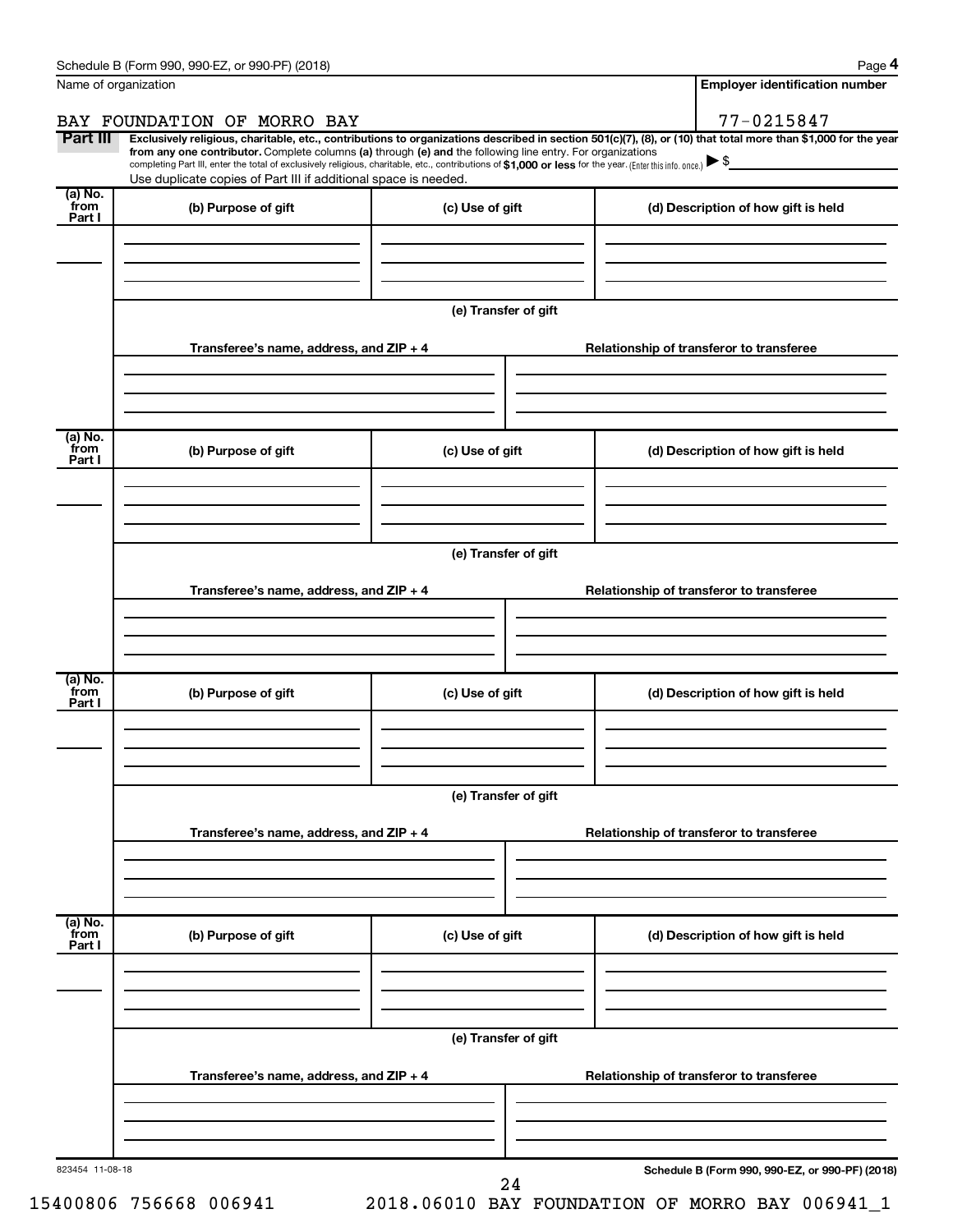Name of organization

BAY FOUNDATION OF MORRO BAY

**Employer identification number**

77-0215847

**Part III** **Exclusively religious, charitable, etc., contributions to organizations described in section 501(c)(7), (8), or (10) that total more than $1,000 for the year from any one contributor.** Complete columns **(a)** through **(e)** and the following line entry. For organizations completing Part III, enter the total of exclusively religious, charitable, etc., contributions of **$1,000 or less** for the year. (Enter this info. once.) ▶ $

Use duplicate copies of Part III if additional space is needed.

| (a) No. from Part I | (b) Purpose of gift | (c) Use of gift | (d) Description of how gift is held |
| --- | --- | --- | --- |
| | | | |

**(e) Transfer of gift**

| Transferee's name, address, and ZIP + 4 | Relationship of transferor to transferee |
| --- | --- |
| | |

| (a) No. from Part I | (b) Purpose of gift | (c) Use of gift | (d) Description of how gift is held |
| --- | --- | --- | --- |
| | | | |

**(e) Transfer of gift**

| Transferee's name, address, and ZIP + 4 | Relationship of transferor to transferee |
| --- | --- |
| | |

| (a) No. from Part I | (b) Purpose of gift | (c) Use of gift | (d) Description of how gift is held |
| --- | --- | --- | --- |
| | | | |

**(e) Transfer of gift**

| Transferee's name, address, and ZIP + 4 | Relationship of transferor to transferee |
| --- | --- |
| | |

| (a) No. from Part I | (b) Purpose of gift | (c) Use of gift | (d) Description of how gift is held |
| --- | --- | --- | --- |
| | | | |

**(e) Transfer of gift**

| Transferee's name, address, and ZIP + 4 | Relationship of transferor to transferee |
| --- | --- |
| | |

823454 11-08-18

**Schedule B (Form 990, 990-EZ, or 990-PF) (2018)**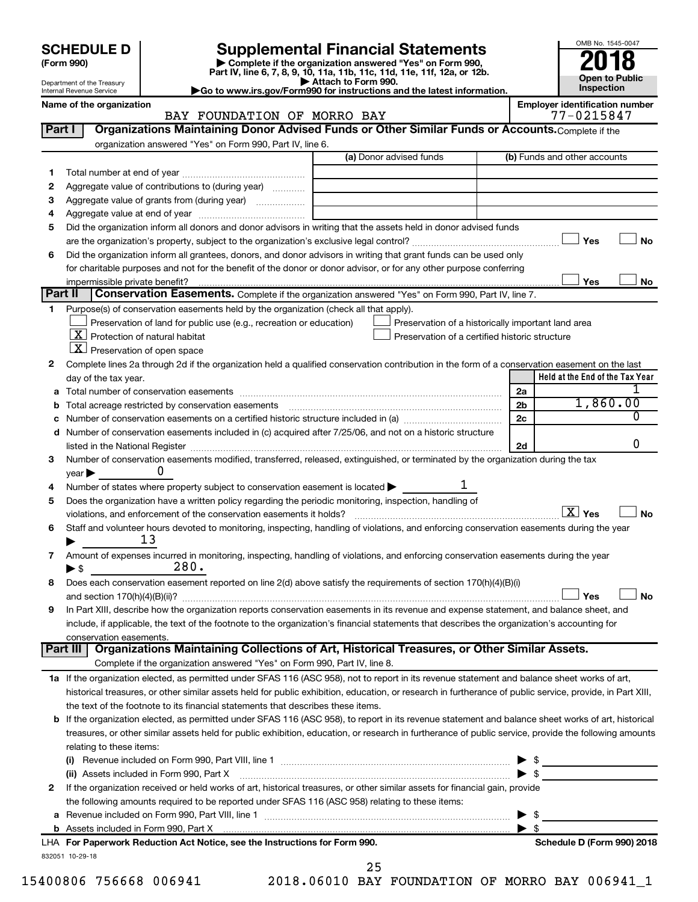**SCHEDULE D (Form 990)**

Department of the Treasury
Internal Revenue Service

# Supplemental Financial Statements

▶ Complete if the organization answered "Yes" on Form 990, Part IV, line 6, 7, 8, 9, 10, 11a, 11b, 11c, 11d, 11e, 11f, 12a, or 12b.
▶ Attach to Form 990.
▶Go to www.irs.gov/Form990 for instructions and the latest information.

OMB No. 1545-0047

**2018**

**Open to Public Inspection**

**Name of the organization:** BAY FOUNDATION OF MORRO BAY

**Employer identification number:** 77-0215847

**Part I — Organizations Maintaining Donor Advised Funds or Other Similar Funds or Accounts.** Complete if the organization answered "Yes" on Form 990, Part IV, line 6.

| | | (a) Donor advised funds | (b) Funds and other accounts |
|---|---|---|---|
| 1 | Total number at end of year | | |
| 2 | Aggregate value of contributions to (during year) | | |
| 3 | Aggregate value of grants from (during year) | | |
| 4 | Aggregate value at end of year | | |

5 Did the organization inform all donors and donor advisors in writing that the assets held in donor advised funds are the organization's property, subject to the organization's exclusive legal control? ☐ Yes ☐ No

6 Did the organization inform all grantees, donors, and donor advisors in writing that grant funds can be used only for charitable purposes and not for the benefit of the donor or donor advisor, or for any other purpose conferring impermissible private benefit? ☐ Yes ☐ No

**Part II — Conservation Easements.** Complete if the organization answered "Yes" on Form 990, Part IV, line 7.

1 Purpose(s) of conservation easements held by the organization (check all that apply).

- ☐ Preservation of land for public use (e.g., recreation or education)
- ☒ Protection of natural habitat
- ☒ Preservation of open space
- ☐ Preservation of a historically important land area
- ☐ Preservation of a certified historic structure

2 Complete lines 2a through 2d if the organization held a qualified conservation contribution in the form of a conservation easement on the last day of the tax year.

| | | | Held at the End of the Tax Year |
|---|---|---|---|
| a | Total number of conservation easements | 2a | 1 |
| b | Total acreage restricted by conservation easements | 2b | 1,860.00 |
| c | Number of conservation easements on a certified historic structure included in (a) | 2c | 0 |
| d | Number of conservation easements included in (c) acquired after 7/25/06, and not on a historic structure listed in the National Register | 2d | 0 |

3 Number of conservation easements modified, transferred, released, extinguished, or terminated by the organization during the tax year ▶ 0

4 Number of states where property subject to conservation easement is located ▶ 1

5 Does the organization have a written policy regarding the periodic monitoring, inspection, handling of violations, and enforcement of the conservation easements it holds? ☒ Yes ☐ No

6 Staff and volunteer hours devoted to monitoring, inspecting, handling of violations, and enforcing conservation easements during the year ▶ 13

7 Amount of expenses incurred in monitoring, inspecting, handling of violations, and enforcing conservation easements during the year ▶ $ 280.

8 Does each conservation easement reported on line 2(d) above satisfy the requirements of section 170(h)(4)(B)(i) and section 170(h)(4)(B)(ii)? ☐ Yes ☐ No

9 In Part XIII, describe how the organization reports conservation easements in its revenue and expense statement, and balance sheet, and include, if applicable, the text of the footnote to the organization's financial statements that describes the organization's accounting for conservation easements.

**Part III — Organizations Maintaining Collections of Art, Historical Treasures, or Other Similar Assets.** Complete if the organization answered "Yes" on Form 990, Part IV, line 8.

1a If the organization elected, as permitted under SFAS 116 (ASC 958), not to report in its revenue statement and balance sheet works of art, historical treasures, or other similar assets held for public exhibition, education, or research in furtherance of public service, provide, in Part XIII, the text of the footnote to its financial statements that describes these items.

b If the organization elected, as permitted under SFAS 116 (ASC 958), to report in its revenue statement and balance sheet works of art, historical treasures, or other similar assets held for public exhibition, education, or research in furtherance of public service, provide the following amounts relating to these items:

(i) Revenue included on Form 990, Part VIII, line 1 ▶ $

(ii) Assets included in Form 990, Part X ▶ $

2 If the organization received or held works of art, historical treasures, or other similar assets for financial gain, provide the following amounts required to be reported under SFAS 116 (ASC 958) relating to these items:

a Revenue included on Form 990, Part VIII, line 1 ▶ $

b Assets included in Form 990, Part X ▶ $

LHA **For Paperwork Reduction Act Notice, see the Instructions for Form 990.** **Schedule D (Form 990) 2018**

832051 10-29-18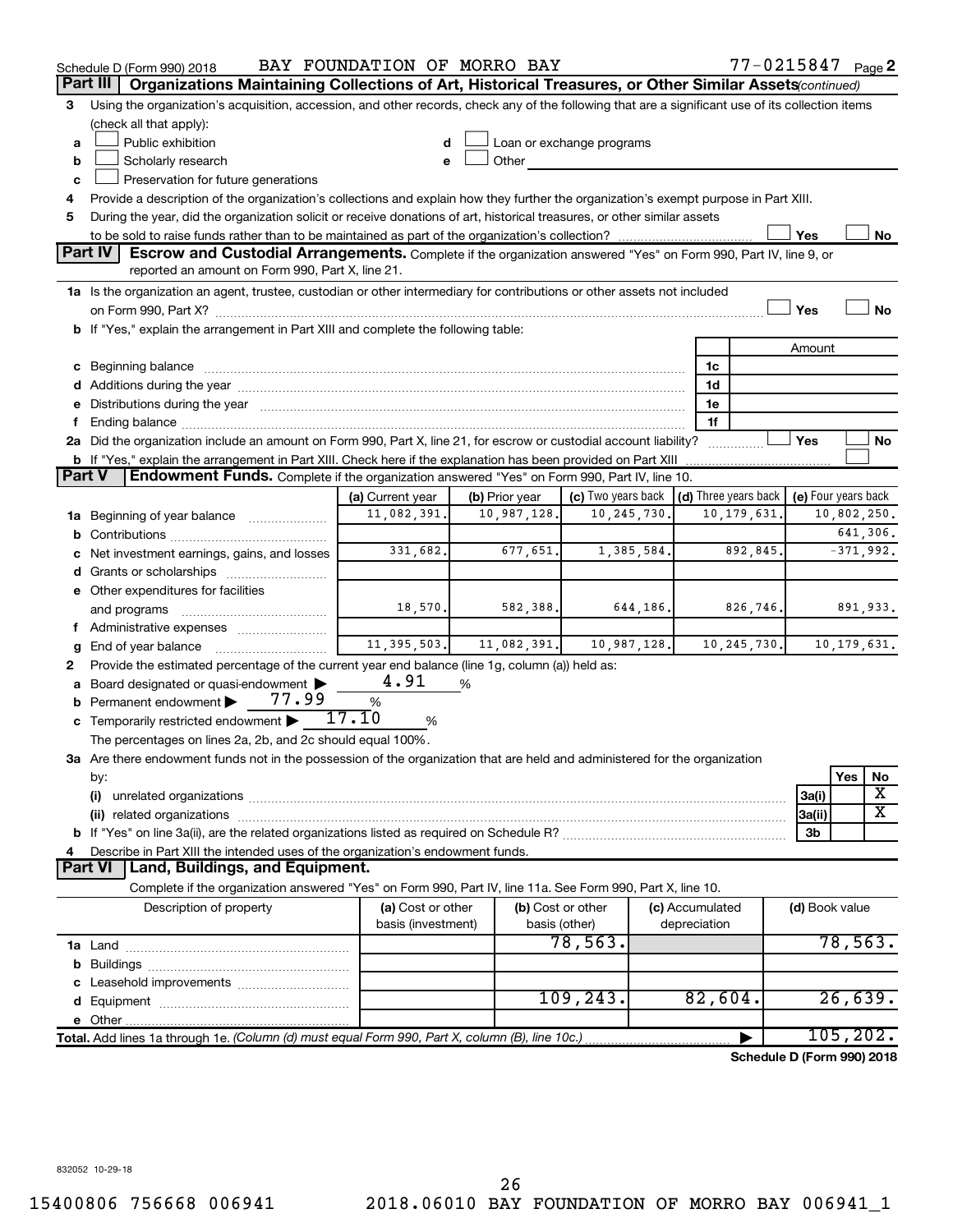Schedule D (Form 990) 2018 BAY FOUNDATION OF MORRO BAY 77-0215847 Page 2

## Part III Organizations Maintaining Collections of Art, Historical Treasures, or Other Similar Assets *(continued)*

3 Using the organization's acquisition, accession, and other records, check any of the following that are a significant use of its collection items (check all that apply):

- a ☐ Public exhibition
- b ☐ Scholarly research
- c ☐ Preservation for future generations
- d ☐ Loan or exchange programs
- e ☐ Other

4 Provide a description of the organization's collections and explain how they further the organization's exempt purpose in Part XIII.

5 During the year, did the organization solicit or receive donations of art, historical treasures, or other similar assets to be sold to raise funds rather than to be maintained as part of the organization's collection? ☐ Yes ☐ No

## Part IV Escrow and Custodial Arrangements.

Complete if the organization answered "Yes" on Form 990, Part IV, line 9, or reported an amount on Form 990, Part X, line 21.

1a Is the organization an agent, trustee, custodian or other intermediary for contributions or other assets not included on Form 990, Part X? ☐ Yes ☐ No

b If "Yes," explain the arrangement in Part XIII and complete the following table:

| | | Amount |
|---|---|---|
| c Beginning balance | 1c | |
| d Additions during the year | 1d | |
| e Distributions during the year | 1e | |
| f Ending balance | 1f | |

2a Did the organization include an amount on Form 990, Part X, line 21, for escrow or custodial account liability? ☐ Yes ☐ No

b If "Yes," explain the arrangement in Part XIII. Check here if the explanation has been provided on Part XIII ☐

## Part V Endowment Funds.

Complete if the organization answered "Yes" on Form 990, Part IV, line 10.

| | (a) Current year | (b) Prior year | (c) Two years back | (d) Three years back | (e) Four years back |
|---|---|---|---|---|---|
| 1a Beginning of year balance | 11,082,391. | 10,987,128. | 10,245,730. | 10,179,631. | 10,802,250. |
| b Contributions | | | | | 641,306. |
| c Net investment earnings, gains, and losses | 331,682. | 677,651. | 1,385,584. | 892,845. | -371,992. |
| d Grants or scholarships | | | | | |
| e Other expenditures for facilities and programs | 18,570. | 582,388. | 644,186. | 826,746. | 891,933. |
| f Administrative expenses | | | | | |
| g End of year balance | 11,395,503. | 11,082,391. | 10,987,128. | 10,245,730. | 10,179,631. |

2 Provide the estimated percentage of the current year end balance (line 1g, column (a)) held as:

- a Board designated or quasi-endowment ▶ 4.91 %
- b Permanent endowment ▶ 77.99 %
- c Temporarily restricted endowment ▶ 17.10 %

The percentages on lines 2a, 2b, and 2c should equal 100%.

3a Are there endowment funds not in the possession of the organization that are held and administered for the organization by:

| | | Yes | No |
|---|---|---|---|
| (i) unrelated organizations | 3a(i) | | X |
| (ii) related organizations | 3a(ii) | | X |
| b If "Yes" on line 3a(ii), are the related organizations listed as required on Schedule R? | 3b | | |

4 Describe in Part XIII the intended uses of the organization's endowment funds.

## Part VI Land, Buildings, and Equipment.

Complete if the organization answered "Yes" on Form 990, Part IV, line 11a. See Form 990, Part X, line 10.

| Description of property | (a) Cost or other basis (investment) | (b) Cost or other basis (other) | (c) Accumulated depreciation | (d) Book value |
|---|---|---|---|---|
| 1a Land | | 78,563. | | 78,563. |
| b Buildings | | | | |
| c Leasehold improvements | | | | |
| d Equipment | | 109,243. | 82,604. | 26,639. |
| e Other | | | | |
| **Total.** Add lines 1a through 1e. *(Column (d) must equal Form 990, Part X, column (B), line 10c.)* ▶ | | | | 105,202. |

**Schedule D (Form 990) 2018**

832052 10-29-18

15400806 756668 006941 2018.06010 BAY FOUNDATION OF MORRO BAY 006941_1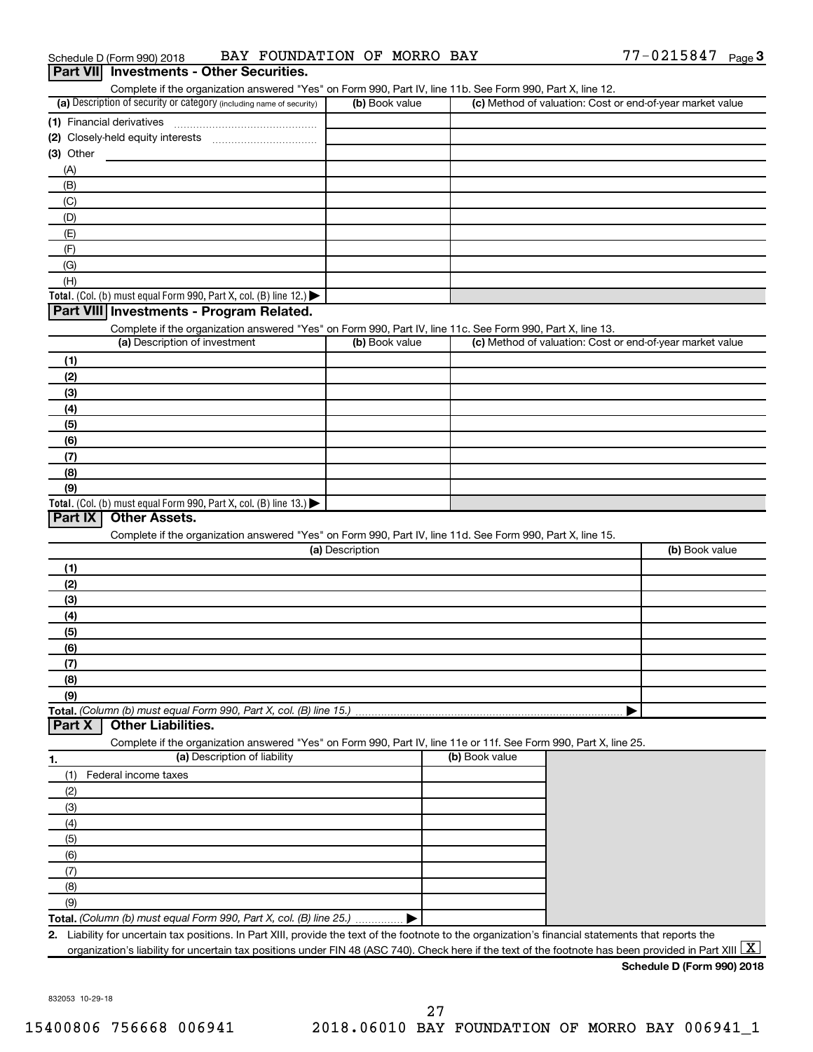Schedule D (Form 990) 2018 BAY FOUNDATION OF MORRO BAY 77-0215847 Page 3

## Part VII Investments - Other Securities.

Complete if the organization answered "Yes" on Form 990, Part IV, line 11b. See Form 990, Part X, line 12.

| (a) Description of security or category (including name of security) | (b) Book value | (c) Method of valuation: Cost or end-of-year market value |
|---|---|---|
| (1) Financial derivatives | | |
| (2) Closely-held equity interests | | |
| (3) Other | | |
| (A) | | |
| (B) | | |
| (C) | | |
| (D) | | |
| (E) | | |
| (F) | | |
| (G) | | |
| (H) | | |
| **Total.** (Col. (b) must equal Form 990, Part X, col. (B) line 12.) ▶ | | |

## Part VIII Investments - Program Related.

Complete if the organization answered "Yes" on Form 990, Part IV, line 11c. See Form 990, Part X, line 13.

| (a) Description of investment | (b) Book value | (c) Method of valuation: Cost or end-of-year market value |
|---|---|---|
| (1) | | |
| (2) | | |
| (3) | | |
| (4) | | |
| (5) | | |
| (6) | | |
| (7) | | |
| (8) | | |
| (9) | | |
| **Total.** (Col. (b) must equal Form 990, Part X, col. (B) line 13.) ▶ | | |

## Part IX Other Assets.

Complete if the organization answered "Yes" on Form 990, Part IV, line 11d. See Form 990, Part X, line 15.

| (a) Description | (b) Book value |
|---|---|
| (1) | |
| (2) | |
| (3) | |
| (4) | |
| (5) | |
| (6) | |
| (7) | |
| (8) | |
| (9) | |
| **Total.** *(Column (b) must equal Form 990, Part X, col. (B) line 15.)* ▶ | |

## Part X Other Liabilities.

Complete if the organization answered "Yes" on Form 990, Part IV, line 11e or 11f. See Form 990, Part X, line 25.

| 1. (a) Description of liability | (b) Book value |
|---|---|
| (1) Federal income taxes | |
| (2) | |
| (3) | |
| (4) | |
| (5) | |
| (6) | |
| (7) | |
| (8) | |
| (9) | |
| **Total.** *(Column (b) must equal Form 990, Part X, col. (B) line 25.)* ▶ | |

2. Liability for uncertain tax positions. In Part XIII, provide the text of the footnote to the organization's financial statements that reports the organization's liability for uncertain tax positions under FIN 48 (ASC 740). Check here if the text of the footnote has been provided in Part XIII [X]

**Schedule D (Form 990) 2018**

832053 10-29-18

15400806 756668 006941 2018.06010 BAY FOUNDATION OF MORRO BAY 006941_1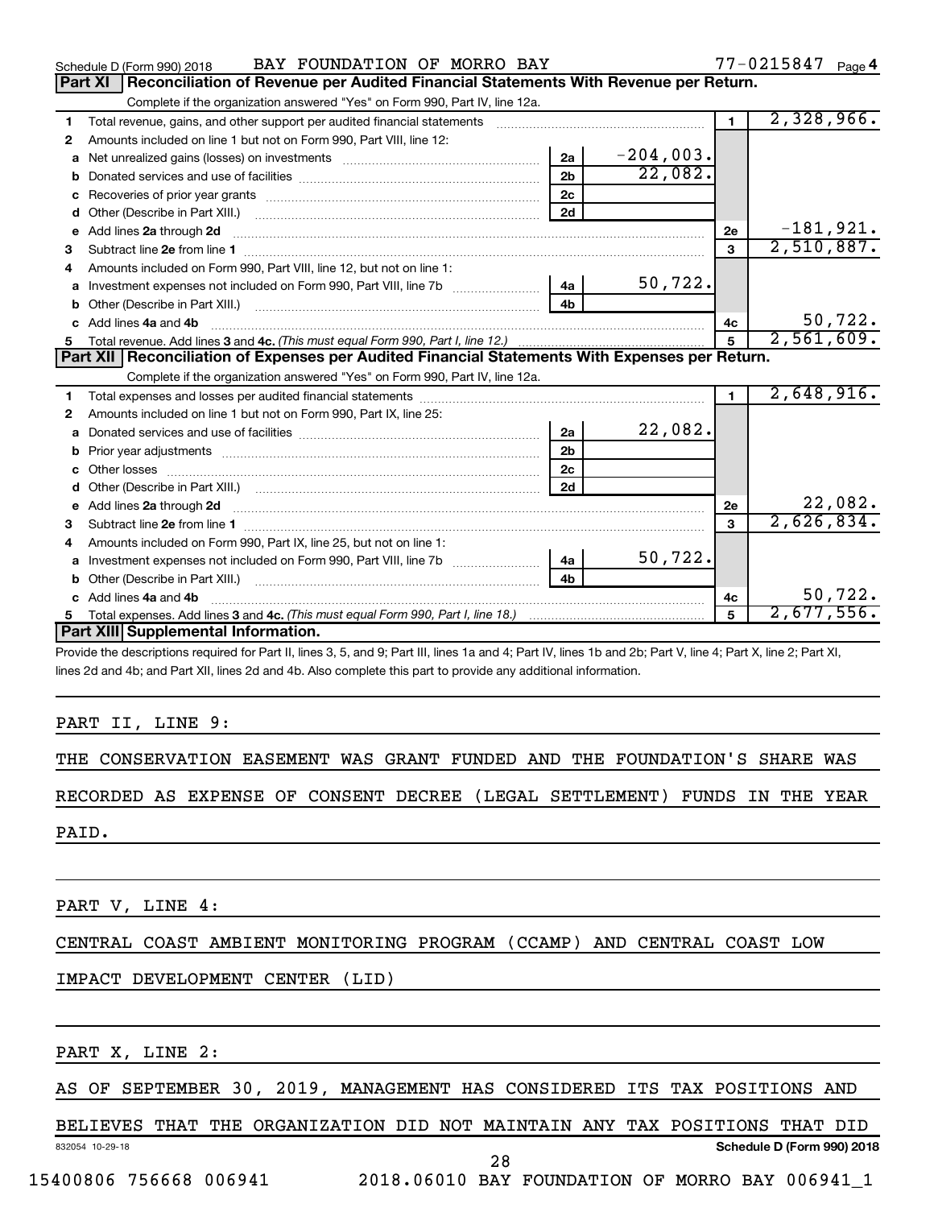Schedule D (Form 990) 2018 BAY FOUNDATION OF MORRO BAY 77-0215847 Page 4

## Part XI Reconciliation of Revenue per Audited Financial Statements With Revenue per Return.

Complete if the organization answered "Yes" on Form 990, Part IV, line 12a.

| | | | | | |
|---|---|---|---|---|---|
| 1 | Total revenue, gains, and other support per audited financial statements | | | 1 | 2,328,966. |
| 2 | Amounts included on line 1 but not on Form 990, Part VIII, line 12: | | | | |
| a | Net unrealized gains (losses) on investments | 2a | -204,003. | | |
| b | Donated services and use of facilities | 2b | 22,082. | | |
| c | Recoveries of prior year grants | 2c | | | |
| d | Other (Describe in Part XIII.) | 2d | | | |
| e | Add lines 2a through 2d | | | 2e | -181,921. |
| 3 | Subtract line 2e from line 1 | | | 3 | 2,510,887. |
| 4 | Amounts included on Form 990, Part VIII, line 12, but not on line 1: | | | | |
| a | Investment expenses not included on Form 990, Part VIII, line 7b | 4a | 50,722. | | |
| b | Other (Describe in Part XIII.) | 4b | | | |
| c | Add lines 4a and 4b | | | 4c | 50,722. |
| 5 | Total revenue. Add lines 3 and 4c. *(This must equal Form 990, Part I, line 12.)* | | | 5 | 2,561,609. |

## Part XII Reconciliation of Expenses per Audited Financial Statements With Expenses per Return.

Complete if the organization answered "Yes" on Form 990, Part IV, line 12a.

| | | | | | |
|---|---|---|---|---|---|
| 1 | Total expenses and losses per audited financial statements | | | 1 | 2,648,916. |
| 2 | Amounts included on line 1 but not on Form 990, Part IX, line 25: | | | | |
| a | Donated services and use of facilities | 2a | 22,082. | | |
| b | Prior year adjustments | 2b | | | |
| c | Other losses | 2c | | | |
| d | Other (Describe in Part XIII.) | 2d | | | |
| e | Add lines 2a through 2d | | | 2e | 22,082. |
| 3 | Subtract line 2e from line 1 | | | 3 | 2,626,834. |
| 4 | Amounts included on Form 990, Part IX, line 25, but not on line 1: | | | | |
| a | Investment expenses not included on Form 990, Part VIII, line 7b | 4a | 50,722. | | |
| b | Other (Describe in Part XIII.) | 4b | | | |
| c | Add lines 4a and 4b | | | 4c | 50,722. |
| 5 | Total expenses. Add lines 3 and 4c. *(This must equal Form 990, Part I, line 18.)* | | | 5 | 2,677,556. |

## Part XIII Supplemental Information.

Provide the descriptions required for Part II, lines 3, 5, and 9; Part III, lines 1a and 4; Part IV, lines 1b and 2b; Part V, line 4; Part X, line 2; Part XI, lines 2d and 4b; and Part XII, lines 2d and 4b. Also complete this part to provide any additional information.

PART II, LINE 9:

THE CONSERVATION EASEMENT WAS GRANT FUNDED AND THE FOUNDATION'S SHARE WAS RECORDED AS EXPENSE OF CONSENT DECREE (LEGAL SETTLEMENT) FUNDS IN THE YEAR PAID.

PART V, LINE 4:

CENTRAL COAST AMBIENT MONITORING PROGRAM (CCAMP) AND CENTRAL COAST LOW IMPACT DEVELOPMENT CENTER (LID)

PART X, LINE 2:

AS OF SEPTEMBER 30, 2019, MANAGEMENT HAS CONSIDERED ITS TAX POSITIONS AND BELIEVES THAT THE ORGANIZATION DID NOT MAINTAIN ANY TAX POSITIONS THAT DID

832054 10-29-18 Schedule D (Form 990) 2018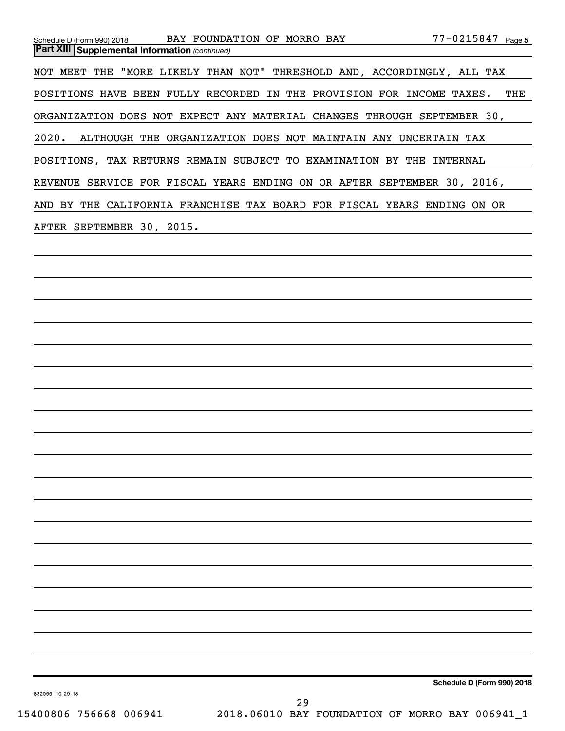**Part XIII | Supplemental Information** *(continued)*

NOT MEET THE "MORE LIKELY THAN NOT" THRESHOLD AND, ACCORDINGLY, ALL TAX POSITIONS HAVE BEEN FULLY RECORDED IN THE PROVISION FOR INCOME TAXES. THE ORGANIZATION DOES NOT EXPECT ANY MATERIAL CHANGES THROUGH SEPTEMBER 30, 2020. ALTHOUGH THE ORGANIZATION DOES NOT MAINTAIN ANY UNCERTAIN TAX POSITIONS, TAX RETURNS REMAIN SUBJECT TO EXAMINATION BY THE INTERNAL REVENUE SERVICE FOR FISCAL YEARS ENDING ON OR AFTER SEPTEMBER 30, 2016, AND BY THE CALIFORNIA FRANCHISE TAX BOARD FOR FISCAL YEARS ENDING ON OR AFTER SEPTEMBER 30, 2015.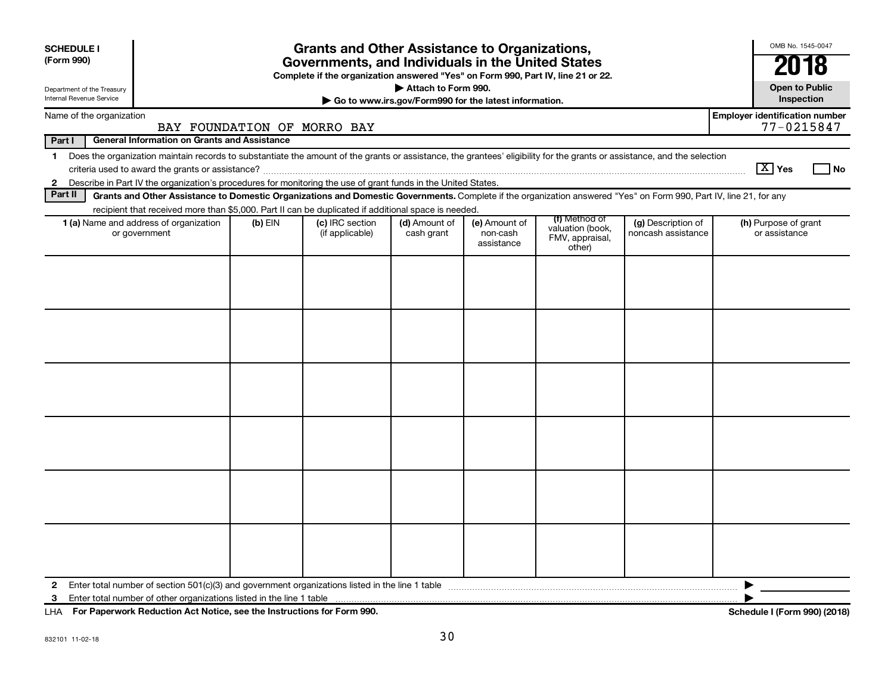**SCHEDULE I** **(Form 990)**

Department of the Treasury
Internal Revenue Service

# Grants and Other Assistance to Organizations, Governments, and Individuals in the United States

**Complete if the organization answered "Yes" on Form 990, Part IV, line 21 or 22.**

**▶ Attach to Form 990.**

**▶ Go to www.irs.gov/Form990 for the latest information.**

OMB No. 1545-0047

**2018**

**Open to Public Inspection**

Name of the organization: BAY FOUNDATION OF MORRO BAY

**Employer identification number** 77-0215847

**Part I** **General Information on Grants and Assistance**

**1** Does the organization maintain records to substantiate the amount of the grants or assistance, the grantees' eligibility for the grants or assistance, and the selection criteria used to award the grants or assistance? [X] **Yes** [ ] **No**

**2** Describe in Part IV the organization's procedures for monitoring the use of grant funds in the United States.

**Part II** **Grants and Other Assistance to Domestic Organizations and Domestic Governments.** Complete if the organization answered "Yes" on Form 990, Part IV, line 21, for any recipient that received more than $5,000. Part II can be duplicated if additional space is needed.

| **1 (a)** Name and address of organization or government | **(b)** EIN | **(c)** IRC section (if applicable) | **(d)** Amount of cash grant | **(e)** Amount of non-cash assistance | **(f)** Method of valuation (book, FMV, appraisal, other) | **(g)** Description of noncash assistance | **(h)** Purpose of grant or assistance |
|---|---|---|---|---|---|---|---|
| | | | | | | | |
| | | | | | | | |
| | | | | | | | |
| | | | | | | | |
| | | | | | | | |
| | | | | | | | |

**2** Enter total number of section 501(c)(3) and government organizations listed in the line 1 table ▶

**3** Enter total number of other organizations listed in the line 1 table ▶

LHA **For Paperwork Reduction Act Notice, see the Instructions for Form 990.** **Schedule I (Form 990) (2018)**

832101 11-02-18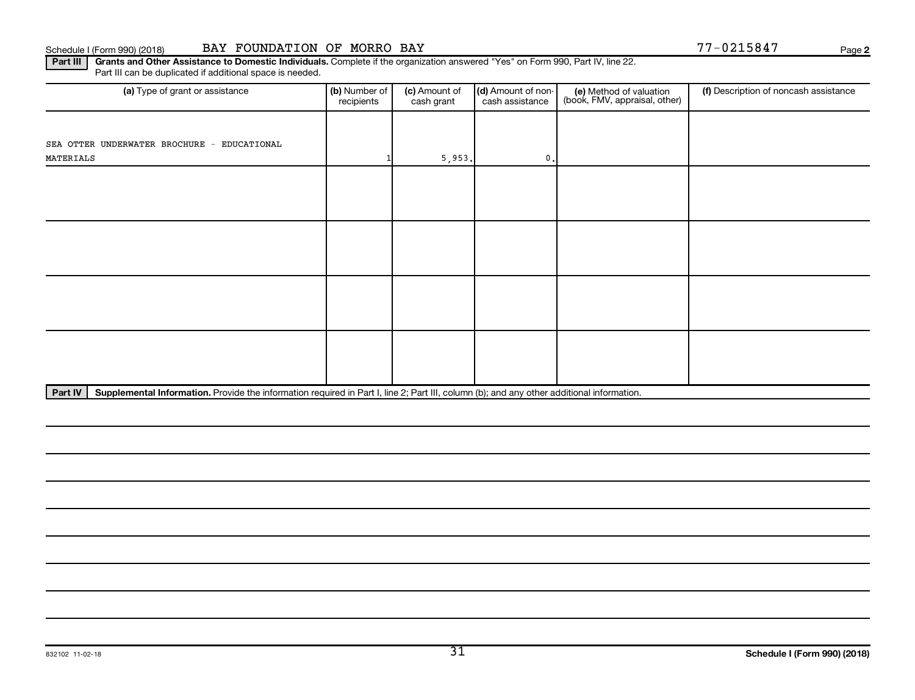Schedule I (Form 990) (2018) BAY FOUNDATION OF MORRO BAY 77-0215847

**Part III** **Grants and Other Assistance to Domestic Individuals.** Complete if the organization answered "Yes" on Form 990, Part IV, line 22. Part III can be duplicated if additional space is needed.

| (a) Type of grant or assistance | (b) Number of recipients | (c) Amount of cash grant | (d) Amount of non-cash assistance | (e) Method of valuation (book, FMV, appraisal, other) | (f) Description of noncash assistance |
|---|---|---|---|---|---|
| SEA OTTER UNDERWATER BROCHURE - EDUCATIONAL MATERIALS | 1 | 5,953. | 0. | | |
| | | | | | |
| | | | | | |
| | | | | | |
| | | | | | |

**Part IV** **Supplemental Information.** Provide the information required in Part I, line 2; Part III, column (b); and any other additional information.

832102 11-02-18

**Schedule I (Form 990) (2018)**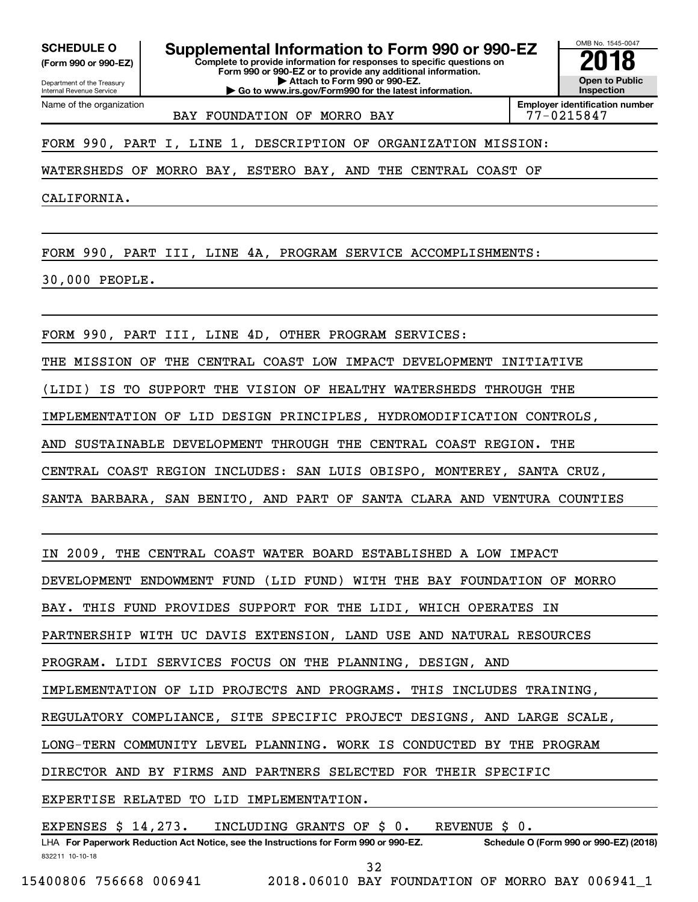**SCHEDULE O** (Form 990 or 990-EZ)

Department of the Treasury
Internal Revenue Service

# Supplemental Information to Form 990 or 990-EZ

**Complete to provide information for responses to specific questions on Form 990 or 990-EZ or to provide any additional information.**
**▶ Attach to Form 990 or 990-EZ.**
**▶ Go to www.irs.gov/Form990 for the latest information.**

OMB No. 1545-0047

**2018**

**Open to Public Inspection**

Name of the organization: BAY FOUNDATION OF MORRO BAY

**Employer identification number:** 77-0215847

FORM 990, PART I, LINE 1, DESCRIPTION OF ORGANIZATION MISSION:

WATERSHEDS OF MORRO BAY, ESTERO BAY, AND THE CENTRAL COAST OF CALIFORNIA.

FORM 990, PART III, LINE 4A, PROGRAM SERVICE ACCOMPLISHMENTS:

30,000 PEOPLE.

FORM 990, PART III, LINE 4D, OTHER PROGRAM SERVICES:

THE MISSION OF THE CENTRAL COAST LOW IMPACT DEVELOPMENT INITIATIVE (LIDI) IS TO SUPPORT THE VISION OF HEALTHY WATERSHEDS THROUGH THE IMPLEMENTATION OF LID DESIGN PRINCIPLES, HYDROMODIFICATION CONTROLS, AND SUSTAINABLE DEVELOPMENT THROUGH THE CENTRAL COAST REGION. THE CENTRAL COAST REGION INCLUDES: SAN LUIS OBISPO, MONTEREY, SANTA CRUZ, SANTA BARBARA, SAN BENITO, AND PART OF SANTA CLARA AND VENTURA COUNTIES

IN 2009, THE CENTRAL COAST WATER BOARD ESTABLISHED A LOW IMPACT DEVELOPMENT ENDOWMENT FUND (LID FUND) WITH THE BAY FOUNDATION OF MORRO BAY. THIS FUND PROVIDES SUPPORT FOR THE LIDI, WHICH OPERATES IN PARTNERSHIP WITH UC DAVIS EXTENSION, LAND USE AND NATURAL RESOURCES PROGRAM. LIDI SERVICES FOCUS ON THE PLANNING, DESIGN, AND IMPLEMENTATION OF LID PROJECTS AND PROGRAMS. THIS INCLUDES TRAINING, REGULATORY COMPLIANCE, SITE SPECIFIC PROJECT DESIGNS, AND LARGE SCALE, LONG-TERN COMMUNITY LEVEL PLANNING. WORK IS CONDUCTED BY THE PROGRAM DIRECTOR AND BY FIRMS AND PARTNERS SELECTED FOR THEIR SPECIFIC EXPERTISE RELATED TO LID IMPLEMENTATION.

EXPENSES $ 14,273. INCLUDING GRANTS OF $ 0. REVENUE $ 0.

LHA **For Paperwork Reduction Act Notice, see the Instructions for Form 990 or 990-EZ.** **Schedule O (Form 990 or 990-EZ) (2018)**

832211 10-10-18

15400806 756668 006941 2018.06010 BAY FOUNDATION OF MORRO BAY 006941_1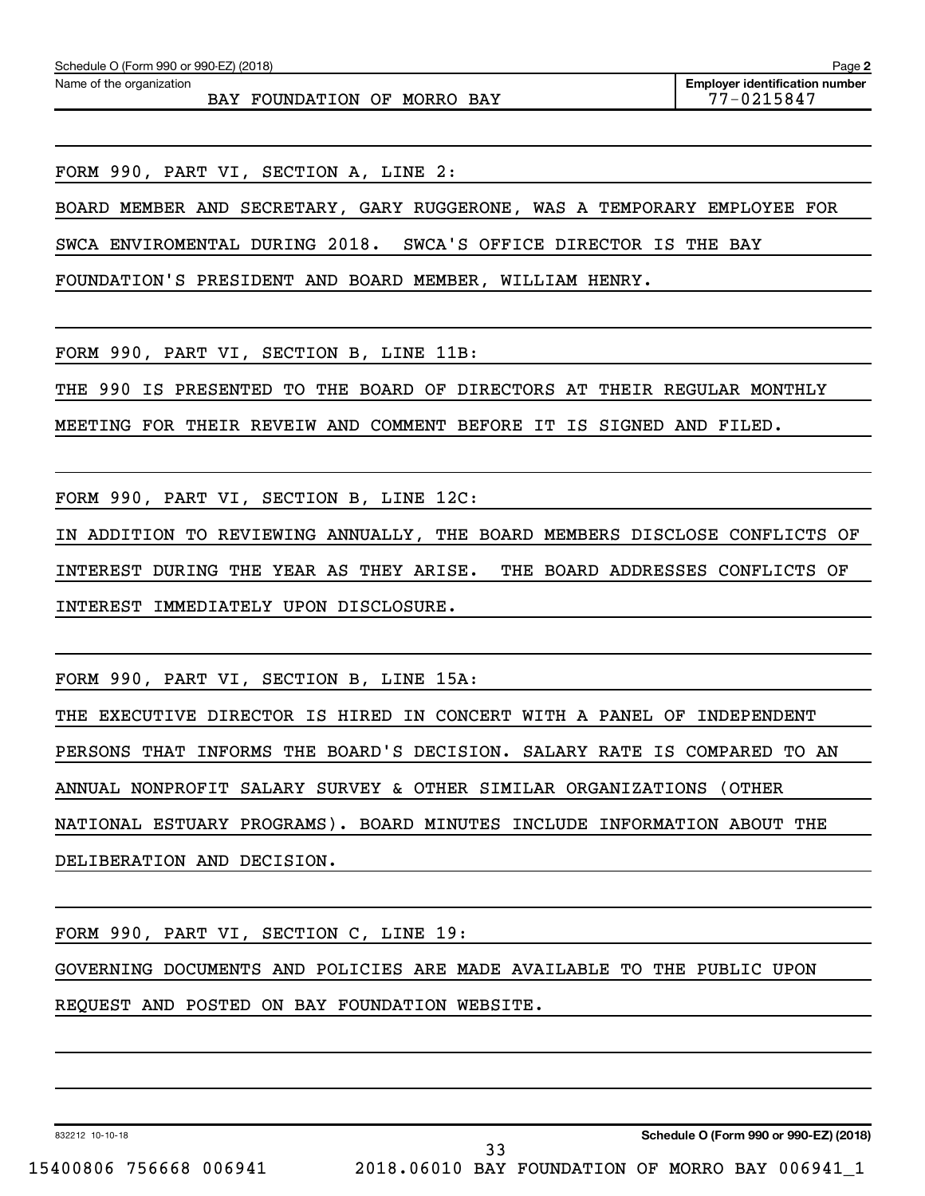Name of the organization: BAY FOUNDATION OF MORRO BAY

Employer identification number: 77-0215847

FORM 990, PART VI, SECTION A, LINE 2:

BOARD MEMBER AND SECRETARY, GARY RUGGERONE, WAS A TEMPORARY EMPLOYEE FOR SWCA ENVIROMENTAL DURING 2018. SWCA'S OFFICE DIRECTOR IS THE BAY FOUNDATION'S PRESIDENT AND BOARD MEMBER, WILLIAM HENRY.

FORM 990, PART VI, SECTION B, LINE 11B:

THE 990 IS PRESENTED TO THE BOARD OF DIRECTORS AT THEIR REGULAR MONTHLY MEETING FOR THEIR REVEIW AND COMMENT BEFORE IT IS SIGNED AND FILED.

FORM 990, PART VI, SECTION B, LINE 12C:

IN ADDITION TO REVIEWING ANNUALLY, THE BOARD MEMBERS DISCLOSE CONFLICTS OF INTEREST DURING THE YEAR AS THEY ARISE. THE BOARD ADDRESSES CONFLICTS OF INTEREST IMMEDIATELY UPON DISCLOSURE.

FORM 990, PART VI, SECTION B, LINE 15A:

THE EXECUTIVE DIRECTOR IS HIRED IN CONCERT WITH A PANEL OF INDEPENDENT PERSONS THAT INFORMS THE BOARD'S DECISION. SALARY RATE IS COMPARED TO AN ANNUAL NONPROFIT SALARY SURVEY & OTHER SIMILAR ORGANIZATIONS (OTHER NATIONAL ESTUARY PROGRAMS). BOARD MINUTES INCLUDE INFORMATION ABOUT THE DELIBERATION AND DECISION.

FORM 990, PART VI, SECTION C, LINE 19:

GOVERNING DOCUMENTS AND POLICIES ARE MADE AVAILABLE TO THE PUBLIC UPON REQUEST AND POSTED ON BAY FOUNDATION WEBSITE.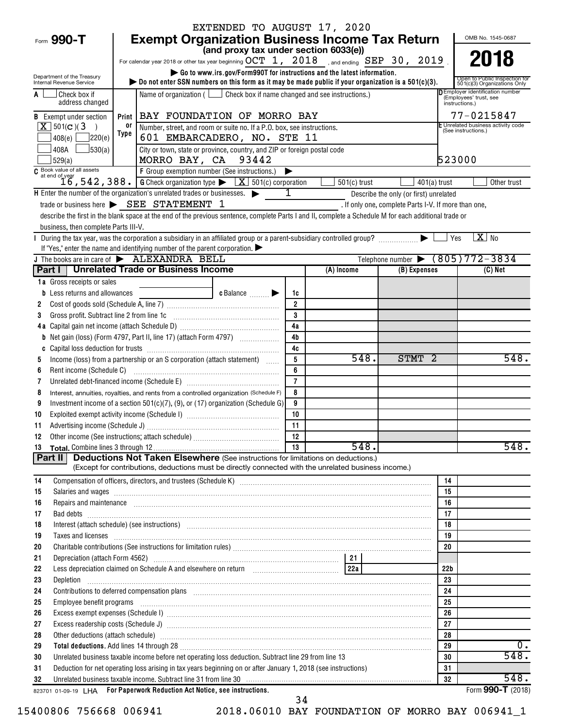EXTENDED TO AUGUST 17, 2020

# Form 990-T Exempt Organization Business Income Tax Return

**(and proxy tax under section 6033(e))**

For calendar year 2018 or other tax year beginning OCT 1, 2018, and ending SEP 30, 2019.

▶ Go to www.irs.gov/Form990T for instructions and the latest information.

▶ Do not enter SSN numbers on this form as it may be made public if your organization is a 501(c)(3).

OMB No. 1545-0687

**2018**

Open to Public Inspection for 501(c)(3) Organizations Only

Department of the Treasury
Internal Revenue Service

A [ ] Check box if address changed

Name of organization ( [ ] Check box if name changed and see instructions.)

BAY FOUNDATION OF MORRO BAY

D Employer identification number (Employees' trust, see instructions.) 77-0215847

B Exempt under section [X] 501(c)(3) [ ] 408(e) [ ] 220(e) [ ] 408A [ ] 530(a) [ ] 529(a)

Number, street, and room or suite no. If a P.O. box, see instructions.
601 EMBARCADERO, NO. STE 11

City or town, state or province, country, and ZIP or foreign postal code
MORRO BAY, CA 93442

E Unrelated business activity code (See instructions.) 523000

C Book value of all assets at end of year 16,542,388.

F Group exemption number (See instructions.) ▶

G Check organization type ▶ [X] 501(c) corporation [ ] 501(c) trust [ ] 401(a) trust [ ] Other trust

H Enter the number of the organization's unrelated trades or businesses. ▶ 1 Describe the only (or first) unrelated trade or business here ▶ SEE STATEMENT 1. If only one, complete Parts I-V. If more than one, describe the first in the blank space at the end of the previous sentence, complete Parts I and II, complete a Schedule M for each additional trade or business, then complete Parts III-V.

I During the tax year, was the corporation a subsidiary in an affiliated group or a parent-subsidiary controlled group? ▶ [ ] Yes [X] No

If "Yes," enter the name and identifying number of the parent corporation. ▶

J The books are in care of ▶ ALEXANDRA BELL Telephone number ▶ (805)772-3834

## Part I Unrelated Trade or Business Income

| | | | (A) Income | (B) Expenses | (C) Net |
|---|---|---|---|---|---|
| 1a | Gross receipts or sales | | | | |
| b | Less returns and allowances c Balance ▶ | 1c | | | |
| 2 | Cost of goods sold (Schedule A, line 7) | 2 | | | |
| 3 | Gross profit. Subtract line 2 from line 1c | 3 | | | |
| 4a | Capital gain net income (attach Schedule D) | 4a | | | |
| b | Net gain (loss) (Form 4797, Part II, line 17) (attach Form 4797) | 4b | | | |
| c | Capital loss deduction for trusts | 4c | | | |
| 5 | Income (loss) from a partnership or an S corporation (attach statement) | 5 | 548. | STMT 2 | 548. |
| 6 | Rent income (Schedule C) | 6 | | | |
| 7 | Unrelated debt-financed income (Schedule E) | 7 | | | |
| 8 | Interest, annuities, royalties, and rents from a controlled organization (Schedule F) | 8 | | | |
| 9 | Investment income of a section 501(c)(7), (9), or (17) organization (Schedule G) | 9 | | | |
| 10 | Exploited exempt activity income (Schedule I) | 10 | | | |
| 11 | Advertising income (Schedule J) | 11 | | | |
| 12 | Other income (See instructions; attach schedule) | 12 | | | |
| 13 | **Total.** Combine lines 3 through 12 | 13 | 548. | | 548. |

## Part II Deductions Not Taken Elsewhere (See instructions for limitations on deductions.)

(Except for contributions, deductions must be directly connected with the unrelated business income.)

| | | | |
|---|---|---|---|
| 14 | Compensation of officers, directors, and trustees (Schedule K) | 14 | |
| 15 | Salaries and wages | 15 | |
| 16 | Repairs and maintenance | 16 | |
| 17 | Bad debts | 17 | |
| 18 | Interest (attach schedule) (see instructions) | 18 | |
| 19 | Taxes and licenses | 19 | |
| 20 | Charitable contributions (See instructions for limitation rules) | 20 | |
| 21 | Depreciation (attach Form 4562) 21 | | |
| 22 | Less depreciation claimed on Schedule A and elsewhere on return 22a | 22b | |
| 23 | Depletion | 23 | |
| 24 | Contributions to deferred compensation plans | 24 | |
| 25 | Employee benefit programs | 25 | |
| 26 | Excess exempt expenses (Schedule I) | 26 | |
| 27 | Excess readership costs (Schedule J) | 27 | |
| 28 | Other deductions (attach schedule) | 28 | |
| 29 | **Total deductions.** Add lines 14 through 28 | 29 | 0. |
| 30 | Unrelated business taxable income before net operating loss deduction. Subtract line 29 from line 13 | 30 | 548. |
| 31 | Deduction for net operating loss arising in tax years beginning on or after January 1, 2018 (see instructions) | 31 | |
| 32 | Unrelated business taxable income. Subtract line 31 from line 30 | 32 | 548. |

823701 01-09-19 LHA For Paperwork Reduction Act Notice, see instructions. Form **990-T** (2018)

15400806 756668 006941 2018.06010 BAY FOUNDATION OF MORRO BAY 006941_1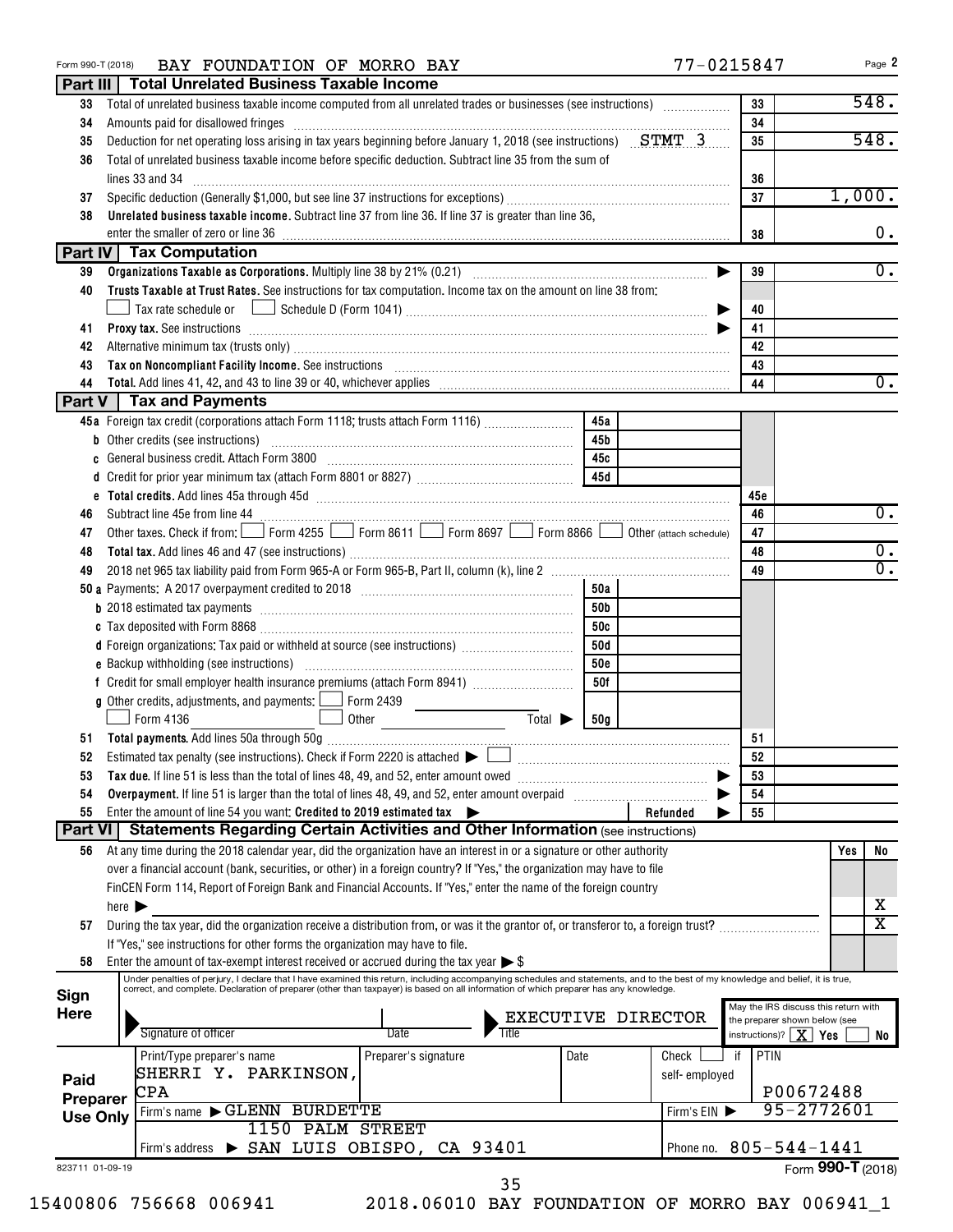Form 990-T (2018) BAY FOUNDATION OF MORRO BAY 77-0215847 Page 2

## Part III Total Unrelated Business Taxable Income

| Line | Description | Box | Amount |
|---|---|---|---|
| 33 | Total of unrelated business taxable income computed from all unrelated trades or businesses (see instructions) | 33 | 548. |
| 34 | Amounts paid for disallowed fringes | 34 | |
| 35 | Deduction for net operating loss arising in tax years beginning before January 1, 2018 (see instructions) STMT 3 | 35 | 548. |
| 36 | Total of unrelated business taxable income before specific deduction. Subtract line 35 from the sum of lines 33 and 34 | 36 | |
| 37 | Specific deduction (Generally $1,000, but see line 37 instructions for exceptions) | 37 | 1,000. |
| 38 | **Unrelated business taxable income.** Subtract line 37 from line 36. If line 37 is greater than line 36, enter the smaller of zero or line 36 | 38 | 0. |

## Part IV Tax Computation

| Line | Description | Box | Amount |
|---|---|---|---|
| 39 | **Organizations Taxable as Corporations.** Multiply line 38 by 21% (0.21) | 39 | 0. |
| 40 | **Trusts Taxable at Trust Rates.** See instructions for tax computation. Income tax on the amount on line 38 from: ☐ Tax rate schedule or ☐ Schedule D (Form 1041) | 40 | |
| 41 | **Proxy tax.** See instructions | 41 | |
| 42 | Alternative minimum tax (trusts only) | 42 | |
| 43 | **Tax on Noncompliant Facility Income.** See instructions | 43 | |
| 44 | **Total.** Add lines 41, 42, and 43 to line 39 or 40, whichever applies | 44 | 0. |

## Part V Tax and Payments

| Line | Description | Box | Amount | Box | Amount |
|---|---|---|---|---|---|
| 45a | Foreign tax credit (corporations attach Form 1118; trusts attach Form 1116) | 45a | | | |
| b | Other credits (see instructions) | 45b | | | |
| c | General business credit. Attach Form 3800 | 45c | | | |
| d | Credit for prior year minimum tax (attach Form 8801 or 8827) | 45d | | | |
| e | **Total credits.** Add lines 45a through 45d | | | 45e | |
| 46 | Subtract line 45e from line 44 | | | 46 | 0. |
| 47 | Other taxes. Check if from: ☐ Form 4255 ☐ Form 8611 ☐ Form 8697 ☐ Form 8866 ☐ Other (attach schedule) | | | 47 | |
| 48 | **Total tax.** Add lines 46 and 47 (see instructions) | | | 48 | 0. |
| 49 | 2018 net 965 tax liability paid from Form 965-A or Form 965-B, Part II, column (k), line 2 | | | 49 | 0. |
| 50a | Payments: A 2017 overpayment credited to 2018 | 50a | | | |
| b | 2018 estimated tax payments | 50b | | | |
| c | Tax deposited with Form 8868 | 50c | | | |
| d | Foreign organizations: Tax paid or withheld at source (see instructions) | 50d | | | |
| e | Backup withholding (see instructions) | 50e | | | |
| f | Credit for small employer health insurance premiums (attach Form 8941) | 50f | | | |
| g | Other credits, adjustments, and payments: ☐ Form 2439 ☐ Form 4136 ☐ Other Total ▶ | 50g | | | |
| 51 | **Total payments.** Add lines 50a through 50g | | | 51 | |
| 52 | Estimated tax penalty (see instructions). Check if Form 2220 is attached ▶ ☐ | | | 52 | |
| 53 | **Tax due.** If line 51 is less than the total of lines 48, 49, and 52, enter amount owed | | | 53 | |
| 54 | **Overpayment.** If line 51 is larger than the total of lines 48, 49, and 52, enter amount overpaid | | | 54 | |
| 55 | Enter the amount of line 54 you want: **Credited to 2019 estimated tax** ▶ Refunded ▶ | | | 55 | |

## Part VI Statements Regarding Certain Activities and Other Information (see instructions)

| Line | Question | Yes | No |
|---|---|---|---|
| 56 | At any time during the 2018 calendar year, did the organization have an interest in or a signature or other authority over a financial account (bank, securities, or other) in a foreign country? If "Yes," the organization may have to file FinCEN Form 114, Report of Foreign Bank and Financial Accounts. If "Yes," enter the name of the foreign country here ▶ | | X |
| 57 | During the tax year, did the organization receive a distribution from, or was it the grantor of, or transferor to, a foreign trust? If "Yes," see instructions for other forms the organization may have to file. | | X |
| 58 | Enter the amount of tax-exempt interest received or accrued during the tax year ▶ $ | | |

**Sign Here**

Under penalties of perjury, I declare that I have examined this return, including accompanying schedules and statements, and to the best of my knowledge and belief, it is true, correct, and complete. Declaration of preparer (other than taxpayer) is based on all information of which preparer has any knowledge.

Signature of officer | Date | Title: EXECUTIVE DIRECTOR

May the IRS discuss this return with the preparer shown below (see instructions)? ☒ Yes ☐ No

**Paid Preparer Use Only**

| Print/Type preparer's name | Preparer's signature | Date | Check ☐ if self-employed | PTIN |
|---|---|---|---|---|
| SHERRI Y. PARKINSON, CPA | | | | P00672488 |

Firm's name ▶ GLENN BURDETTE — Firm's EIN ▶ 95-2772601

Firm's address ▶ 1150 PALM STREET, SAN LUIS OBISPO, CA 93401 — Phone no. 805-544-1441

823711 01-09-19 Form **990-T** (2018)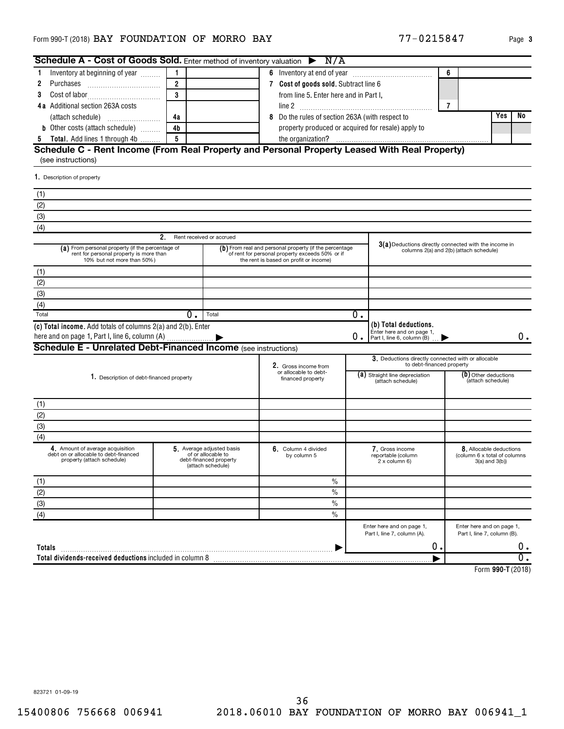Form 990-T (2018) BAY FOUNDATION OF MORRO BAY 77-0215847

## Schedule A - Cost of Goods Sold. Enter method of inventory valuation ▶ N/A

| | | | | | | |
|---|---|---|---|---|---|---|
| 1 Inventory at beginning of year | 1 | | 6 Inventory at end of year | 6 | | |
| 2 Purchases | 2 | | 7 Cost of goods sold. Subtract line 6 from line 5. Enter here and in Part I, line 2 | 7 | | |
| 3 Cost of labor | 3 | | | | | |
| 4a Additional section 263A costs (attach schedule) | 4a | | 8 Do the rules of section 263A (with respect to property produced or acquired for resale) apply to the organization? | | Yes | No |
| b Other costs (attach schedule) | 4b | | | | | |
| 5 Total. Add lines 1 through 4b | 5 | | | | | |

## Schedule C - Rent Income (From Real Property and Personal Property Leased With Real Property)

(see instructions)

| 1. Description of property |
|---|
| (1) |
| (2) |
| (3) |
| (4) |

| 2. Rent received or accrued | | |
|---|---|---|
| (a) From personal property (if the percentage of rent for personal property is more than 10% but not more than 50%) | (b) From real and personal property (if the percentage of rent for personal property exceeds 50% or if the rent is based on profit or income) | 3(a) Deductions directly connected with the income in columns 2(a) and 2(b) (attach schedule) |
| (1) | | |
| (2) | | |
| (3) | | |
| (4) | | |
| Total 0. | Total 0. | |
| (c) Total income. Add totals of columns 2(a) and 2(b). Enter here and on page 1, Part I, line 6, column (A) ▶ 0. | | (b) Total deductions. Enter here and on page 1, Part I, line 6, column (B) ▶ 0. |

## Schedule E - Unrelated Debt-Financed Income (see instructions)

| 1. Description of debt-financed property | 2. Gross income from or allocable to debt-financed property | 3. Deductions directly connected with or allocable to debt-financed property | |
|---|---|---|---|
| | | (a) Straight line depreciation (attach schedule) | (b) Other deductions (attach schedule) |
| (1) | | | |
| (2) | | | |
| (3) | | | |
| (4) | | | |

| 4. Amount of average acquisition debt on or allocable to debt-financed property (attach schedule) | 5. Average adjusted basis of or allocable to debt-financed property (attach schedule) | 6. Column 4 divided by column 5 | 7. Gross income reportable (column 2 x column 6) | 8. Allocable deductions (column 6 x total of columns 3(a) and 3(b)) |
|---|---|---|---|---|
| (1) | | % | | |
| (2) | | % | | |
| (3) | | % | | |
| (4) | | % | | |
| | | | Enter here and on page 1, Part I, line 7, column (A). | Enter here and on page 1, Part I, line 7, column (B). |
| Totals | | ▶ | 0. | 0. |
| Total dividends-received deductions included in column 8 | | | ▶ | 0. |

Form 990-T (2018)

823721 01-09-19

15400806 756668 006941 2018.06010 BAY FOUNDATION OF MORRO BAY 006941_1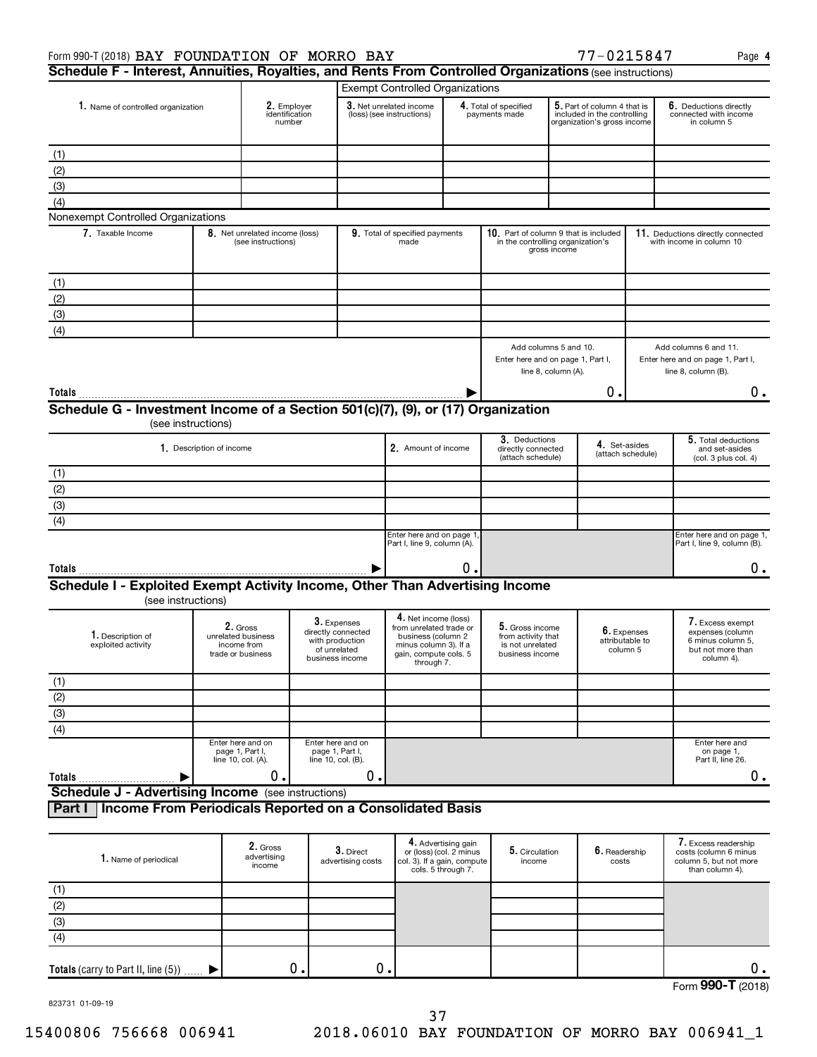Form 990-T (2018) BAY FOUNDATION OF MORRO BAY 77-0215847 Page 4

## Schedule F - Interest, Annuities, Royalties, and Rents From Controlled Organizations (see instructions)

| | | Exempt Controlled Organizations | | | |
|---|---|---|---|---|---|
| 1. Name of controlled organization | 2. Employer identification number | 3. Net unrelated income (loss) (see instructions) | 4. Total of specified payments made | 5. Part of column 4 that is included in the controlling organization's gross income | 6. Deductions directly connected with income in column 5 |
| (1) | | | | | |
| (2) | | | | | |
| (3) | | | | | |
| (4) | | | | | |

Nonexempt Controlled Organizations

| 7. Taxable Income | 8. Net unrelated income (loss) (see instructions) | 9. Total of specified payments made | 10. Part of column 9 that is included in the controlling organization's gross income | 11. Deductions directly connected with income in column 10 |
|---|---|---|---|---|
| (1) | | | | |
| (2) | | | | |
| (3) | | | | |
| (4) | | | | |
| | | | Add columns 5 and 10. Enter here and on page 1, Part I, line 8, column (A). | Add columns 6 and 11. Enter here and on page 1, Part I, line 8, column (B). |
| Totals | | ▶ | 0. | 0. |

## Schedule G - Investment Income of a Section 501(c)(7), (9), or (17) Organization
(see instructions)

| 1. Description of income | 2. Amount of income | 3. Deductions directly connected (attach schedule) | 4. Set-asides (attach schedule) | 5. Total deductions and set-asides (col. 3 plus col. 4) |
|---|---|---|---|---|
| (1) | | | | |
| (2) | | | | |
| (3) | | | | |
| (4) | | | | |
| | Enter here and on page 1, Part I, line 9, column (A). | | | Enter here and on page 1, Part I, line 9, column (B). |
| Totals ▶ | 0. | | | 0. |

## Schedule I - Exploited Exempt Activity Income, Other Than Advertising Income
(see instructions)

| 1. Description of exploited activity | 2. Gross unrelated business income from trade or business | 3. Expenses directly connected with production of unrelated business income | 4. Net income (loss) from unrelated trade or business (column 2 minus column 3). If a gain, compute cols. 5 through 7. | 5. Gross income from activity that is not unrelated business income | 6. Expenses attributable to column 5 | 7. Excess exempt expenses (column 6 minus column 5, but not more than column 4). |
|---|---|---|---|---|---|---|
| (1) | | | | | | |
| (2) | | | | | | |
| (3) | | | | | | |
| (4) | | | | | | |
| | Enter here and on page 1, Part I, line 10, col. (A). | Enter here and on page 1, Part I, line 10, col. (B). | | | | Enter here and on page 1, Part II, line 26. |
| Totals ▶ | 0. | 0. | | | | 0. |

## Schedule J - Advertising Income (see instructions)

### Part I Income From Periodicals Reported on a Consolidated Basis

| 1. Name of periodical | 2. Gross advertising income | 3. Direct advertising costs | 4. Advertising gain or (loss) (col. 2 minus col. 3). If a gain, compute cols. 5 through 7. | 5. Circulation income | 6. Readership costs | 7. Excess readership costs (column 6 minus column 5, but not more than column 4). |
|---|---|---|---|---|---|---|
| (1) | | | | | | |
| (2) | | | | | | |
| (3) | | | | | | |
| (4) | | | | | | |
| Totals (carry to Part II, line (5)) ▶ | 0. | 0. | | | | 0. |

Form **990-T** (2018)

823731 01-09-19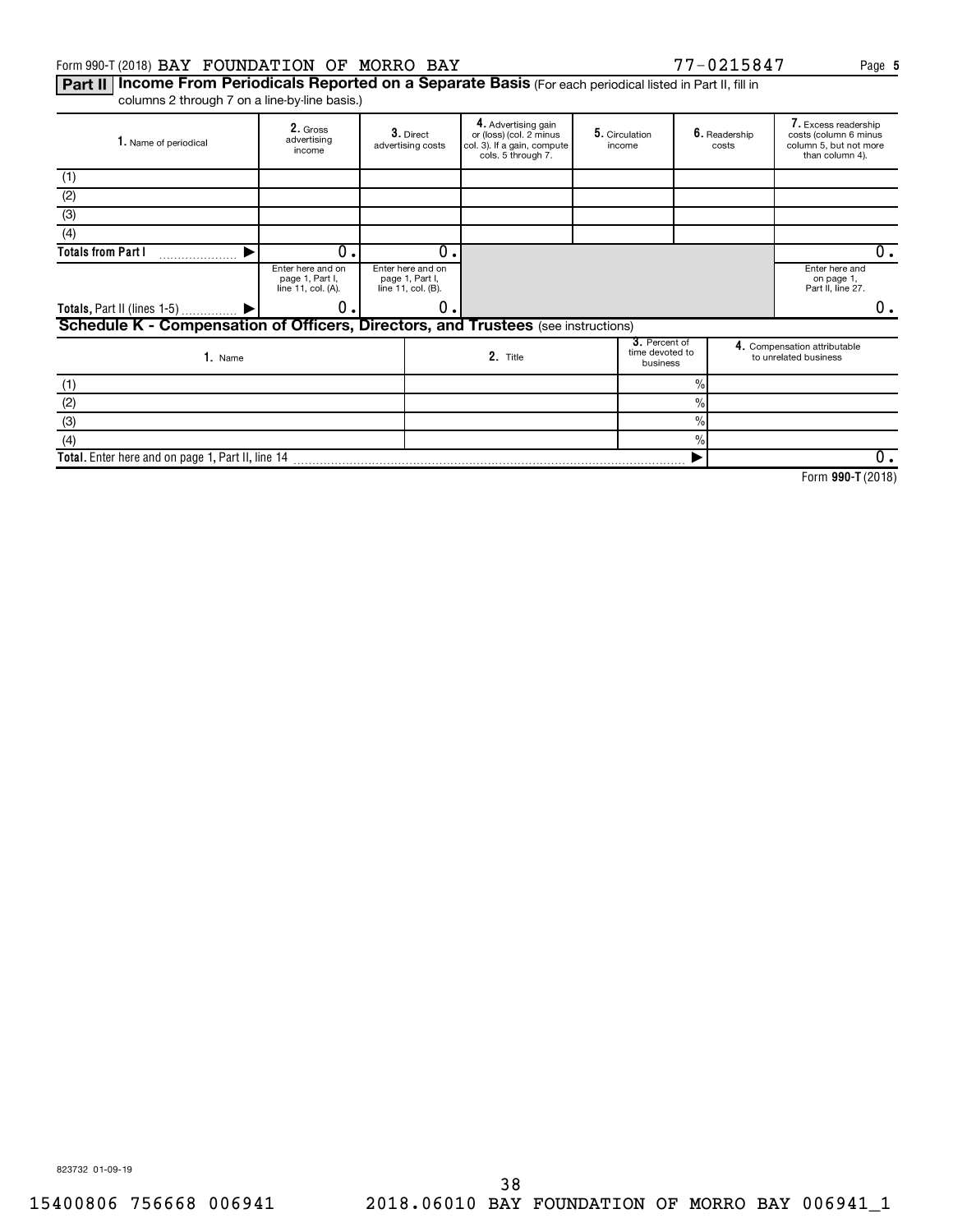Form 990-T (2018) BAY FOUNDATION OF MORRO BAY 77-0215847

## Part II Income From Periodicals Reported on a Separate Basis (For each periodical listed in Part II, fill in columns 2 through 7 on a line-by-line basis.)

| 1. Name of periodical | 2. Gross advertising income | 3. Direct advertising costs | 4. Advertising gain or (loss) (col. 2 minus col. 3). If a gain, compute cols. 5 through 7. | 5. Circulation income | 6. Readership costs | 7. Excess readership costs (column 6 minus column 5, but not more than column 4). |
|---|---|---|---|---|---|---|
| (1) | | | | | | |
| (2) | | | | | | |
| (3) | | | | | | |
| (4) | | | | | | |
| Totals from Part I ▶ | 0. | 0. | | | | 0. |
| | Enter here and on page 1, Part I, line 11, col. (A). | Enter here and on page 1, Part I, line 11, col. (B). | | | | Enter here and on page 1, Part II, line 27. |
| Totals, Part II (lines 1-5) ▶ | 0. | 0. | | | | 0. |

## Schedule K - Compensation of Officers, Directors, and Trustees (see instructions)

| 1. Name | 2. Title | 3. Percent of time devoted to business | 4. Compensation attributable to unrelated business |
|---|---|---|---|
| (1) | | % | |
| (2) | | % | |
| (3) | | % | |
| (4) | | % | |
| Total. Enter here and on page 1, Part II, line 14 | | ▶ | 0. |

Form 990-T (2018)

823732 01-09-19

15400806 756668 006941 2018.06010 BAY FOUNDATION OF MORRO BAY 006941_1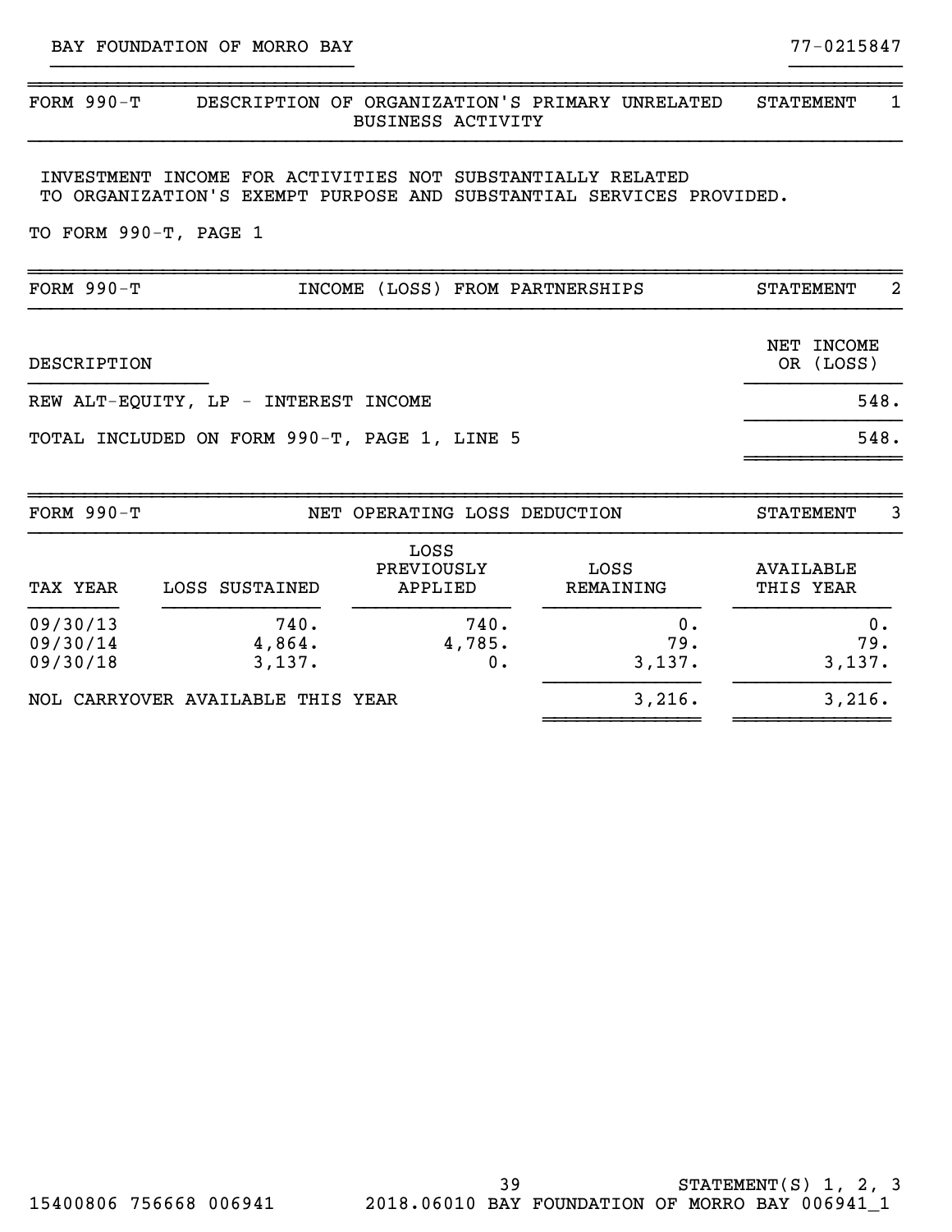BAY FOUNDATION OF MORRO BAY 77-0215847

## FORM 990-T DESCRIPTION OF ORGANIZATION'S PRIMARY UNRELATED BUSINESS ACTIVITY — STATEMENT 1

INVESTMENT INCOME FOR ACTIVITIES NOT SUBSTANTIALLY RELATED TO ORGANIZATION'S EXEMPT PURPOSE AND SUBSTANTIAL SERVICES PROVIDED.

TO FORM 990-T, PAGE 1

## FORM 990-T INCOME (LOSS) FROM PARTNERSHIPS — STATEMENT 2

| DESCRIPTION | NET INCOME OR (LOSS) |
|---|---|
| REW ALT-EQUITY, LP - INTEREST INCOME | 548. |
| TOTAL INCLUDED ON FORM 990-T, PAGE 1, LINE 5 | 548. |

## FORM 990-T NET OPERATING LOSS DEDUCTION — STATEMENT 3

| TAX YEAR | LOSS SUSTAINED | LOSS PREVIOUSLY APPLIED | LOSS REMAINING | AVAILABLE THIS YEAR |
|---|---|---|---|---|
| 09/30/13 | 740. | 740. | 0. | 0. |
| 09/30/14 | 4,864. | 4,785. | 79. | 79. |
| 09/30/18 | 3,137. | 0. | 3,137. | 3,137. |
| NOL CARRYOVER AVAILABLE THIS YEAR | | | 3,216. | 3,216. |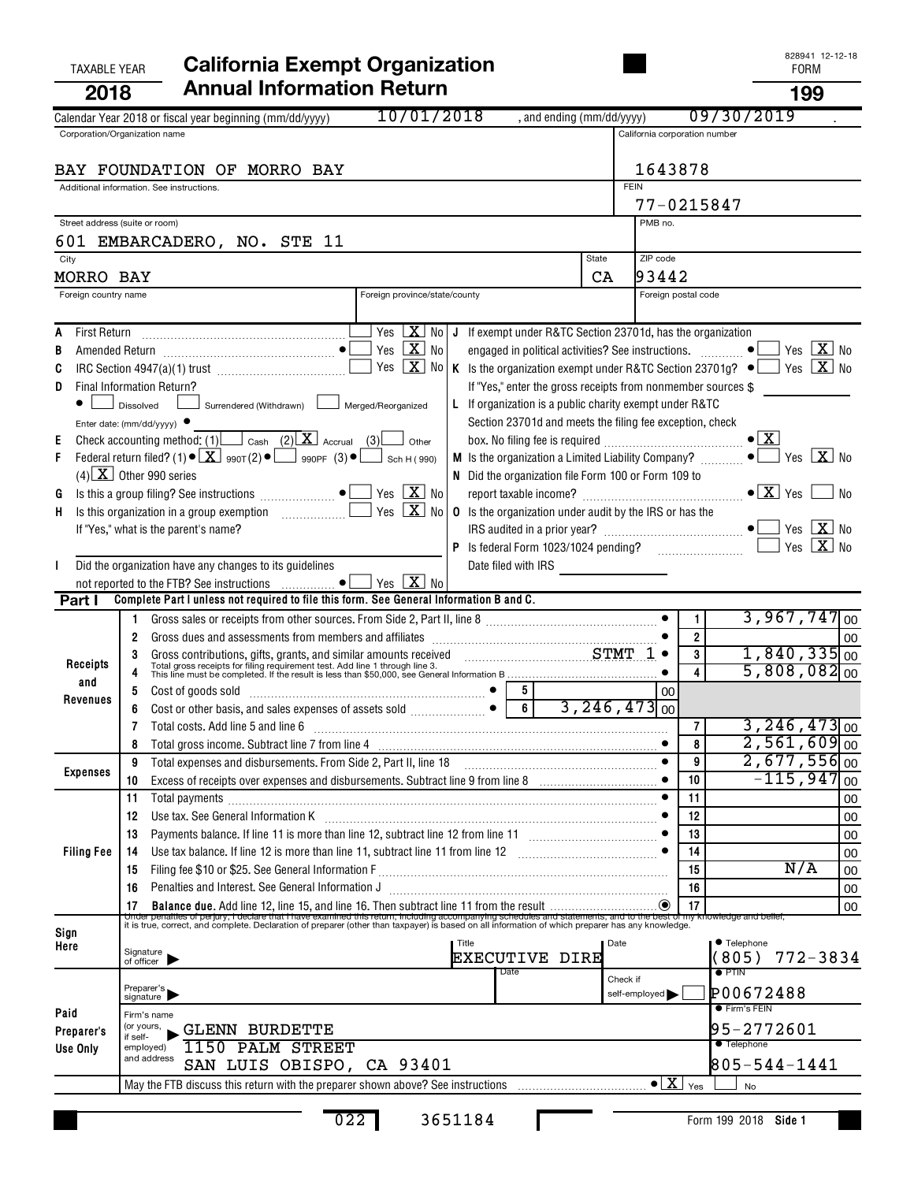TAXABLE YEAR **2018**

# California Exempt Organization Annual Information Return

828941 12-12-18

FORM **199**

Calendar Year 2018 or fiscal year beginning (mm/dd/yyyy) 10/01/2018 , and ending (mm/dd/yyyy) 09/30/2019 .

| Corporation/Organization name | California corporation number |
|---|---|
| BAY FOUNDATION OF MORRO BAY | 1643878 |
| Additional information. See instructions. | FEIN 77-0215847 |
| Street address (suite or room) 601 EMBARCADERO, NO. STE 11 | PMB no. |
| City MORRO BAY | State CA / ZIP code 93442 |
| Foreign country name | Foreign province/state/county / Foreign postal code |

A First Return ... Yes [ ] No [X]

B Amended Return ... Yes [ ] No [X]

C IRC Section 4947(a)(1) trust ... Yes [ ] No [X]

D Final Information Return?
[ ] Dissolved [ ] Surrendered (Withdrawn) [ ] Merged/Reorganized
Enter date: (mm/dd/yyyy)

E Check accounting method: (1) [ ] Cash (2) [X] Accrual (3) [ ] Other

F Federal return filed? (1) [X] 990T (2) [ ] 990PF (3) [ ] Sch H (990)
(4) [X] Other 990 series

G Is this a group filing? See instructions ... Yes [ ] No [X]

H Is this organization in a group exemption ... Yes [ ] No [X]
If "Yes," what is the parent's name?

I Did the organization have any changes to its guidelines not reported to the FTB? See instructions ... Yes [ ] No [X]

J If exempt under R&TC Section 23701d, has the organization engaged in political activities? See instructions. ... Yes [ ] No [X]

K Is the organization exempt under R&TC Section 23701g? ... Yes [ ] No [X]
If "Yes," enter the gross receipts from nonmember sources $

L If organization is a public charity exempt under R&TC Section 23701d and meets the filing fee exception, check box. No filing fee is required ... [X]

M Is the organization a Limited Liability Company? ... Yes [ ] No [X]

N Did the organization file Form 100 or Form 109 to report taxable income? ... Yes [X] No [ ]

O Is the organization under audit by the IRS or has the IRS audited in a prior year? ... Yes [ ] No [X]

P Is federal Form 1023/1024 pending? ... Yes [ ] No [X]
Date filed with IRS

**Part I** Complete Part I unless not required to file this form. See General Information B and C.

| Section | Line | Description | Sub-line | Sub-amount | Line | Amount |
|---|---|---|---|---|---|---|
| Receipts and Revenues | 1 | Gross sales or receipts from other sources. From Side 2, Part II, line 8 | | | 1 | 3,967,747 00 |
| | 2 | Gross dues and assessments from members and affiliates | | | 2 | 00 |
| | 3 | Gross contributions, gifts, grants, and similar amounts received STMT 1 | | | 3 | 1,840,335 00 |
| | 4 | Total gross receipts for filing requirement test. Add line 1 through line 3. This line must be completed. If the result is less than $50,000, see General Information B | | | 4 | 5,808,082 00 |
| | 5 | Cost of goods sold | 5 | 00 | | |
| | 6 | Cost or other basis, and sales expenses of assets sold | 6 | 3,246,473 00 | | |
| | 7 | Total costs. Add line 5 and line 6 | | | 7 | 3,246,473 00 |
| | 8 | Total gross income. Subtract line 7 from line 4 | | | 8 | 2,561,609 00 |
| Expenses | 9 | Total expenses and disbursements. From Side 2, Part II, line 18 | | | 9 | 2,677,556 00 |
| | 10 | Excess of receipts over expenses and disbursements. Subtract line 9 from line 8 | | | 10 | -115,947 00 |
| Filing Fee | 11 | Total payments | | | 11 | 00 |
| | 12 | Use tax. See General Information K | | | 12 | 00 |
| | 13 | Payments balance. If line 11 is more than line 12, subtract line 12 from line 11 | | | 13 | 00 |
| | 14 | Use tax balance. If line 12 is more than line 11, subtract line 11 from line 12 | | | 14 | 00 |
| | 15 | Filing fee $10 or $25. See General Information F | | | 15 | N/A 00 |
| | 16 | Penalties and Interest. See General Information J | | | 16 | 00 |
| | 17 | **Balance due.** Add line 12, line 15, and line 16. Then subtract line 11 from the result | | | 17 | 00 |

**Sign Here**

Under penalties of perjury, I declare that I have examined this return, including accompanying schedules and statements, and to the best of my knowledge and belief, it is true, correct, and complete. Declaration of preparer (other than taxpayer) is based on all information of which preparer has any knowledge.

Signature of officer | Title EXECUTIVE DIRE | Date | Telephone (805) 772-3834

**Paid Preparer's Use Only**

Preparer's signature | Date | Check if self-employed [ ] | PTIN P00672488

Firm's name (or yours, if self-employed) and address: GLENN BURDETTE, 1150 PALM STREET, SAN LUIS OBISPO, CA 93401 | Firm's FEIN 95-2772601 | Telephone 805-544-1441

May the FTB discuss this return with the preparer shown above? See instructions ... [X] Yes [ ] No

022 3651184

Form 199 2018 Side 1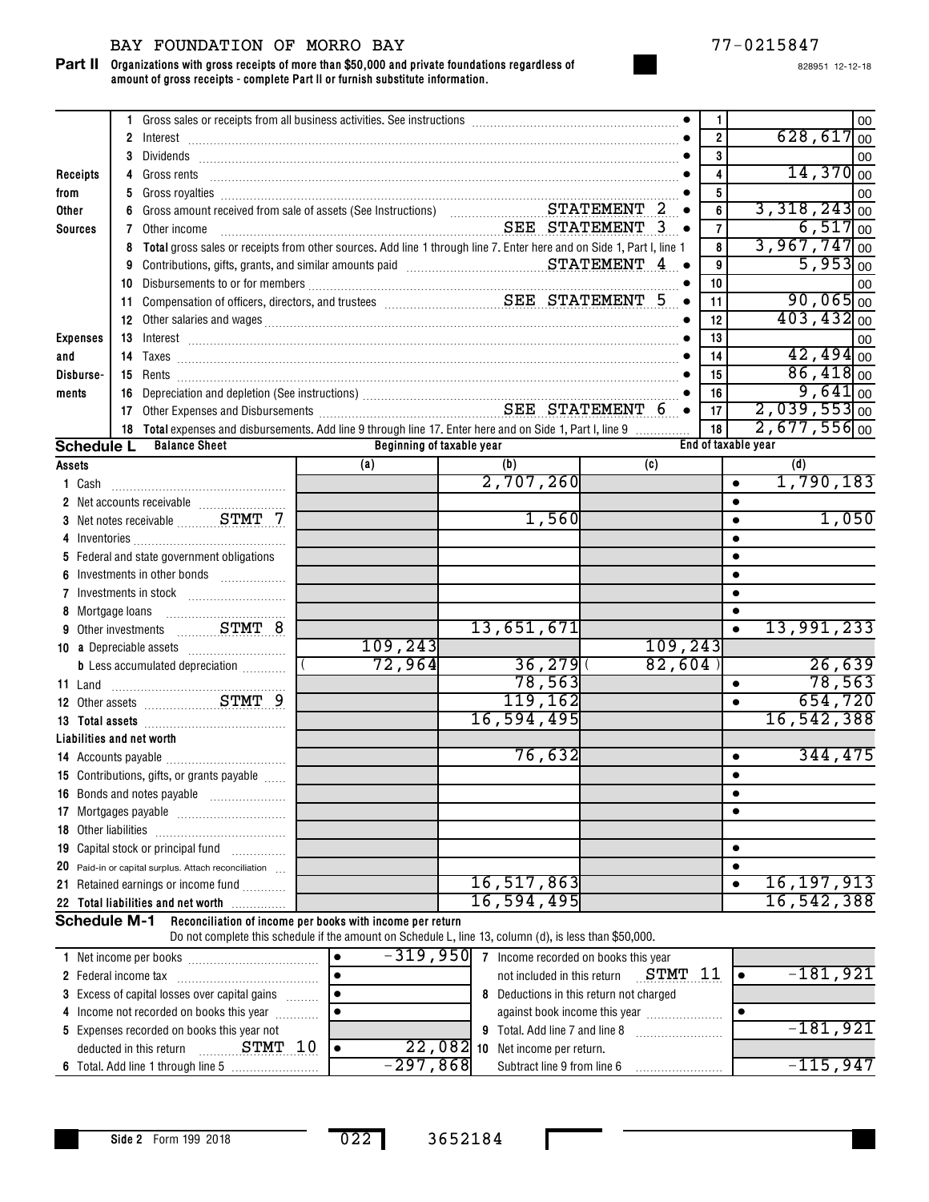BAY FOUNDATION OF MORRO BAY 77-0215847

**Part II Organizations with gross receipts of more than $50,000 and private foundations regardless of amount of gross receipts - complete Part II or furnish substitute information.**

| | | | | |
|---|---|---|---|---|
| **Receipts from Other Sources** | 1 | Gross sales or receipts from all business activities. See instructions | 1 | 00 |
| | 2 | Interest | 2 | 628,617 00 |
| | 3 | Dividends | 3 | 00 |
| | 4 | Gross rents | 4 | 14,370 00 |
| | 5 | Gross royalties | 5 | 00 |
| | 6 | Gross amount received from sale of assets (See Instructions) STATEMENT 2 | 6 | 3,318,243 00 |
| | 7 | Other income SEE STATEMENT 3 | 7 | 6,517 00 |
| | 8 | **Total** gross sales or receipts from other sources. Add line 1 through line 7. Enter here and on Side 1, Part I, line 1 | 8 | 3,967,747 00 |
| **Expenses and Disbursements** | 9 | Contributions, gifts, grants, and similar amounts paid STATEMENT 4 | 9 | 5,953 00 |
| | 10 | Disbursements to or for members | 10 | 00 |
| | 11 | Compensation of officers, directors, and trustees SEE STATEMENT 5 | 11 | 90,065 00 |
| | 12 | Other salaries and wages | 12 | 403,432 00 |
| | 13 | Interest | 13 | 00 |
| | 14 | Taxes | 14 | 42,494 00 |
| | 15 | Rents | 15 | 86,418 00 |
| | 16 | Depreciation and depletion (See instructions) | 16 | 9,641 00 |
| | 17 | Other Expenses and Disbursements SEE STATEMENT 6 | 17 | 2,039,553 00 |
| | 18 | **Total** expenses and disbursements. Add line 9 through line 17. Enter here and on Side 1, Part I, line 9 | 18 | 2,677,556 00 |

**Schedule L Balance Sheet**

| Assets | Beginning of taxable year (a) | (b) | End of taxable year (c) | (d) |
|---|---|---|---|---|
| 1 Cash | | 2,707,260 | | 1,790,183 |
| 2 Net accounts receivable | | | | |
| 3 Net notes receivable STMT 7 | | 1,560 | | 1,050 |
| 4 Inventories | | | | |
| 5 Federal and state government obligations | | | | |
| 6 Investments in other bonds | | | | |
| 7 Investments in stock | | | | |
| 8 Mortgage loans | | | | |
| 9 Other investments STMT 8 | | 13,651,671 | | 13,991,233 |
| 10 a Depreciable assets | 109,243 | | 109,243 | |
| b Less accumulated depreciation | (72,964) | 36,279 | (82,604) | 26,639 |
| 11 Land | | 78,563 | | 78,563 |
| 12 Other assets STMT 9 | | 119,162 | | 654,720 |
| 13 **Total assets** | | 16,594,495 | | 16,542,388 |
| **Liabilities and net worth** | | | | |
| 14 Accounts payable | | 76,632 | | 344,475 |
| 15 Contributions, gifts, or grants payable | | | | |
| 16 Bonds and notes payable | | | | |
| 17 Mortgages payable | | | | |
| 18 Other liabilities | | | | |
| 19 Capital stock or principal fund | | | | |
| 20 Paid-in or capital surplus. Attach reconciliation | | | | |
| 21 Retained earnings or income fund | | 16,517,863 | | 16,197,913 |
| 22 **Total liabilities and net worth** | | 16,594,495 | | 16,542,388 |

**Schedule M-1 Reconciliation of income per books with income per return**

Do not complete this schedule if the amount on Schedule L, line 13, column (d), is less than $50,000.

| | | | |
|---|---|---|---|
| 1 Net income per books | -319,950 | 7 Income recorded on books this year not included in this return STMT 11 | -181,921 |
| 2 Federal income tax | | 8 Deductions in this return not charged against book income this year | |
| 3 Excess of capital losses over capital gains | | | |
| 4 Income not recorded on books this year | | 9 Total. Add line 7 and line 8 | -181,921 |
| 5 Expenses recorded on books this year not deducted in this return STMT 10 | 22,082 | 10 Net income per return. Subtract line 9 from line 6 | -115,947 |
| 6 Total. Add line 1 through line 5 | -297,868 | | |

Side 2 Form 199 2018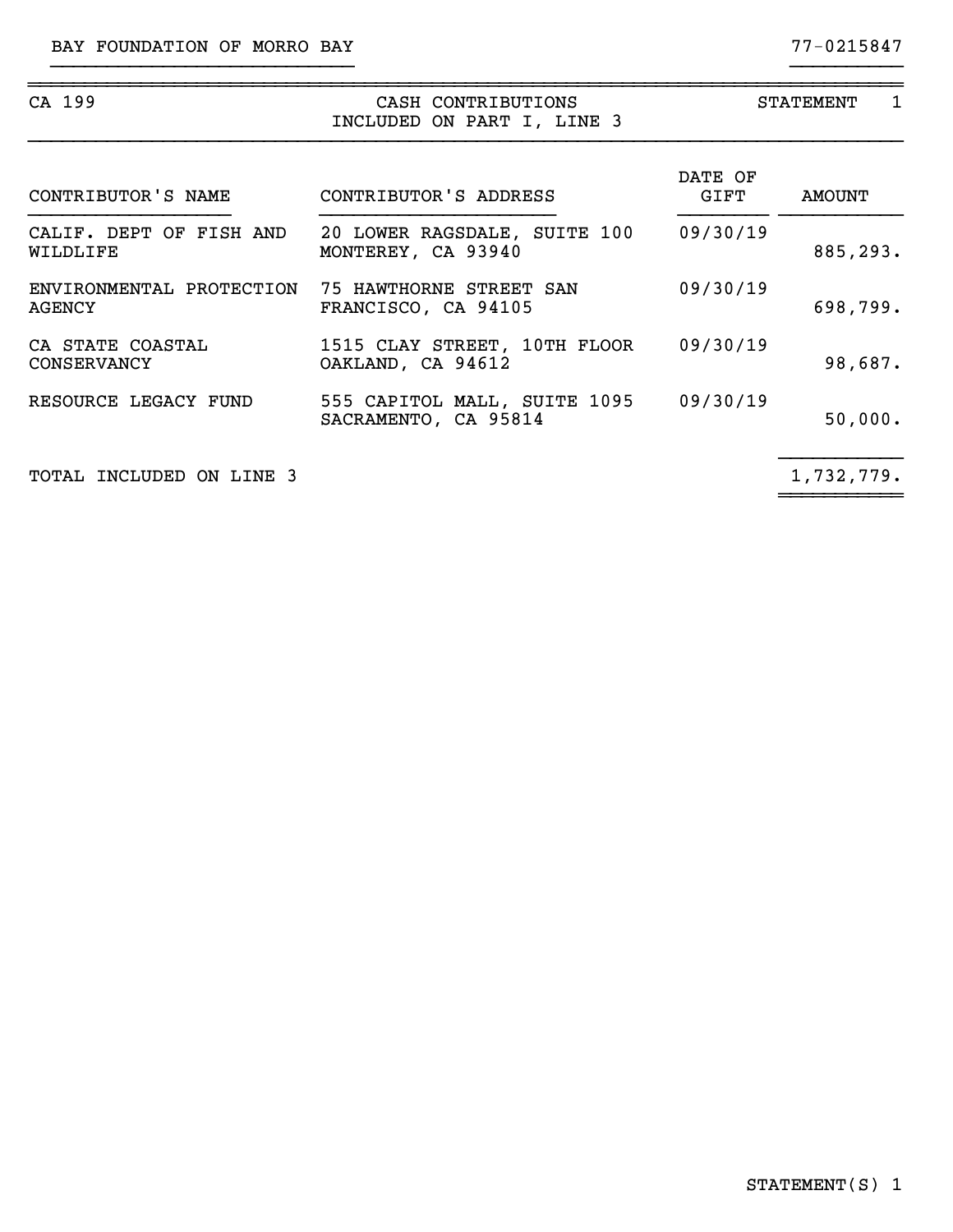BAY FOUNDATION OF MORRO BAY 77-0215847

CA 199 — CASH CONTRIBUTIONS INCLUDED ON PART I, LINE 3 — STATEMENT 1

| CONTRIBUTOR'S NAME | CONTRIBUTOR'S ADDRESS | DATE OF GIFT | AMOUNT |
|---|---|---|---|
| CALIF. DEPT OF FISH AND WILDLIFE | 20 LOWER RAGSDALE, SUITE 100 MONTEREY, CA 93940 | 09/30/19 | 885,293. |
| ENVIRONMENTAL PROTECTION AGENCY | 75 HAWTHORNE STREET SAN FRANCISCO, CA 94105 | 09/30/19 | 698,799. |
| CA STATE COASTAL CONSERVANCY | 1515 CLAY STREET, 10TH FLOOR OAKLAND, CA 94612 | 09/30/19 | 98,687. |
| RESOURCE LEGACY FUND | 555 CAPITOL MALL, SUITE 1095 SACRAMENTO, CA 95814 | 09/30/19 | 50,000. |
| TOTAL INCLUDED ON LINE 3 | | | 1,732,779. |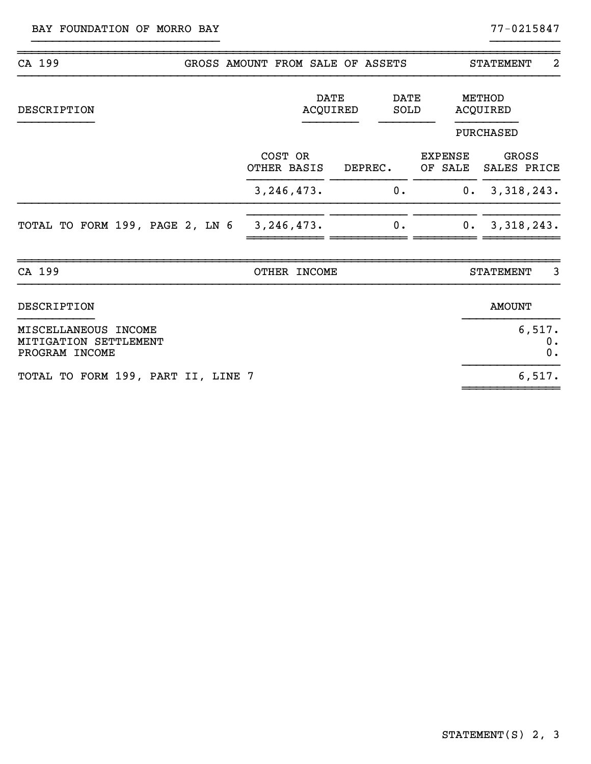BAY FOUNDATION OF MORRO BAY — 77-0215847

| CA 199 | GROSS AMOUNT FROM SALE OF ASSETS | | | STATEMENT 2 |
|---|---|---|---|---|
| DESCRIPTION | | DATE ACQUIRED | DATE SOLD | METHOD ACQUIRED |
| | | | | PURCHASED |
| | COST OR OTHER BASIS | DEPREC. | EXPENSE OF SALE | GROSS SALES PRICE |
| | 3,246,473. | 0. | 0. | 3,318,243. |
| TOTAL TO FORM 199, PAGE 2, LN 6 | 3,246,473. | 0. | 0. | 3,318,243. |

| CA 199 | OTHER INCOME | STATEMENT 3 |
|---|---|---|
| DESCRIPTION | | AMOUNT |
| MISCELLANEOUS INCOME | | 6,517. |
| MITIGATION SETTLEMENT | | 0. |
| PROGRAM INCOME | | 0. |
| TOTAL TO FORM 199, PART II, LINE 7 | | 6,517. |

STATEMENT(S) 2, 3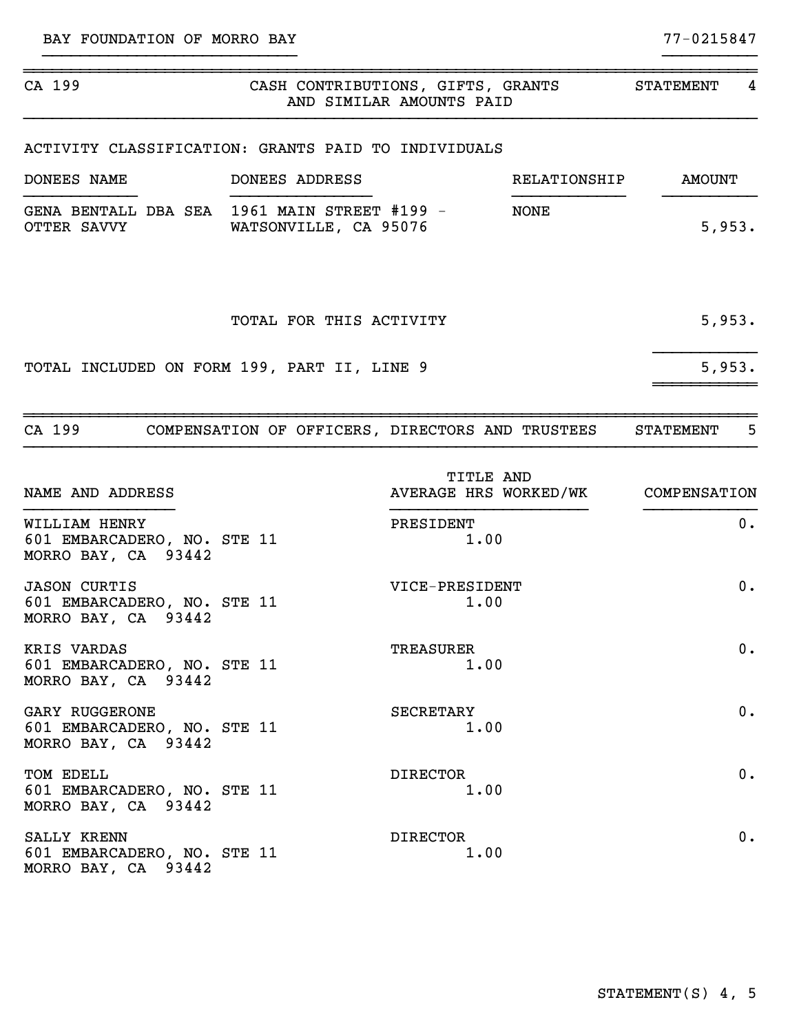BAY FOUNDATION OF MORRO BAY　　77-0215847

## CA 199 — CASH CONTRIBUTIONS, GIFTS, GRANTS AND SIMILAR AMOUNTS PAID — STATEMENT 4

ACTIVITY CLASSIFICATION: GRANTS PAID TO INDIVIDUALS

| DONEES NAME | DONEES ADDRESS | RELATIONSHIP | AMOUNT |
|---|---|---|---|
| GENA BENTALL DBA SEA OTTER SAVVY | 1961 MAIN STREET #199 - WATSONVILLE, CA 95076 | NONE | 5,953. |
| | TOTAL FOR THIS ACTIVITY | | 5,953. |
| TOTAL INCLUDED ON FORM 199, PART II, LINE 9 | | | 5,953. |

## CA 199 — COMPENSATION OF OFFICERS, DIRECTORS AND TRUSTEES — STATEMENT 5

| NAME AND ADDRESS | TITLE AND AVERAGE HRS WORKED/WK | COMPENSATION |
|---|---|---|
| WILLIAM HENRY<br>601 EMBARCADERO, NO. STE 11<br>MORRO BAY, CA 93442 | PRESIDENT<br>1.00 | 0. |
| JASON CURTIS<br>601 EMBARCADERO, NO. STE 11<br>MORRO BAY, CA 93442 | VICE-PRESIDENT<br>1.00 | 0. |
| KRIS VARDAS<br>601 EMBARCADERO, NO. STE 11<br>MORRO BAY, CA 93442 | TREASURER<br>1.00 | 0. |
| GARY RUGGERONE<br>601 EMBARCADERO, NO. STE 11<br>MORRO BAY, CA 93442 | SECRETARY<br>1.00 | 0. |
| TOM EDELL<br>601 EMBARCADERO, NO. STE 11<br>MORRO BAY, CA 93442 | DIRECTOR<br>1.00 | 0. |
| SALLY KRENN<br>601 EMBARCADERO, NO. STE 11<br>MORRO BAY, CA 93442 | DIRECTOR<br>1.00 | 0. |

STATEMENT(S) 4, 5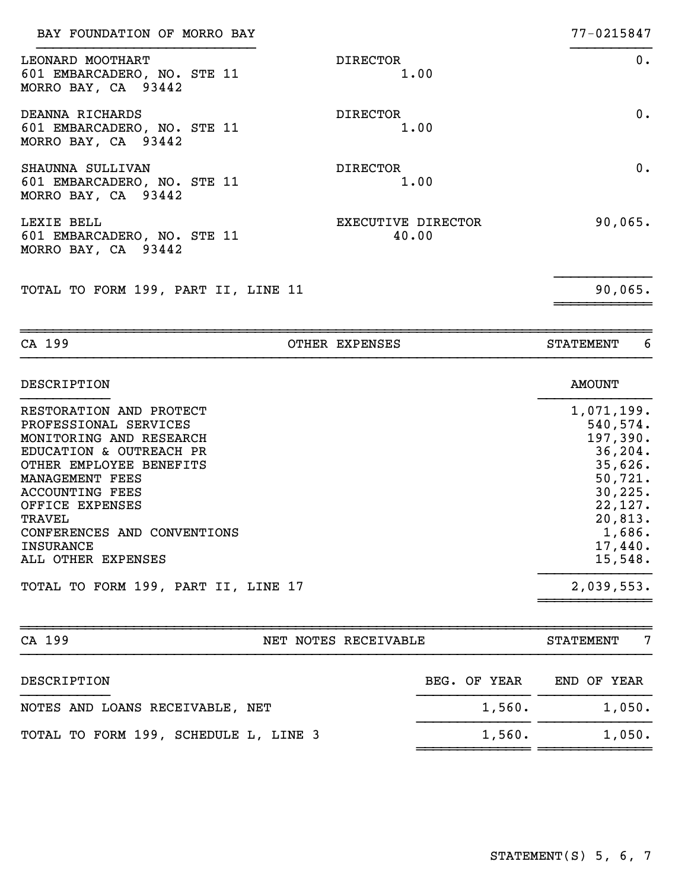BAY FOUNDATION OF MORRO BAY | 77-0215847

| | | |
|---|---|---|
| LEONARD MOOTHART<br>601 EMBARCADERO, NO. STE 11<br>MORRO BAY, CA 93442 | DIRECTOR<br>1.00 | 0. |
| DEANNA RICHARDS<br>601 EMBARCADERO, NO. STE 11<br>MORRO BAY, CA 93442 | DIRECTOR<br>1.00 | 0. |
| SHAUNNA SULLIVAN<br>601 EMBARCADERO, NO. STE 11<br>MORRO BAY, CA 93442 | DIRECTOR<br>1.00 | 0. |
| LEXIE BELL<br>601 EMBARCADERO, NO. STE 11<br>MORRO BAY, CA 93442 | EXECUTIVE DIRECTOR<br>40.00 | 90,065. |
| TOTAL TO FORM 199, PART II, LINE 11 | | 90,065. |

## CA 199 — OTHER EXPENSES — STATEMENT 6

| DESCRIPTION | AMOUNT |
|---|---|
| RESTORATION AND PROTECT | 1,071,199. |
| PROFESSIONAL SERVICES | 540,574. |
| MONITORING AND RESEARCH | 197,390. |
| EDUCATION & OUTREACH PR | 36,204. |
| OTHER EMPLOYEE BENEFITS | 35,626. |
| MANAGEMENT FEES | 50,721. |
| ACCOUNTING FEES | 30,225. |
| OFFICE EXPENSES | 22,127. |
| TRAVEL | 20,813. |
| CONFERENCES AND CONVENTIONS | 1,686. |
| INSURANCE | 17,440. |
| ALL OTHER EXPENSES | 15,548. |
| TOTAL TO FORM 199, PART II, LINE 17 | 2,039,553. |

## CA 199 — NET NOTES RECEIVABLE — STATEMENT 7

| DESCRIPTION | BEG. OF YEAR | END OF YEAR |
|---|---|---|
| NOTES AND LOANS RECEIVABLE, NET | 1,560. | 1,050. |
| TOTAL TO FORM 199, SCHEDULE L, LINE 3 | 1,560. | 1,050. |

STATEMENT(S) 5, 6, 7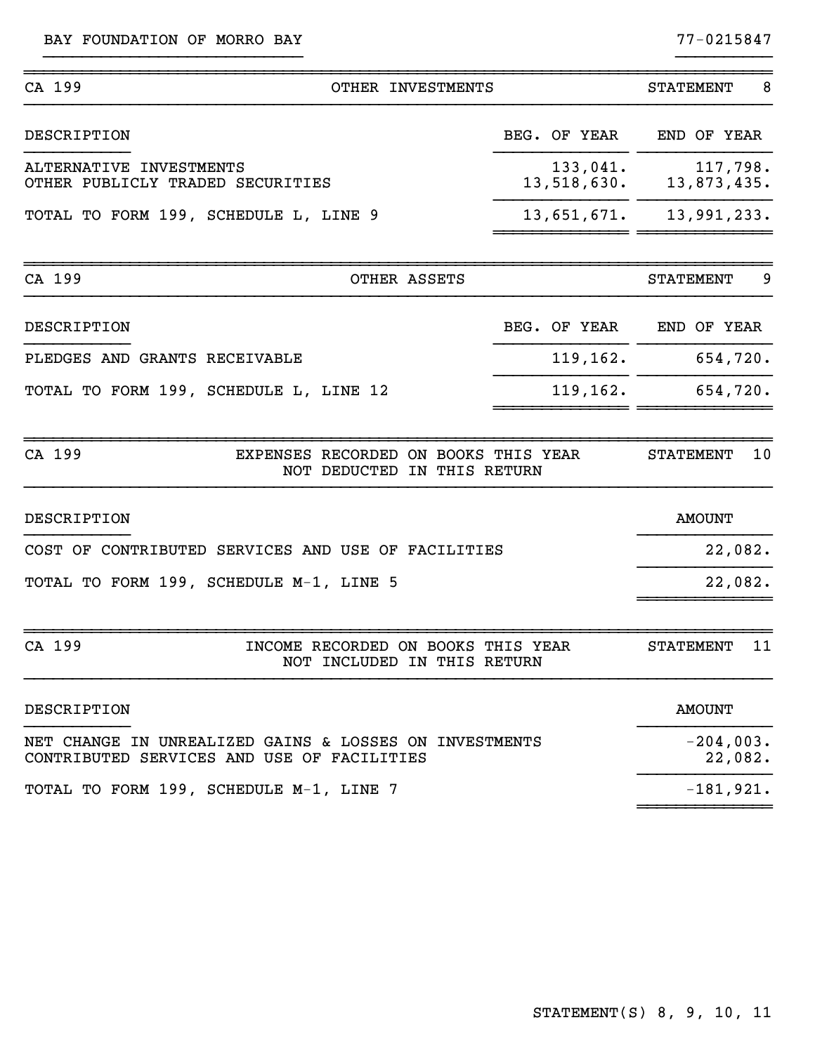BAY FOUNDATION OF MORRO BAY | 77-0215847

## CA 199 — OTHER INVESTMENTS — STATEMENT 8

| DESCRIPTION | BEG. OF YEAR | END OF YEAR |
|---|---|---|
| ALTERNATIVE INVESTMENTS | 133,041. | 117,798. |
| OTHER PUBLICLY TRADED SECURITIES | 13,518,630. | 13,873,435. |
| TOTAL TO FORM 199, SCHEDULE L, LINE 9 | 13,651,671. | 13,991,233. |

## CA 199 — OTHER ASSETS — STATEMENT 9

| DESCRIPTION | BEG. OF YEAR | END OF YEAR |
|---|---|---|
| PLEDGES AND GRANTS RECEIVABLE | 119,162. | 654,720. |
| TOTAL TO FORM 199, SCHEDULE L, LINE 12 | 119,162. | 654,720. |

## CA 199 — EXPENSES RECORDED ON BOOKS THIS YEAR NOT DEDUCTED IN THIS RETURN — STATEMENT 10

| DESCRIPTION | AMOUNT |
|---|---|
| COST OF CONTRIBUTED SERVICES AND USE OF FACILITIES | 22,082. |
| TOTAL TO FORM 199, SCHEDULE M-1, LINE 5 | 22,082. |

## CA 199 — INCOME RECORDED ON BOOKS THIS YEAR NOT INCLUDED IN THIS RETURN — STATEMENT 11

| DESCRIPTION | AMOUNT |
|---|---|
| NET CHANGE IN UNREALIZED GAINS & LOSSES ON INVESTMENTS | -204,003. |
| CONTRIBUTED SERVICES AND USE OF FACILITIES | 22,082. |
| TOTAL TO FORM 199, SCHEDULE M-1, LINE 7 | -181,921. |

STATEMENT(S) 8, 9, 10, 11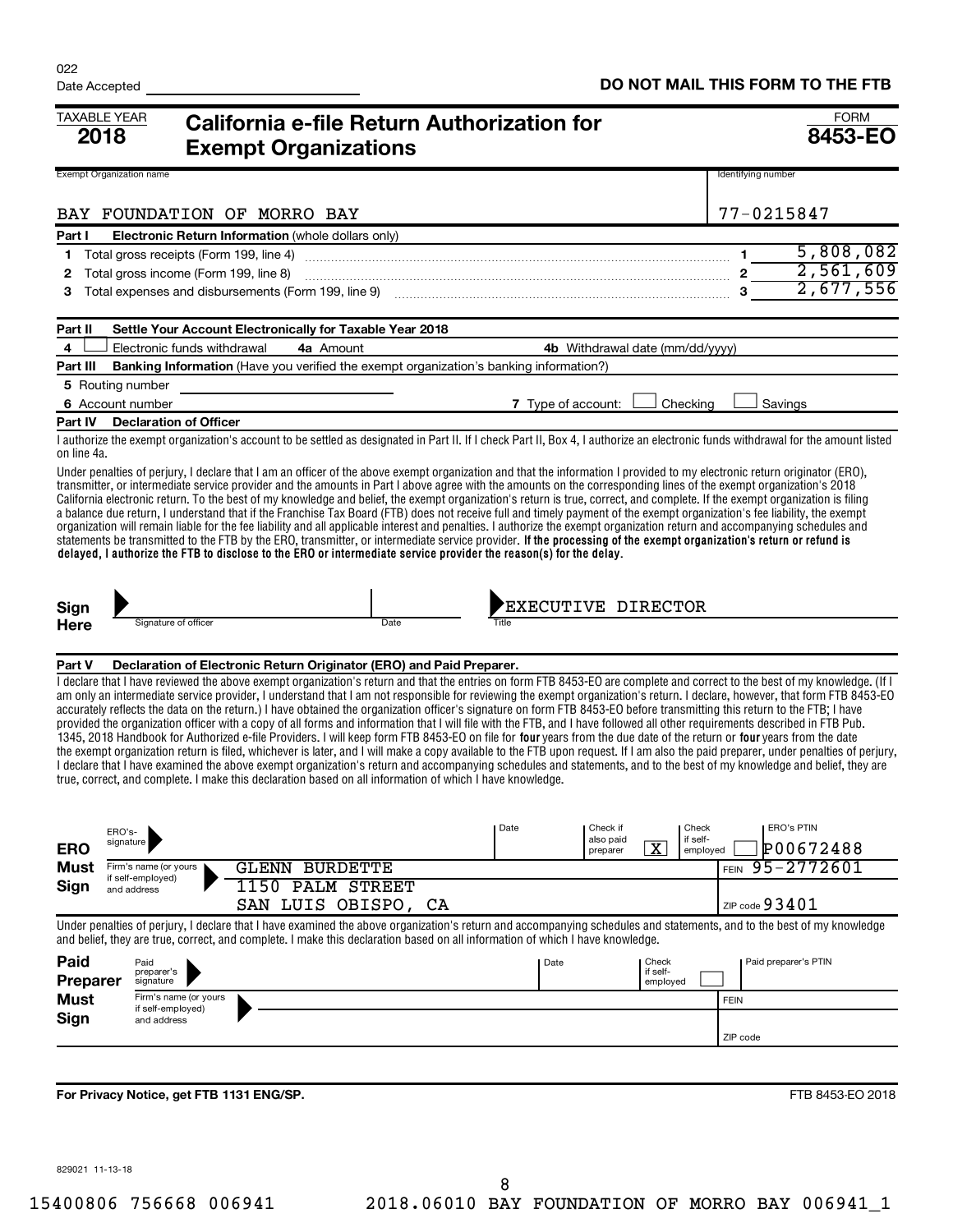022

Date Accepted

**DO NOT MAIL THIS FORM TO THE FTB**

TAXABLE YEAR **2018**

# California e-file Return Authorization for Exempt Organizations

FORM **8453-EO**

| Exempt Organization name | Identifying number |
|---|---|
| BAY FOUNDATION OF MORRO BAY | 77-0215847 |

**Part I Electronic Return Information** (whole dollars only)

| | | | |
|---|---|---|---|
| 1 | Total gross receipts (Form 199, line 4) | 1 | 5,808,082 |
| 2 | Total gross income (Form 199, line 8) | 2 | 2,561,609 |
| 3 | Total expenses and disbursements (Form 199, line 9) | 3 | 2,677,556 |

**Part II Settle Your Account Electronically for Taxable Year 2018**

4 ☐ Electronic funds withdrawal **4a** Amount **4b** Withdrawal date (mm/dd/yyyy)

**Part III Banking Information** (Have you verified the exempt organization's banking information?)

5 Routing number

6 Account number 7 Type of account: ☐ Checking ☐ Savings

**Part IV Declaration of Officer**

I authorize the exempt organization's account to be settled as designated in Part II. If I check Part II, Box 4, I authorize an electronic funds withdrawal for the amount listed on line 4a.

Under penalties of perjury, I declare that I am an officer of the above exempt organization and that the information I provided to my electronic return originator (ERO), transmitter, or intermediate service provider and the amounts in Part I above agree with the amounts on the corresponding lines of the exempt organization's 2018 California electronic return. To the best of my knowledge and belief, the exempt organization's return is true, correct, and complete. If the exempt organization is filing a balance due return, I understand that if the Franchise Tax Board (FTB) does not receive full and timely payment of the exempt organization's fee liability, the exempt organization will remain liable for the fee liability and all applicable interest and penalties. I authorize the exempt organization return and accompanying schedules and statements be transmitted to the FTB by the ERO, transmitter, or intermediate service provider. **If the processing of the exempt organization's return or refund is delayed, I authorize the FTB to disclose to the ERO or intermediate service provider the reason(s) for the delay.**

**Sign Here** Signature of officer Date Title: EXECUTIVE DIRECTOR

**Part V Declaration of Electronic Return Originator (ERO) and Paid Preparer.**

I declare that I have reviewed the above exempt organization's return and that the entries on form FTB 8453-EO are complete and correct to the best of my knowledge. (If I am only an intermediate service provider, I understand that I am not responsible for reviewing the exempt organization's return. I declare, however, that form FTB 8453-EO accurately reflects the data on the return.) I have obtained the organization officer's signature on form FTB 8453-EO before transmitting this return to the FTB; I have provided the organization officer with a copy of all forms and information that I will file with the FTB, and I have followed all other requirements described in FTB Pub. 1345, 2018 Handbook for Authorized e-file Providers. I will keep form FTB 8453-EO on file for **four** years from the due date of the return or **four** years from the date the exempt organization return is filed, whichever is later, and I will make a copy available to the FTB upon request. If I am also the paid preparer, under penalties of perjury, I declare that I have examined the above exempt organization's return and accompanying schedules and statements, and to the best of my knowledge and belief, they are true, correct, and complete. I make this declaration based on all information of which I have knowledge.

**ERO Must Sign**

| ERO's signature | Date | Check if also paid preparer | Check if self-employed | ERO's PTIN |
|---|---|---|---|---|
| | | X | ☐ | P00672488 |

Firm's name (or yours if self-employed) and address: GLENN BURDETTE, 1150 PALM STREET, SAN LUIS OBISPO, CA — FEIN 95-2772601 — ZIP code 93401

Under penalties of perjury, I declare that I have examined the above organization's return and accompanying schedules and statements, and to the best of my knowledge and belief, they are true, correct, and complete. I make this declaration based on all information of which I have knowledge.

**Paid Preparer Must Sign**

| Paid preparer's signature | Date | Check if self-employed | Paid preparer's PTIN |
|---|---|---|---|
| | | ☐ | |

Firm's name (or yours if self-employed) and address — FEIN — ZIP code

**For Privacy Notice, get FTB 1131 ENG/SP.**

FTB 8453-EO 2018

829021 11-13-18

15400806 756668 006941 2018.06010 BAY FOUNDATION OF MORRO BAY 006941_1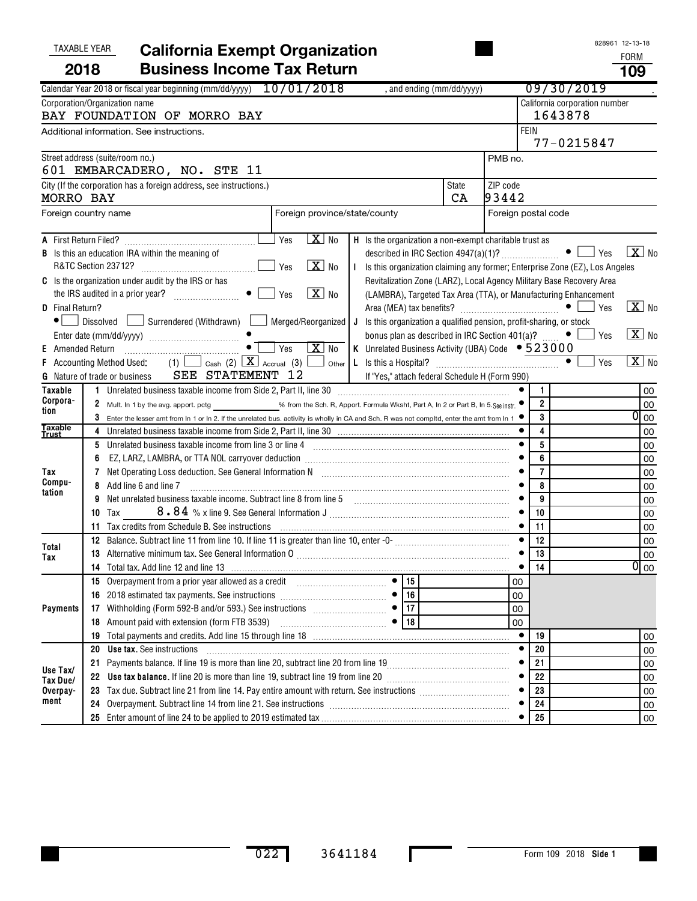TAXABLE YEAR **2018**

# California Exempt Organization Business Income Tax Return

828961 12-13-18

FORM **109**

Calendar Year 2018 or fiscal year beginning (mm/dd/yyyy) 10/01/2018 , and ending (mm/dd/yyyy) 09/30/2019

| Corporation/Organization name | California corporation number |
|---|---|
| BAY FOUNDATION OF MORRO BAY | 1643878 |
| Additional information. See instructions. | FEIN 77-0215847 |

| Street address (suite/room no.) | | | PMB no. |
|---|---|---|---|
| 601 EMBARCADERO, NO. STE 11 | | | |
| City (If the corporation has a foreign address, see instructions.) | | State | ZIP code |
| MORRO BAY | | CA | 93442 |
| Foreign country name | Foreign province/state/county | | Foreign postal code |

A First Return Filed? ☐ Yes ☒ No

B Is this an education IRA within the meaning of R&TC Section 23712? ☐ Yes ☒ No

C Is the organization under audit by the IRS or has the IRS audited in a prior year? ☐ Yes ☒ No

D Final Return? ☐ Dissolved ☐ Surrendered (Withdrawn) ☐ Merged/Reorganized

Enter date (mm/dd/yyyy)

E Amended Return ☐ Yes ☒ No

F Accounting Method Used: (1) ☐ Cash (2) ☒ Accrual (3) ☐ Other

G Nature of trade or business SEE STATEMENT 12

H Is the organization a non-exempt charitable trust as described in IRC Section 4947(a)(1)? ☐ Yes ☒ No

I Is this organization claiming any former; Enterprise Zone (EZ), Los Angeles Revitalization Zone (LARZ), Local Agency Military Base Recovery Area (LAMBRA), Targeted Tax Area (TTA), or Manufacturing Enhancement Area (MEA) tax benefits? ☐ Yes ☒ No

J Is this organization a qualified pension, profit-sharing, or stock bonus plan as described in IRC Section 401(a)? ☐ Yes ☒ No

K Unrelated Business Activity (UBA) Code 523000

L Is this a Hospital? ☐ Yes ☒ No

If "Yes," attach federal Schedule H (Form 990)

| Section | Line | Description | Line | Amount |
|---|---|---|---|---|
| Taxable Corporation | 1 | Unrelated business taxable income from Side 2, Part II, line 30 | 1 | 00 |
| | 2 | Mult. In 1 by the avg. apport. pctg _____ % from the Sch. R, Apport. Formula Wksht, Part A, ln 2 or Part B, ln 5. See instr. | 2 | 00 |
| | 3 | Enter the lesser amt from ln 1 or ln 2. If the unrelated bus. activity is wholly in CA and Sch. R was not compltd, enter the amt from ln 1 | 3 | 0 00 |
| Taxable Trust | 4 | Unrelated business taxable income from Side 2, Part II, line 30 | 4 | 00 |
| Tax Computation | 5 | Unrelated business taxable income from line 3 or line 4 | 5 | 00 |
| | 6 | EZ, LARZ, LAMBRA, or TTA NOL carryover deduction | 6 | 00 |
| | 7 | Net Operating Loss deduction. See General Information N | 7 | 00 |
| | 8 | Add line 6 and line 7 | 8 | 00 |
| | 9 | Net unrelated business taxable income. Subtract line 8 from line 5 | 9 | 00 |
| | 10 | Tax 8.84 % x line 9. See General Information J | 10 | 00 |
| | 11 | Tax credits from Schedule B. See instructions | 11 | 00 |
| Total Tax | 12 | Balance. Subtract line 11 from line 10. If line 11 is greater than line 10, enter -0- | 12 | 00 |
| | 13 | Alternative minimum tax. See General Information O | 13 | 00 |
| | 14 | Total tax. Add line 12 and line 13 | 14 | 0 00 |
| Payments | 15 | Overpayment from a prior year allowed as a credit | 15 | 00 |
| | 16 | 2018 estimated tax payments. See instructions | 16 | 00 |
| | 17 | Withholding (Form 592-B and/or 593.) See instructions | 17 | 00 |
| | 18 | Amount paid with extension (form FTB 3539) | 18 | 00 |
| | 19 | Total payments and credits. Add line 15 through line 18 | 19 | 00 |
| Use Tax/ Tax Due/ Overpayment | 20 | **Use tax.** See instructions | 20 | 00 |
| | 21 | Payments balance. If line 19 is more than line 20, subtract line 20 from line 19 | 21 | 00 |
| | 22 | **Use tax balance.** If line 20 is more than line 19, subtract line 19 from line 20 | 22 | 00 |
| | 23 | Tax due. Subtract line 21 from line 14. Pay entire amount with return. See instructions | 23 | 00 |
| | 24 | Overpayment. Subtract line 14 from line 21. See instructions | 24 | 00 |
| | 25 | Enter amount of line 24 to be applied to 2019 estimated tax | 25 | 00 |

022 3641184

Form 109 2018 Side 1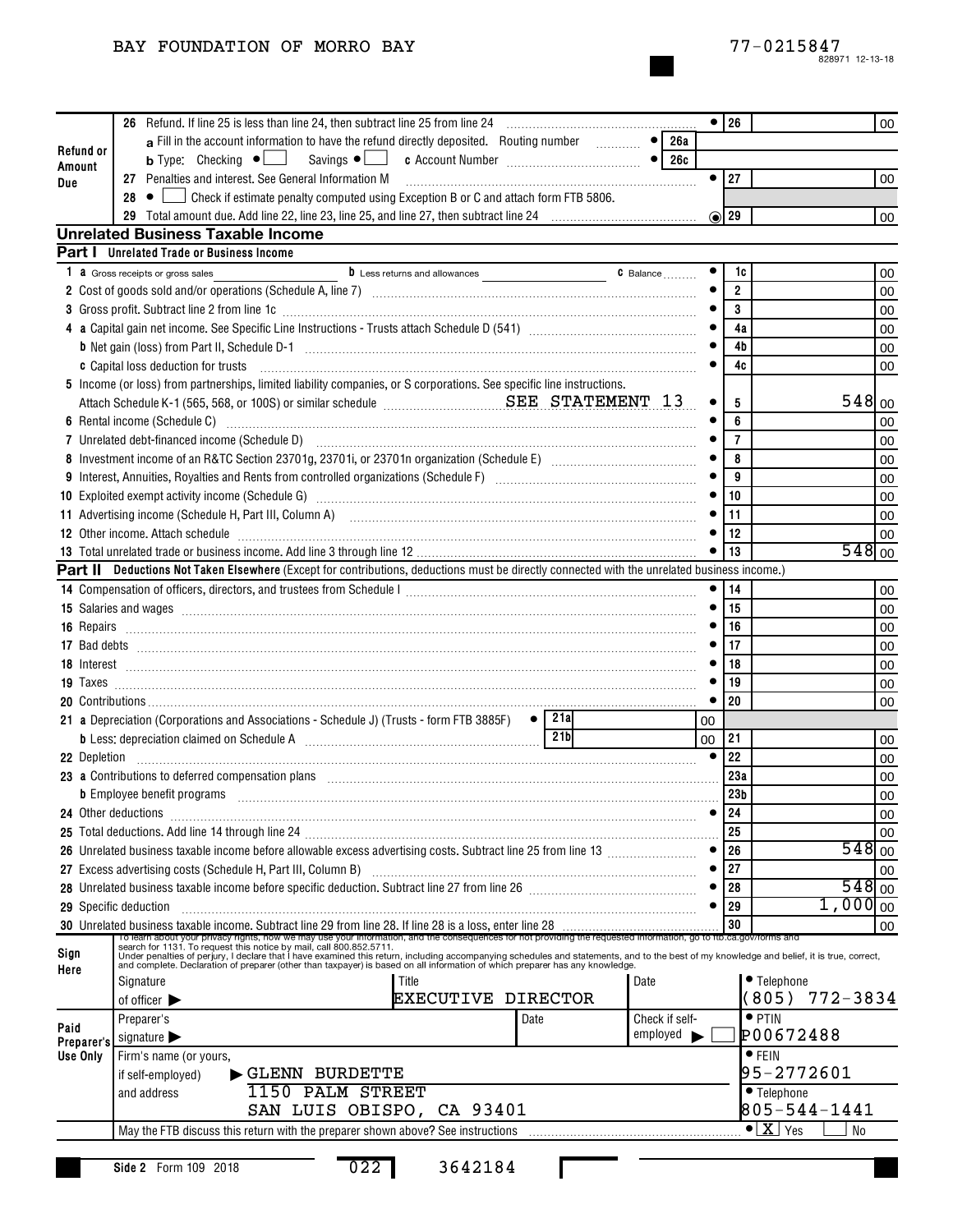BAY FOUNDATION OF MORRO BAY

77-0215847

828971 12-13-18

**Refund or Amount Due**

| | | | |
|---|---|---|---|
| 26 | Refund. If line 25 is less than line 24, then subtract line 25 from line 24 | 26 | 00 |
| | a Fill in the account information to have the refund directly deposited. Routing number | 26a | |
| | b Type: Checking ☐ Savings ☐ c Account Number | 26c | |
| 27 | Penalties and interest. See General Information M | 27 | 00 |
| 28 | ☐ Check if estimate penalty computed using Exception B or C and attach form FTB 5806. | | |
| 29 | Total amount due. Add line 22, line 23, line 25, and line 27, then subtract line 24 | 29 | 00 |

## Unrelated Business Taxable Income

### Part I Unrelated Trade or Business Income

| | | | |
|---|---|---|---|
| 1 | a Gross receipts or gross sales ___ b Less returns and allowances ___ c Balance | 1c | 00 |
| 2 | Cost of goods sold and/or operations (Schedule A, line 7) | 2 | 00 |
| 3 | Gross profit. Subtract line 2 from line 1c | 3 | 00 |
| 4 | a Capital gain net income. See Specific Line Instructions - Trusts attach Schedule D (541) | 4a | 00 |
| | b Net gain (loss) from Part II, Schedule D-1 | 4b | 00 |
| | c Capital loss deduction for trusts | 4c | 00 |
| 5 | Income (or loss) from partnerships, limited liability companies, or S corporations. See specific line instructions. Attach Schedule K-1 (565, 568, or 100S) or similar schedule SEE STATEMENT 13 | 5 | 548 00 |
| 6 | Rental income (Schedule C) | 6 | 00 |
| 7 | Unrelated debt-financed income (Schedule D) | 7 | 00 |
| 8 | Investment income of an R&TC Section 23701g, 23701i, or 23701n organization (Schedule E) | 8 | 00 |
| 9 | Interest, Annuities, Royalties and Rents from controlled organizations (Schedule F) | 9 | 00 |
| 10 | Exploited exempt activity income (Schedule G) | 10 | 00 |
| 11 | Advertising income (Schedule H, Part III, Column A) | 11 | 00 |
| 12 | Other income. Attach schedule | 12 | 00 |
| 13 | Total unrelated trade or business income. Add line 3 through line 12 | 13 | 548 00 |

### Part II Deductions Not Taken Elsewhere (Except for contributions, deductions must be directly connected with the unrelated business income.)

| | | | |
|---|---|---|---|
| 14 | Compensation of officers, directors, and trustees from Schedule I | 14 | 00 |
| 15 | Salaries and wages | 15 | 00 |
| 16 | Repairs | 16 | 00 |
| 17 | Bad debts | 17 | 00 |
| 18 | Interest | 18 | 00 |
| 19 | Taxes | 19 | 00 |
| 20 | Contributions | 20 | 00 |
| 21 | a Depreciation (Corporations and Associations - Schedule J) (Trusts - form FTB 3885F) 21a 00 | | |
| | b Less: depreciation claimed on Schedule A 21b 00 | 21 | 00 |
| 22 | Depletion | 22 | 00 |
| 23 | a Contributions to deferred compensation plans | 23a | 00 |
| | b Employee benefit programs | 23b | 00 |
| 24 | Other deductions | 24 | 00 |
| 25 | Total deductions. Add line 14 through line 24 | 25 | 00 |
| 26 | Unrelated business taxable income before allowable excess advertising costs. Subtract line 25 from line 13 | 26 | 548 00 |
| 27 | Excess advertising costs (Schedule H, Part III, Column B) | 27 | 00 |
| 28 | Unrelated business taxable income before specific deduction. Subtract line 27 from line 26 | 28 | 548 00 |
| 29 | Specific deduction | 29 | 1,000 00 |
| 30 | Unrelated business taxable income. Subtract line 29 from line 28. If line 28 is a loss, enter line 28 | 30 | 00 |

**Sign Here**

To learn about your privacy rights, how we may use your information, and the consequences for not providing the requested information, go to ftb.ca.gov/forms and search for 1131. To request this notice by mail, call 800.852.5711.
Under penalties of perjury, I declare that I have examined this return, including accompanying schedules and statements, and to the best of my knowledge and belief, it is true, correct, and complete. Declaration of preparer (other than taxpayer) is based on all information of which preparer has any knowledge.

| Signature of officer | Title: EXECUTIVE DIRECTOR | Date | Telephone: (805) 772-3834 |
|---|---|---|---|

**Paid Preparer's Use Only**

| | | | |
|---|---|---|---|
| Preparer's signature | Date | Check if self-employed ☐ | PTIN: P00672488 |
| Firm's name (or yours, if self-employed) and address | GLENN BURDETTE, 1150 PALM STREET, SAN LUIS OBISPO, CA 93401 | | FEIN: 95-2772601; Telephone: 805-544-1441 |

May the FTB discuss this return with the preparer shown above? See instructions ☒ Yes ☐ No

Side 2 Form 109 2018 022 3642184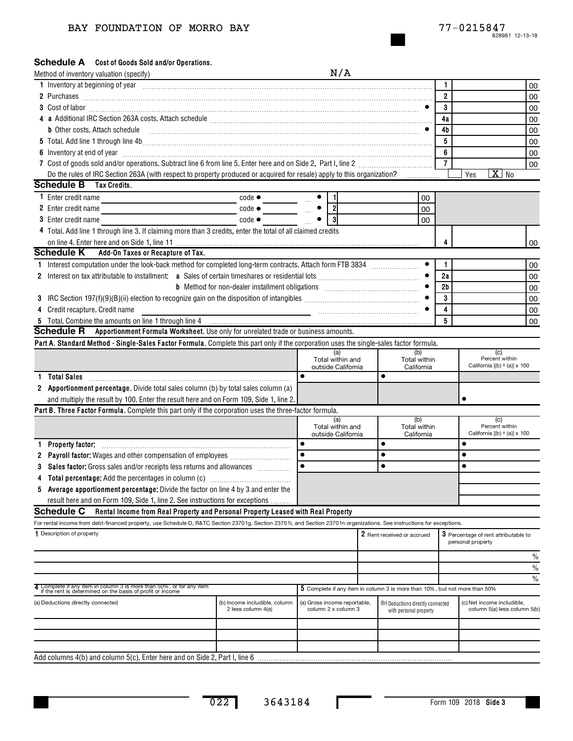BAY FOUNDATION OF MORRO BAY 77-0215847

828981 12-13-18

## Schedule A Cost of Goods Sold and/or Operations.

Method of inventory valuation (specify) N/A

| | | |
|---|---|---|
| 1 Inventory at beginning of year | 1 | 00 |
| 2 Purchases | 2 | 00 |
| 3 Cost of labor | 3 | 00 |
| 4 a Additional IRC Section 263A costs. Attach schedule | 4a | 00 |
| b Other costs. Attach schedule | 4b | 00 |
| 5 Total. Add line 1 through line 4b | 5 | 00 |
| 6 Inventory at end of year | 6 | 00 |
| 7 Cost of goods sold and/or operations. Subtract line 6 from line 5. Enter here and on Side 2, Part I, line 2 | 7 | 00 |

Do the rules of IRC Section 263A (with respect to property produced or acquired for resale) apply to this organization? Yes [X] No

## Schedule B Tax Credits.

| | | | | |
|---|---|---|---|---|
| 1 Enter credit name | code ● | 1 | 00 | |
| 2 Enter credit name | code ● | 2 | 00 | |
| 3 Enter credit name | code ● | 3 | 00 | |
| 4 Total. Add line 1 through line 3. If claiming more than 3 credits, enter the total of all claimed credits on line 4. Enter here and on Side 1, line 11 | | | 4 | 00 |

## Schedule K Add-On Taxes or Recapture of Tax.

| | | |
|---|---|---|
| 1 Interest computation under the look-back method for completed long-term contracts. Attach form FTB 3834 | 1 | 00 |
| 2 Interest on tax attributable to installment: a Sales of certain timeshares or residential lots | 2a | 00 |
| b Method for non-dealer installment obligations | 2b | 00 |
| 3 IRC Section 197(f)(9)(B)(ii) election to recognize gain on the disposition of intangibles | 3 | 00 |
| 4 Credit recapture. Credit name | 4 | 00 |
| 5 Total. Combine the amounts on line 1 through line 4 | 5 | 00 |

## Schedule R Apportionment Formula Worksheet. Use only for unrelated trade or business amounts.

**Part A. Standard Method - Single-Sales Factor Formula.** Complete this part only if the corporation uses the single-sales factor formula.

| | (a) Total within and outside California | (b) Total within California | (c) Percent within California [(b) ÷ (a)] x 100 |
|---|---|---|---|
| 1 **Total Sales** | ● | ● | |
| 2 **Apportionment percentage.** Divide total sales column (b) by total sales column (a) and multiply the result by 100. Enter the result here and on Form 109, Side 1, line 2. | | | ● |

**Part B. Three Factor Formula.** Complete this part only if the corporation uses the three-factor formula.

| | (a) Total within and outside California | (b) Total within California | (c) Percent within California [(b) ÷ (a)] x 100 |
|---|---|---|---|
| 1 **Property factor:** | ● | ● | ● |
| 2 **Payroll factor:** Wages and other compensation of employees | ● | ● | ● |
| 3 **Sales factor:** Gross sales and/or receipts less returns and allowances | ● | ● | ● |
| 4 **Total percentage:** Add the percentages in column (c) | | | |
| 5 **Average apportionment percentage:** Divide the factor on line 4 by 3 and enter the result here and on Form 109, Side 1, line 2. See instructions for exceptions | | | |

## Schedule C Rental Income from Real Property and Personal Property Leased with Real Property

For rental income from debt-financed property, use Schedule D, R&TC Section 23701g, Section 23701i, and Section 23701n organizations. See instructions for exceptions.

| 1 Description of property | 2 Rent received or accrued | 3 Percentage of rent attributable to personal property |
|---|---|---|
| | | % |
| | | % |
| | | % |

| 4 Complete if any item in column 3 is more than 50%, or for any item if the rent is determined on the basis of profit or income | | 5 Complete if any item in column 3 is more than 10%, but not more than 50% | | |
|---|---|---|---|---|
| (a) Deductions directly connected | (b) Income includible, column 2 less column 4(a) | (a) Gross income reportable, column 2 x column 3 | (b) Deductions directly connected with personal property | (c) Net income includible, column 5(a) less column 5(b) |
| | | | | |
| | | | | |
| | | | | |

Add columns 4(b) and column 5(c). Enter here and on Side 2, Part I, line 6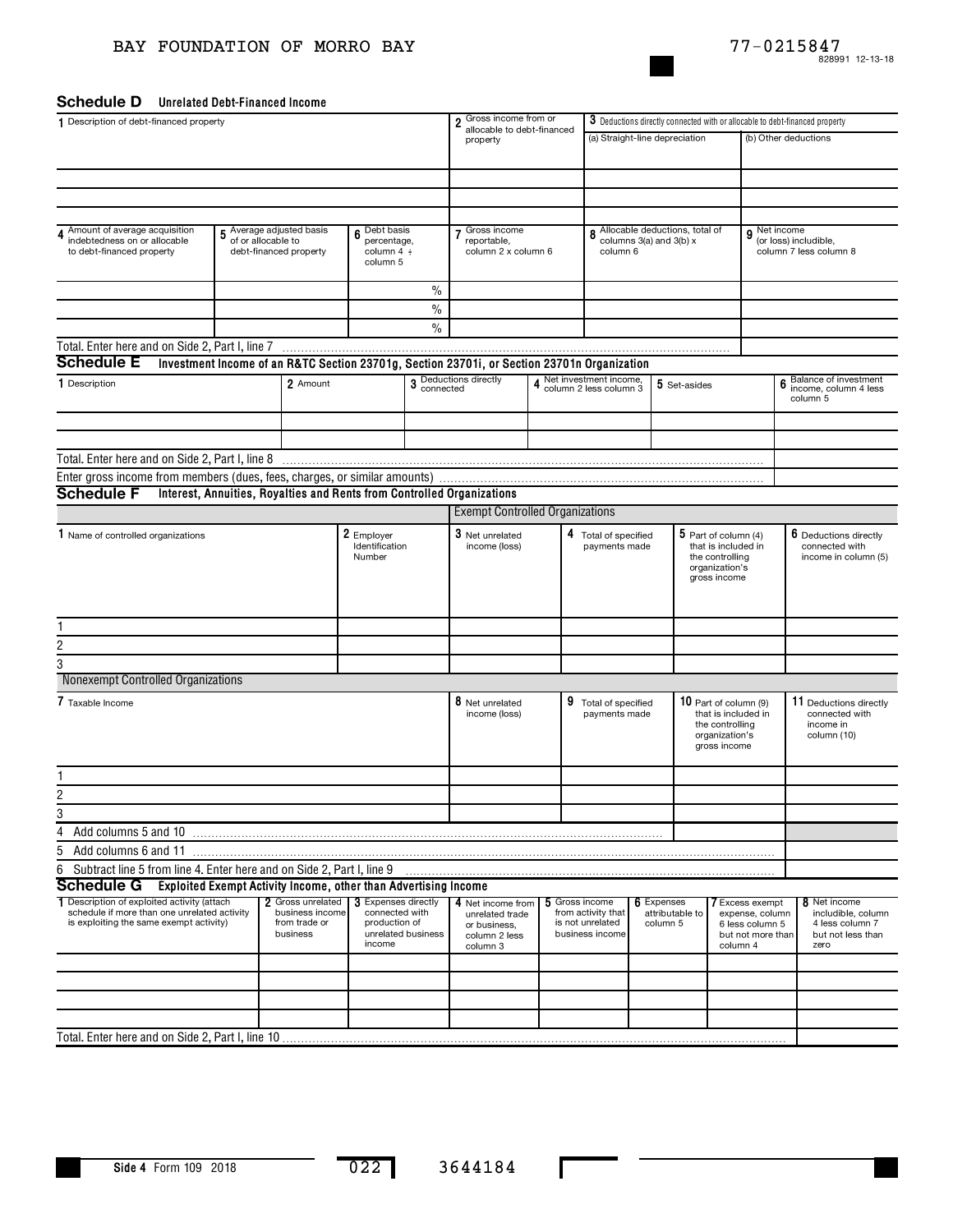BAY FOUNDATION OF MORRO BAY 77-0215847

## Schedule D Unrelated Debt-Financed Income

| 1 Description of debt-financed property | 2 Gross income from or allocable to debt-financed property | 3 Deductions directly connected with or allocable to debt-financed property (a) Straight-line depreciation | (b) Other deductions |
|---|---|---|---|
| | | | |
| | | | |
| | | | |

| 4 Amount of average acquisition indebtedness on or allocable to debt-financed property | 5 Average adjusted basis of or allocable to debt-financed property | 6 Debt basis percentage, column 4 ÷ column 5 | 7 Gross income reportable, column 2 x column 6 | 8 Allocable deductions, total of columns 3(a) and 3(b) x column 6 | 9 Net income (or loss) includible, column 7 less column 8 |
|---|---|---|---|---|---|
| | | % | | | |
| | | % | | | |
| | | % | | | |

Total. Enter here and on Side 2, Part I, line 7

## Schedule E Investment Income of an R&TC Section 23701g, Section 23701i, or Section 23701n Organization

| 1 Description | 2 Amount | 3 Deductions directly connected | 4 Net investment income, column 2 less column 3 | 5 Set-asides | 6 Balance of investment income, column 4 less column 5 |
|---|---|---|---|---|---|
| | | | | | |
| | | | | | |

Total. Enter here and on Side 2, Part I, line 8

Enter gross income from members (dues, fees, charges, or similar amounts)

## Schedule F Interest, Annuities, Royalties and Rents from Controlled Organizations

Exempt Controlled Organizations

| | 1 Name of controlled organizations | 2 Employer Identification Number | 3 Net unrelated income (loss) | 4 Total of specified payments made | 5 Part of column (4) that is included in the controlling organization's gross income | 6 Deductions directly connected with income in column (5) |
|---|---|---|---|---|---|---|
| 1 | | | | | | |
| 2 | | | | | | |
| 3 | | | | | | |

Nonexempt Controlled Organizations

| | 7 Taxable Income | 8 Net unrelated income (loss) | 9 Total of specified payments made | 10 Part of column (9) that is included in the controlling organization's gross income | 11 Deductions directly connected with income in column (10) |
|---|---|---|---|---|---|
| 1 | | | | | |
| 2 | | | | | |
| 3 | | | | | |

4 Add columns 5 and 10

5 Add columns 6 and 11

6 Subtract line 5 from line 4. Enter here and on Side 2, Part I, line 9

## Schedule G Exploited Exempt Activity Income, other than Advertising Income

| 1 Description of exploited activity (attach schedule if more than one unrelated activity is exploiting the same exempt activity) | 2 Gross unrelated business income from trade or business | 3 Expenses directly connected with production of unrelated business income | 4 Net income from unrelated trade or business, column 2 less column 3 | 5 Gross income from activity that is not unrelated business income | 6 Expenses attributable to column 5 | 7 Excess exempt expense, column 6 less column 5 but not more than column 4 | 8 Net income includible, column 4 less column 7 but not less than zero |
|---|---|---|---|---|---|---|---|
| | | | | | | | |
| | | | | | | | |
| | | | | | | | |
| | | | | | | | |

Total. Enter here and on Side 2, Part I, line 10

Side 4 Form 109 2018 022 3644184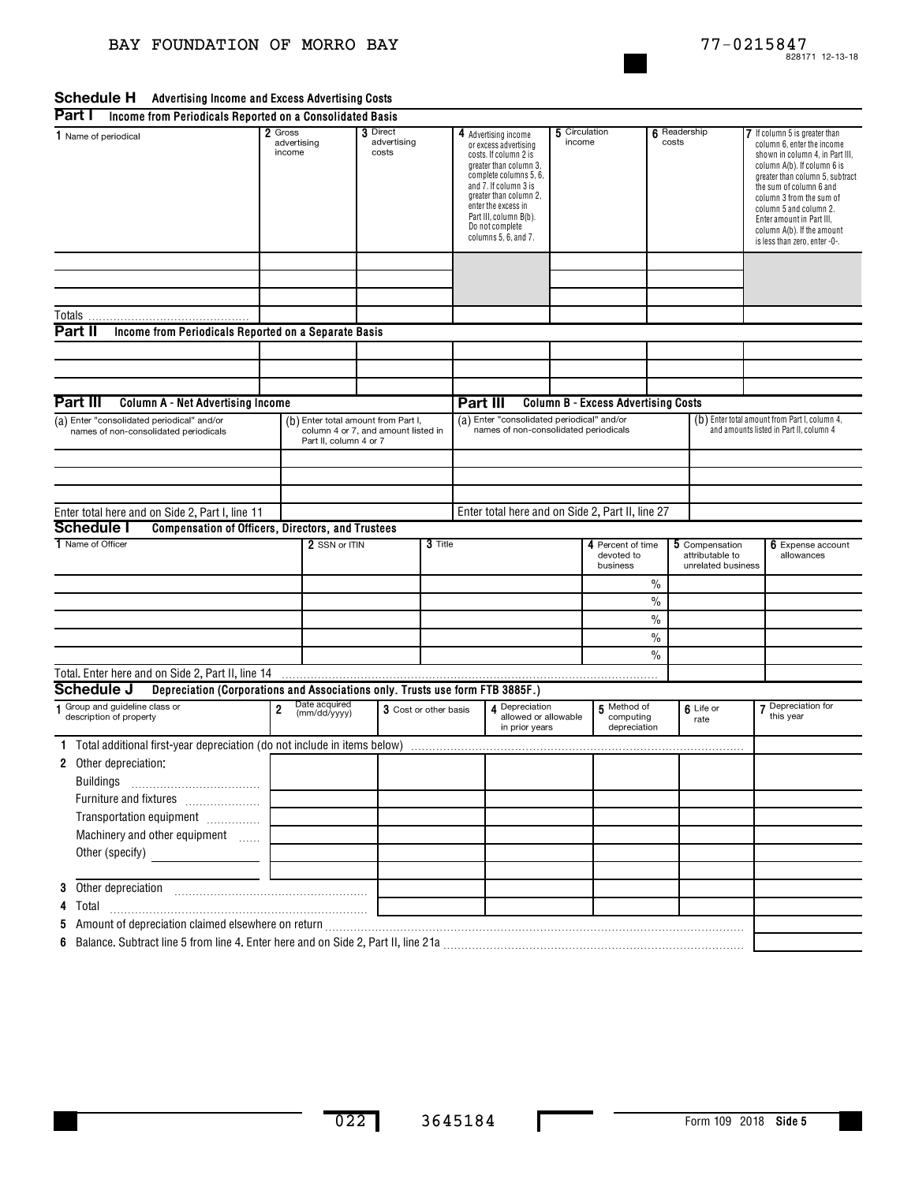BAY FOUNDATION OF MORRO BAY 77-0215847

828171 12-13-18

## Schedule H Advertising Income and Excess Advertising Costs

### Part I Income from Periodicals Reported on a Consolidated Basis

| 1 Name of periodical | 2 Gross advertising income | 3 Direct advertising costs | 4 Advertising income or excess advertising costs. If column 2 is greater than column 3, complete columns 5, 6, and 7. If column 3 is greater than column 2, enter the excess in Part III, column B(b). Do not complete columns 5, 6, and 7. | 5 Circulation income | 6 Readership costs | 7 If column 5 is greater than column 6, enter the income shown in column 4, in Part III, column A(b). If column 6 is greater than column 5, subtract the sum of column 6 and column 3 from the sum of column 5 and column 2. Enter amount in Part III, column A(b). If the amount is less than zero, enter -0-. |
|---|---|---|---|---|---|---|
| | | | | | | |
| | | | | | | |
| | | | | | | |
| Totals | | | | | | |

### Part II Income from Periodicals Reported on a Separate Basis

| | | | | | | |
|---|---|---|---|---|---|---|
| | | | | | | |
| | | | | | | |
| | | | | | | |

### Part III Column A - Net Advertising Income / Column B - Excess Advertising Costs

| (a) Enter "consolidated periodical" and/or names of non-consolidated periodicals | (b) Enter total amount from Part I, column 4 or 7, and amount listed in Part II, column 4 or 7 | (a) Enter "consolidated periodical" and/or names of non-consolidated periodicals | (b) Enter total amount from Part I, column 4, and amounts listed in Part II, column 4 |
|---|---|---|---|
| | | | |
| | | | |
| | | | |
| Enter total here and on Side 2, Part I, line 11 | | Enter total here and on Side 2, Part II, line 27 | |

## Schedule I Compensation of Officers, Directors, and Trustees

| 1 Name of Officer | 2 SSN or ITIN | 3 Title | 4 Percent of time devoted to business | 5 Compensation attributable to unrelated business | 6 Expense account allowances |
|---|---|---|---|---|---|
| | | | % | | |
| | | | % | | |
| | | | % | | |
| | | | % | | |
| | | | % | | |
| Total. Enter here and on Side 2, Part II, line 14 | | | | | |

## Schedule J Depreciation (Corporations and Associations only. Trusts use form FTB 3885F.)

| 1 Group and guideline class or description of property | 2 Date acquired (mm/dd/yyyy) | 3 Cost or other basis | 4 Depreciation allowed or allowable in prior years | 5 Method of computing depreciation | 6 Life or rate | 7 Depreciation for this year |
|---|---|---|---|---|---|---|
| 1 Total additional first-year depreciation (do not include in items below) | | | | | | |
| 2 Other depreciation: | | | | | | |
| Buildings | | | | | | |
| Furniture and fixtures | | | | | | |
| Transportation equipment | | | | | | |
| Machinery and other equipment | | | | | | |
| Other (specify) | | | | | | |
| | | | | | | |
| 3 Other depreciation | | | | | | |
| 4 Total | | | | | | |
| 5 Amount of depreciation claimed elsewhere on return | | | | | | |
| 6 Balance. Subtract line 5 from line 4. Enter here and on Side 2, Part II, line 21a | | | | | | |

022 3645184 Form 109 2018 Side 5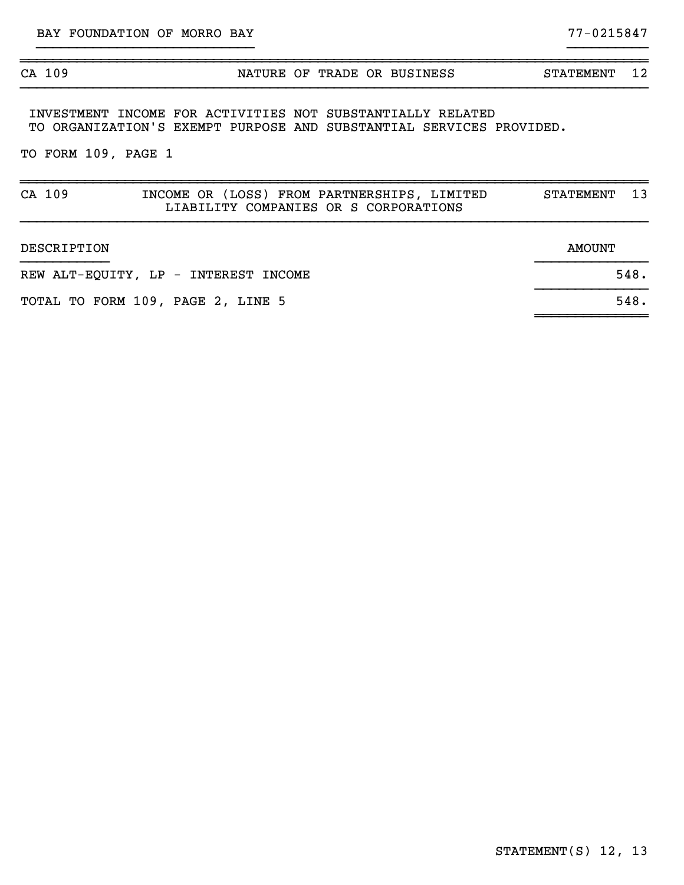BAY FOUNDATION OF MORRO BAY | 77-0215847

## CA 109 — NATURE OF TRADE OR BUSINESS — STATEMENT 12

INVESTMENT INCOME FOR ACTIVITIES NOT SUBSTANTIALLY RELATED TO ORGANIZATION'S EXEMPT PURPOSE AND SUBSTANTIAL SERVICES PROVIDED.

TO FORM 109, PAGE 1

## CA 109 — INCOME OR (LOSS) FROM PARTNERSHIPS, LIMITED LIABILITY COMPANIES OR S CORPORATIONS — STATEMENT 13

| DESCRIPTION | AMOUNT |
|---|---|
| REW ALT-EQUITY, LP - INTEREST INCOME | 548. |
| TOTAL TO FORM 109, PAGE 2, LINE 5 | 548. |

STATEMENT(S) 12, 13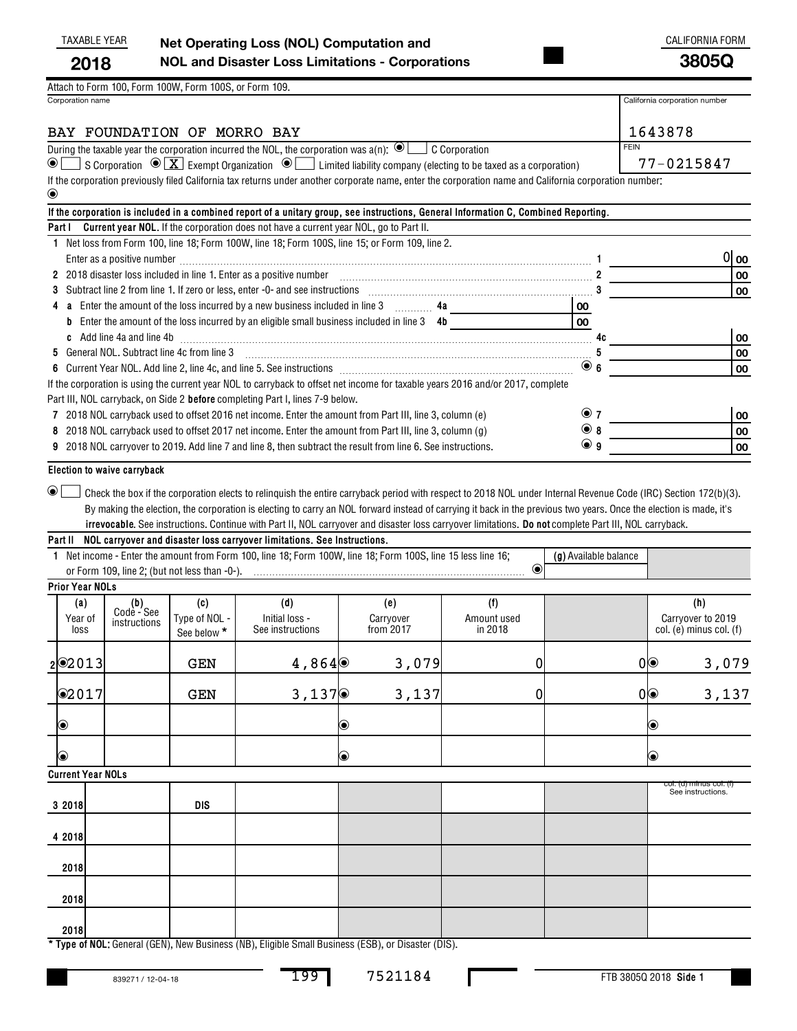TAXABLE YEAR **2018**

# Net Operating Loss (NOL) Computation and NOL and Disaster Loss Limitations - Corporations

CALIFORNIA FORM **3805Q**

Attach to Form 100, Form 100W, Form 100S, or Form 109.

| Corporation name | California corporation number |
|---|---|
| BAY FOUNDATION OF MORRO BAY | 1643878 |
| | FEIN 77-0215847 |

During the taxable year the corporation incurred the NOL, the corporation was a(n): ☐ C Corporation ☐ S Corporation ☒ Exempt Organization ☐ Limited liability company (electing to be taxed as a corporation)

If the corporation previously filed California tax returns under another corporate name, enter the corporation name and California corporation number:

**If the corporation is included in a combined report of a unitary group, see instructions, General Information C, Combined Reporting.**

**Part I Current year NOL.** If the corporation does not have a current year NOL, go to Part II.

| | | |
|---|---|---|
| 1 | Net loss from Form 100, line 18; Form 100W, line 18; Form 100S, line 15; or Form 109, line 2. Enter as a positive number | 0 00 |
| 2 | 2018 disaster loss included in line 1. Enter as a positive number | 00 |
| 3 | Subtract line 2 from line 1. If zero or less, enter -0- and see instructions | 00 |
| 4 a | Enter the amount of the loss incurred by a new business included in line 3 ..... 4a ____ 00 | |
| b | Enter the amount of the loss incurred by an eligible small business included in line 3 4b ____ 00 | |
| c | Add line 4a and line 4b | 00 |
| 5 | General NOL. Subtract line 4c from line 3 | 00 |
| 6 | Current Year NOL. Add line 2, line 4c, and line 5. See instructions | 00 |

If the corporation is using the current year NOL to carryback to offset net income for taxable years 2016 and/or 2017, complete Part III, NOL carryback, on Side 2 **before** completing Part I, lines 7-9 below.

| | | |
|---|---|---|
| 7 | 2018 NOL carryback used to offset 2016 net income. Enter the amount from Part III, line 3, column (e) | 00 |
| 8 | 2018 NOL carryback used to offset 2017 net income. Enter the amount from Part III, line 3, column (g) | 00 |
| 9 | 2018 NOL carryover to 2019. Add line 7 and line 8, then subtract the result from line 6. See instructions. | 00 |

**Election to waive carryback**

☐ Check the box if the corporation elects to relinquish the entire carryback period with respect to 2018 NOL under Internal Revenue Code (IRC) Section 172(b)(3). By making the election, the corporation is electing to carry an NOL forward instead of carrying it back in the previous two years. Once the election is made, it's **irrevocable**. See instructions. Continue with Part II, NOL carryover and disaster loss carryover limitations. **Do not** complete Part III, NOL carryback.

**Part II NOL carryover and disaster loss carryover limitations. See Instructions.**

1 Net income - Enter the amount from Form 100, line 18; Form 100W, line 18; Form 100S, line 15 less line 16; or Form 109, line 2; (but not less than -0-). **(g)** Available balance

**Prior Year NOLs**

| | (a) Year of loss | (b) Code - See instructions | (c) Type of NOL - See below * | (d) Initial loss - See instructions | (e) Carryover from 2017 | (f) Amount used in 2018 | (g) | (h) Carryover to 2019 col. (e) minus col. (f) |
|---|---|---|---|---|---|---|---|---|
| 2 | 2013 | | GEN | 4,864 | 3,079 | 0 | 0 | 3,079 |
| | 2017 | | GEN | 3,137 | 3,137 | 0 | 0 | 3,137 |
| | | | | | | | | |
| | | | | | | | | |

**Current Year NOLs**

| | (a) | (b) | (c) | (d) | (e) | (f) | (g) | col. (d) minus col. (f) See instructions. |
|---|---|---|---|---|---|---|---|---|
| 3 | 2018 | | DIS | | | | | |
| 4 | 2018 | | | | | | | |
| | 2018 | | | | | | | |
| | 2018 | | | | | | | |
| | 2018 | | | | | | | |

**\* Type of NOL:** General (GEN), New Business (NB), Eligible Small Business (ESB), or Disaster (DIS).

839271 / 12-04-18 199 7521184 FTB 3805Q 2018 **Side 1**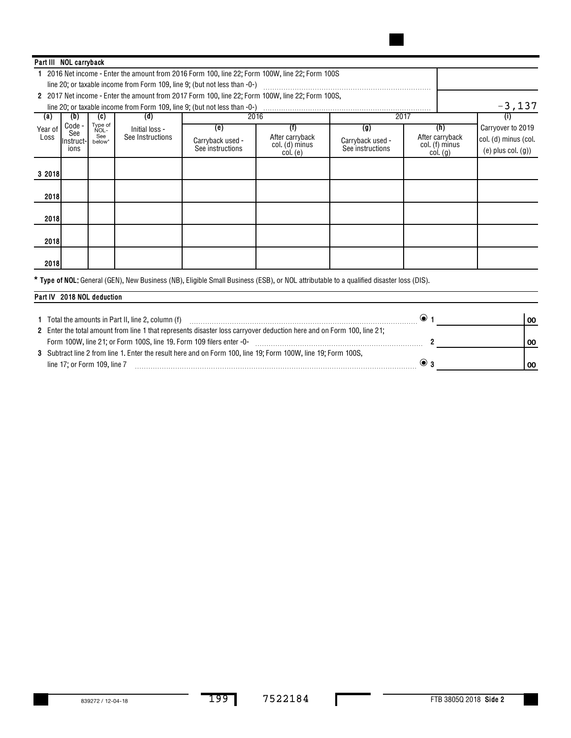## Part III NOL carryback

1 2016 Net income - Enter the amount from 2016 Form 100, line 22; Form 100W, line 22; Form 100S line 20; or taxable income from Form 109, line 9; (but not less than -0-)

2 2017 Net income - Enter the amount from 2017 Form 100, line 22; Form 100W, line 22; Form 100S, line 20; or taxable income from Form 109, line 9; (but not less than -0-) ........ -3,137

| (a) Year of Loss | (b) Code - See Instructions | (c) Type of NOL- See below* | (d) Initial loss - See Instructions | 2016 (e) Carryback used - See instructions | 2016 (f) After carryback col. (d) minus col. (e) | 2017 (g) Carryback used - See instructions | 2017 (h) After carryback col. (f) minus col. (g) | (i) Carryover to 2019 col. (d) minus (col. (e) plus col. (g)) |
|---|---|---|---|---|---|---|---|---|
| 3 2018 | | | | | | | | |
| 2018 | | | | | | | | |
| 2018 | | | | | | | | |
| 2018 | | | | | | | | |
| 2018 | | | | | | | | |

**\* Type of NOL:** General (GEN), New Business (NB), Eligible Small Business (ESB), or NOL attributable to a qualified disaster loss (DIS).

## Part IV 2018 NOL deduction

1 Total the amounts in Part II, line 2, column (f) ........ 1 ______ 00

2 Enter the total amount from line 1 that represents disaster loss carryover deduction here and on Form 100, line 21; Form 100W, line 21; or Form 100S, line 19. Form 109 filers enter -0- ........ 2 ______ 00

3 Subtract line 2 from line 1. Enter the result here and on Form 100, line 19; Form 100W, line 19; Form 100S, line 17; or Form 109, line 7 ........ 3 ______ 00

839272 / 12-04-18 199 7522184 FTB 3805Q 2018 **Side 2**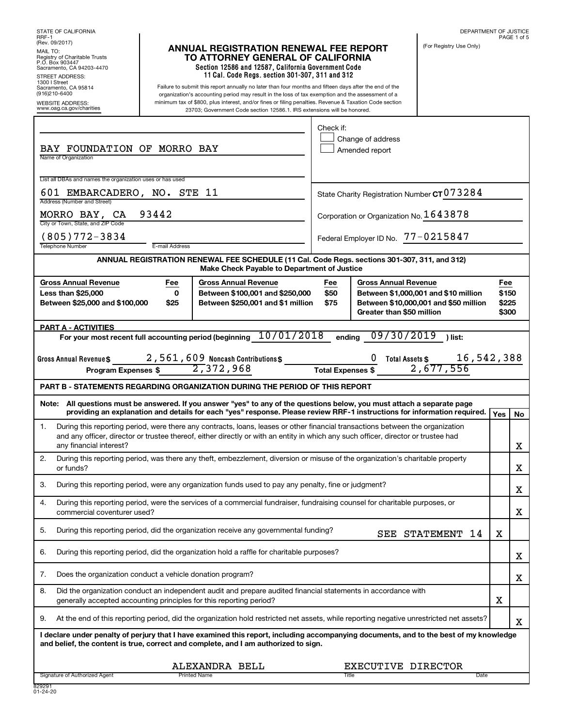STATE OF CALIFORNIA
RRF-1
(Rev. 09/2017)

MAIL TO:
Registry of Charitable Trusts
P.O. Box 903447
Sacramento, CA 94203-4470

STREET ADDRESS:
1300 I Street
Sacramento, CA 95814
(916)210-6400

WEBSITE ADDRESS:
www.oag.ca.gov/charities

# ANNUAL REGISTRATION RENEWAL FEE REPORT TO ATTORNEY GENERAL OF CALIFORNIA

**Section 12586 and 12587, California Government Code**
**11 Cal. Code Regs. section 301-307, 311 and 312**

Failure to submit this report annually no later than four months and fifteen days after the end of the organization's accounting period may result in the loss of tax exemption and the assessment of a minimum tax of $800, plus interest, and/or fines or filing penalties. Revenue & Taxation Code section 23703; Government Code section 12586.1. IRS extensions will be honored.

DEPARTMENT OF JUSTICE

(For Registry Use Only)

Check if:
- [ ] Change of address
- [ ] Amended report

Name of Organization: BAY FOUNDATION OF MORRO BAY

List all DBAs and names the organization uses or has used:

Address (Number and Street): 601 EMBARCADERO, NO. STE 11

City or Town, State, and ZIP Code: MORRO BAY, CA 93442

Telephone Number: (805)772-3834

E-mail Address:

State Charity Registration Number CT 073284

Corporation or Organization No. 1643878

Federal Employer ID No. 77-0215847

**ANNUAL REGISTRATION RENEWAL FEE SCHEDULE (11 Cal. Code Regs. sections 301-307, 311, and 312)**
**Make Check Payable to Department of Justice**

| Gross Annual Revenue | Fee | Gross Annual Revenue | Fee | Gross Annual Revenue | Fee |
|---|---|---|---|---|---|
| Less than $25,000 | 0 | Between $100,001 and $250,000 | $50 | Between $1,000,001 and $10 million | $150 |
| Between $25,000 and $100,000 | $25 | Between $250,001 and $1 million | $75 | Between $10,000,001 and $50 million | $225 |
| | | | | Greater than $50 million | $300 |

## PART A - ACTIVITIES

For your most recent full accounting period (beginning 10/01/2018 ending 09/30/2019 ) list:

Gross Annual Revenue $ 2,561,609 Noncash Contributions $ 0 Total Assets $ 16,542,388

Program Expenses $ 2,372,968 Total Expenses $ 2,677,556

## PART B - STATEMENTS REGARDING ORGANIZATION DURING THE PERIOD OF THIS REPORT

**Note: All questions must be answered. If you answer "yes" to any of the questions below, you must attach a separate page providing an explanation and details for each "yes" response. Please review RRF-1 instructions for information required.**

| | Question | Yes | No |
|---|---|---|---|
| 1. | During this reporting period, were there any contracts, loans, leases or other financial transactions between the organization and any officer, director or trustee thereof, either directly or with an entity in which any such officer, director or trustee had any financial interest? | | X |
| 2. | During this reporting period, was there any theft, embezzlement, diversion or misuse of the organization's charitable property or funds? | | X |
| 3. | During this reporting period, were any organization funds used to pay any penalty, fine or judgment? | | X |
| 4. | During this reporting period, were the services of a commercial fundraiser, fundraising counsel for charitable purposes, or commercial coventurer used? | | X |
| 5. | During this reporting period, did the organization receive any governmental funding? SEE STATEMENT 14 | X | |
| 6. | During this reporting period, did the organization hold a raffle for charitable purposes? | | X |
| 7. | Does the organization conduct a vehicle donation program? | | X |
| 8. | Did the organization conduct an independent audit and prepare audited financial statements in accordance with generally accepted accounting principles for this reporting period? | X | |
| 9. | At the end of this reporting period, did the organization hold restricted net assets, while reporting negative unrestricted net assets? | | X |

**I declare under penalty of perjury that I have examined this report, including accompanying documents, and to the best of my knowledge and belief, the content is true, correct and complete, and I am authorized to sign.**

| Signature of Authorized Agent | Printed Name | Title | Date |
|---|---|---|---|
| | ALEXANDRA BELL | EXECUTIVE DIRECTOR | |

829291
01-24-20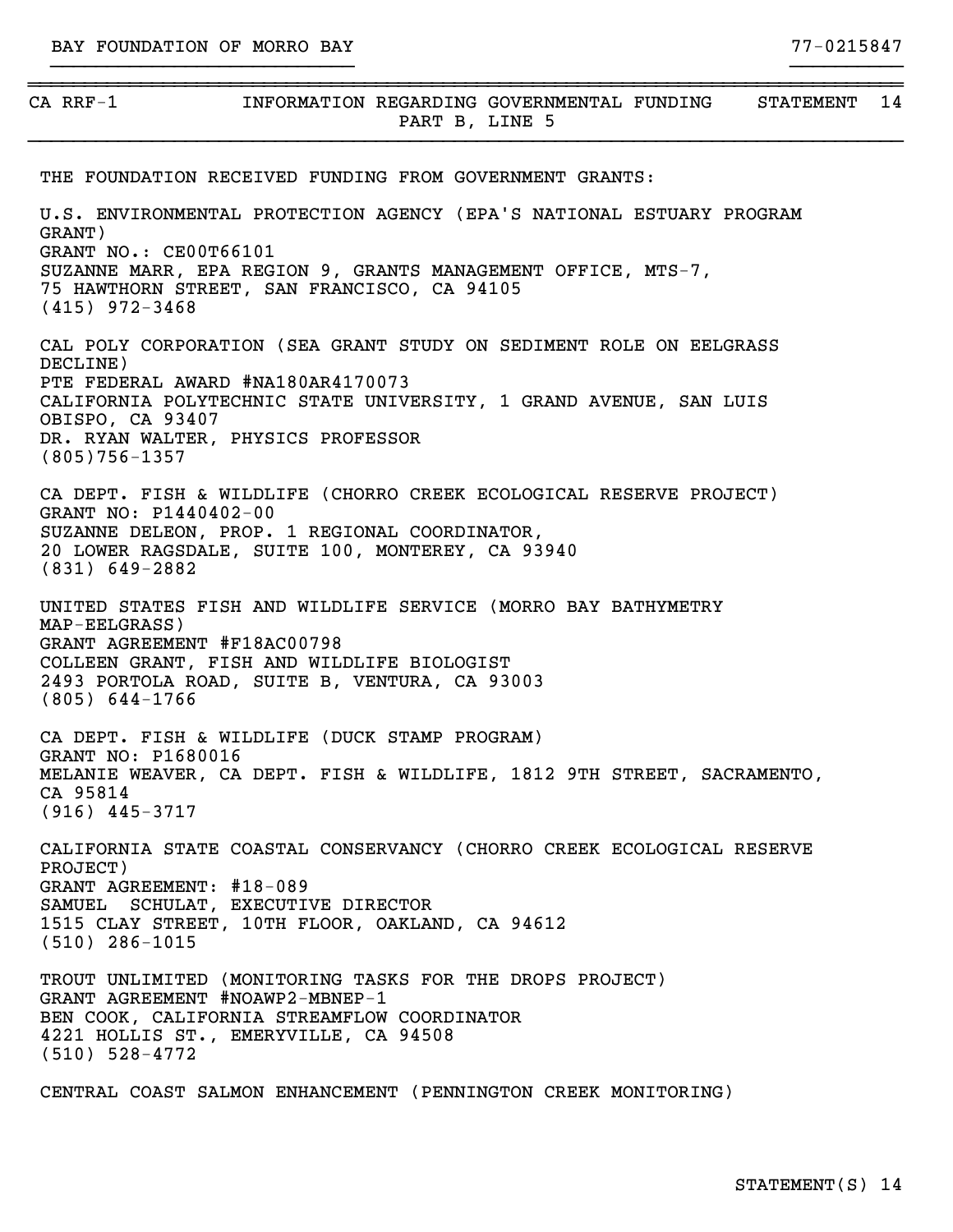BAY FOUNDATION OF MORRO BAY 77-0215847

CA RRF-1 INFORMATION REGARDING GOVERNMENTAL FUNDING STATEMENT 14
PART B, LINE 5

THE FOUNDATION RECEIVED FUNDING FROM GOVERNMENT GRANTS:

U.S. ENVIRONMENTAL PROTECTION AGENCY (EPA'S NATIONAL ESTUARY PROGRAM GRANT)
GRANT NO.: CE00T66101
SUZANNE MARR, EPA REGION 9, GRANTS MANAGEMENT OFFICE, MTS-7,
75 HAWTHORN STREET, SAN FRANCISCO, CA 94105
(415) 972-3468

CAL POLY CORPORATION (SEA GRANT STUDY ON SEDIMENT ROLE ON EELGRASS DECLINE)
PTE FEDERAL AWARD #NA180AR4170073
CALIFORNIA POLYTECHNIC STATE UNIVERSITY, 1 GRAND AVENUE, SAN LUIS OBISPO, CA 93407
DR. RYAN WALTER, PHYSICS PROFESSOR
(805)756-1357

CA DEPT. FISH & WILDLIFE (CHORRO CREEK ECOLOGICAL RESERVE PROJECT)
GRANT NO: P1440402-00
SUZANNE DELEON, PROP. 1 REGIONAL COORDINATOR,
20 LOWER RAGSDALE, SUITE 100, MONTEREY, CA 93940
(831) 649-2882

UNITED STATES FISH AND WILDLIFE SERVICE (MORRO BAY BATHYMETRY MAP-EELGRASS)
GRANT AGREEMENT #F18AC00798
COLLEEN GRANT, FISH AND WILDLIFE BIOLOGIST
2493 PORTOLA ROAD, SUITE B, VENTURA, CA 93003
(805) 644-1766

CA DEPT. FISH & WILDLIFE (DUCK STAMP PROGRAM)
GRANT NO: P1680016
MELANIE WEAVER, CA DEPT. FISH & WILDLIFE, 1812 9TH STREET, SACRAMENTO, CA 95814
(916) 445-3717

CALIFORNIA STATE COASTAL CONSERVANCY (CHORRO CREEK ECOLOGICAL RESERVE PROJECT)
GRANT AGREEMENT: #18-089
SAMUEL SCHULAT, EXECUTIVE DIRECTOR
1515 CLAY STREET, 10TH FLOOR, OAKLAND, CA 94612
(510) 286-1015

TROUT UNLIMITED (MONITORING TASKS FOR THE DROPS PROJECT)
GRANT AGREEMENT #NOAWP2-MBNEP-1
BEN COOK, CALIFORNIA STREAMFLOW COORDINATOR
4221 HOLLIS ST., EMERYVILLE, CA 94508
(510) 528-4772

CENTRAL COAST SALMON ENHANCEMENT (PENNINGTON CREEK MONITORING)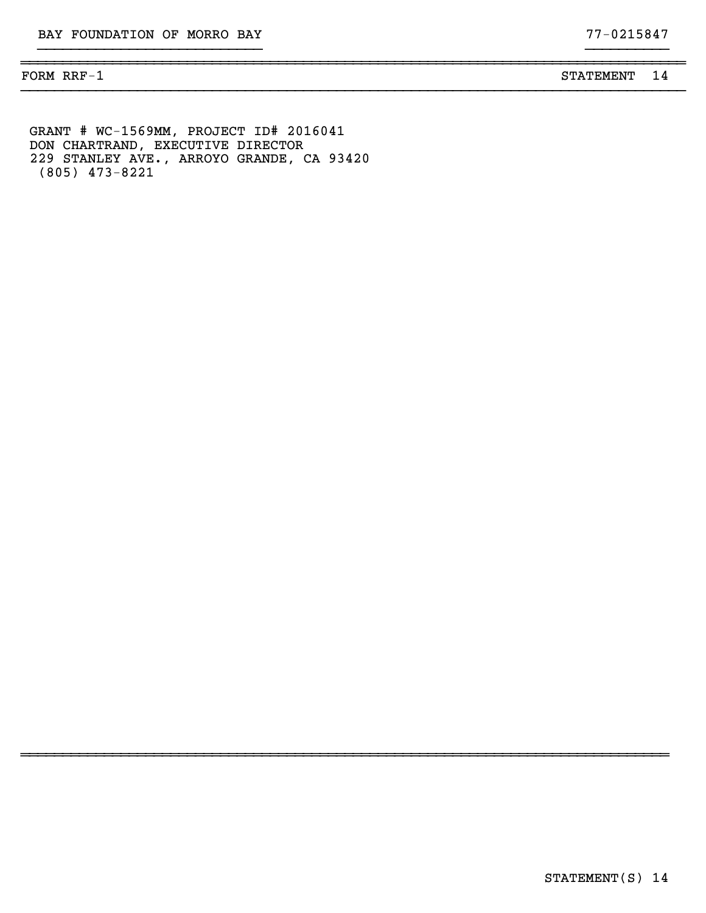FORM RRF-1 STATEMENT 14

GRANT # WC-1569MM, PROJECT ID# 2016041
DON CHARTRAND, EXECUTIVE DIRECTOR
229 STANLEY AVE., ARROYO GRANDE, CA 93420
(805) 473-8221